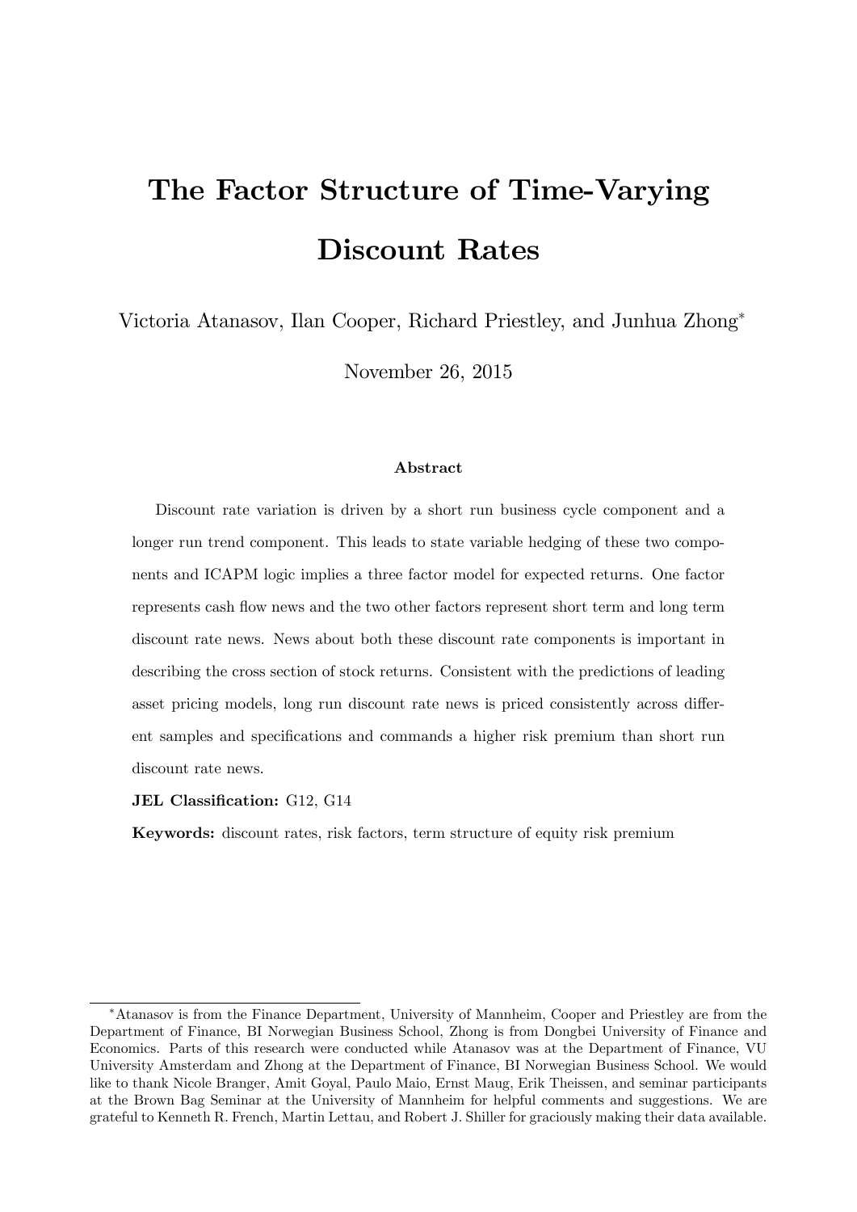# The Factor Structure of Time-Varying Discount Rates

Victoria Atanasov, Ilan Cooper, Richard Priestley, and Junhua Zhong*

November 26, 2015

### Abstract

Discount rate variation is driven by a short run business cycle component and a longer run trend component. This leads to state variable hedging of these two components and ICAPM logic implies a three factor model for expected returns. One factor represents cash flow news and the two other factors represent short term and long term discount rate news. News about both these discount rate components is important in describing the cross section of stock returns. Consistent with the predictions of leading asset pricing models, long run discount rate news is priced consistently across different samples and specifications and commands a higher risk premium than short run discount rate news.

**JEL Classification:** G12, G14

**Keywords:** discount rates, risk factors, term structure of equity risk premium

---

*Atanasov is from the Finance Department, University of Mannheim, Cooper and Priestley are from the Department of Finance, BI Norwegian Business School, Zhong is from Dongbei University of Finance and Economics. Parts of this research were conducted while Atanasov was at the Department of Finance, VU University Amsterdam and Zhong at the Department of Finance, BI Norwegian Business School. We would like to thank Nicole Branger, Amit Goyal, Paulo Maio, Ernst Maug, Erik Theissen, and seminar participants at the Brown Bag Seminar at the University of Mannheim for helpful comments and suggestions. We are grateful to Kenneth R. French, Martin Lettau, and Robert J. Shiller for graciously making their data available.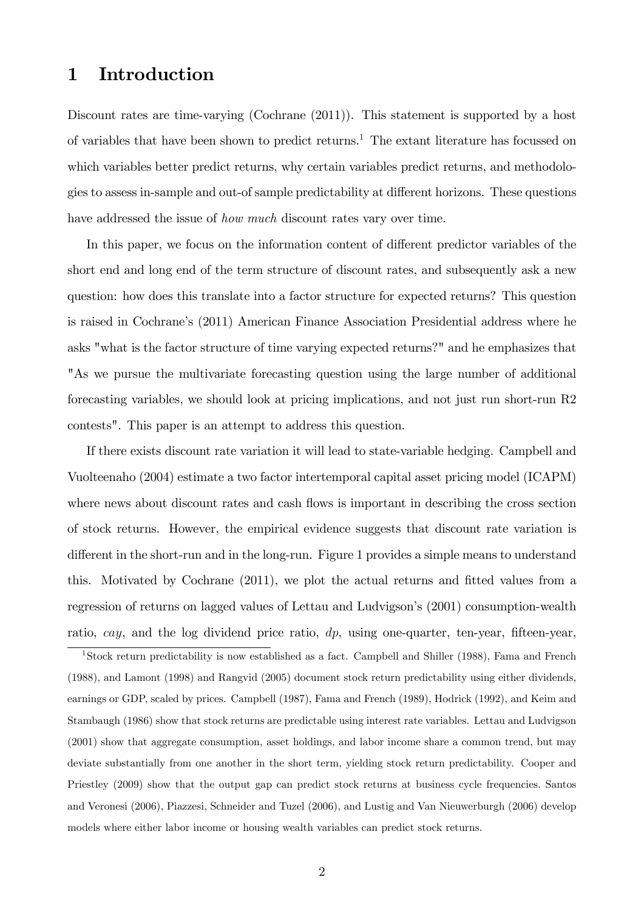# 1 Introduction

Discount rates are time-varying (Cochrane (2011)). This statement is supported by a host of variables that have been shown to predict returns.[1] The extant literature has focussed on which variables better predict returns, why certain variables predict returns, and methodologies to assess in-sample and out-of sample predictability at different horizons. These questions have addressed the issue of *how much* discount rates vary over time.

In this paper, we focus on the information content of different predictor variables of the short end and long end of the term structure of discount rates, and subsequently ask a new question: how does this translate into a factor structure for expected returns? This question is raised in Cochrane's (2011) American Finance Association Presidential address where he asks "what is the factor structure of time varying expected returns?" and he emphasizes that "As we pursue the multivariate forecasting question using the large number of additional forecasting variables, we should look at pricing implications, and not just run short-run R2 contests". This paper is an attempt to address this question.

If there exists discount rate variation it will lead to state-variable hedging. Campbell and Vuolteenaho (2004) estimate a two factor intertemporal capital asset pricing model (ICAPM) where news about discount rates and cash flows is important in describing the cross section of stock returns. However, the empirical evidence suggests that discount rate variation is different in the short-run and in the long-run. Figure 1 provides a simple means to understand this. Motivated by Cochrane (2011), we plot the actual returns and fitted values from a regression of returns on lagged values of Lettau and Ludvigson's (2001) consumption-wealth ratio, *cay*, and the log dividend price ratio, *dp*, using one-quarter, ten-year, fifteen-year,

[1] Stock return predictability is now established as a fact. Campbell and Shiller (1988), Fama and French (1988), and Lamont (1998) and Rangvid (2005) document stock return predictability using either dividends, earnings or GDP, scaled by prices. Campbell (1987), Fama and French (1989), Hodrick (1992), and Keim and Stambaugh (1986) show that stock returns are predictable using interest rate variables. Lettau and Ludvigson (2001) show that aggregate consumption, asset holdings, and labor income share a common trend, but may deviate substantially from one another in the short term, yielding stock return predictability. Cooper and Priestley (2009) show that the output gap can predict stock returns at business cycle frequencies. Santos and Veronesi (2006), Piazzesi, Schneider and Tuzel (2006), and Lustig and Van Nieuwerburgh (2006) develop models where either labor income or housing wealth variables can predict stock returns.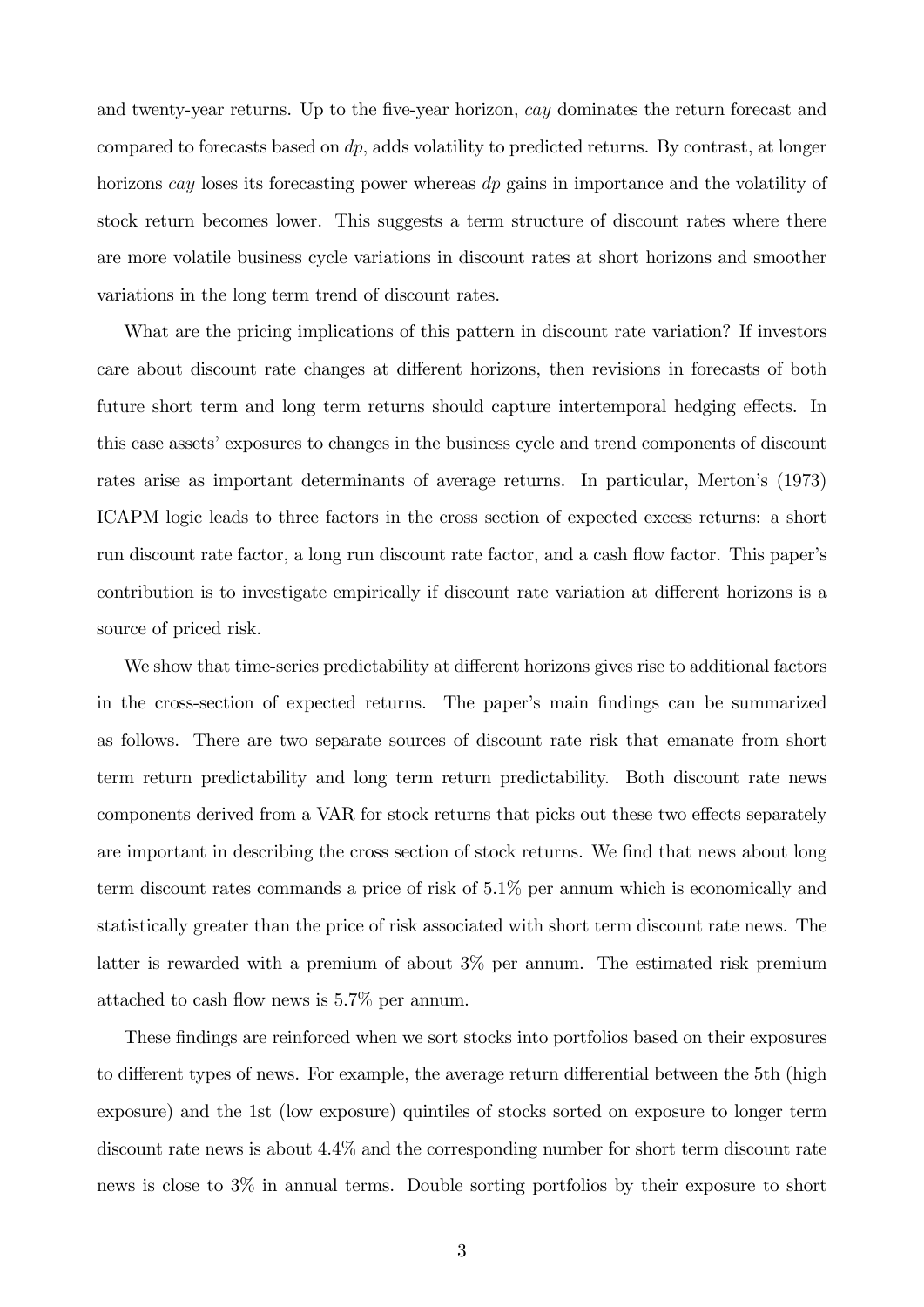and twenty-year returns. Up to the five-year horizon, *cay* dominates the return forecast and compared to forecasts based on *dp*, adds volatility to predicted returns. By contrast, at longer horizons *cay* loses its forecasting power whereas *dp* gains in importance and the volatility of stock return becomes lower. This suggests a term structure of discount rates where there are more volatile business cycle variations in discount rates at short horizons and smoother variations in the long term trend of discount rates.

What are the pricing implications of this pattern in discount rate variation? If investors care about discount rate changes at different horizons, then revisions in forecasts of both future short term and long term returns should capture intertemporal hedging effects. In this case assets' exposures to changes in the business cycle and trend components of discount rates arise as important determinants of average returns. In particular, Merton's (1973) ICAPM logic leads to three factors in the cross section of expected excess returns: a short run discount rate factor, a long run discount rate factor, and a cash flow factor. This paper's contribution is to investigate empirically if discount rate variation at different horizons is a source of priced risk.

We show that time-series predictability at different horizons gives rise to additional factors in the cross-section of expected returns. The paper's main findings can be summarized as follows. There are two separate sources of discount rate risk that emanate from short term return predictability and long term return predictability. Both discount rate news components derived from a VAR for stock returns that picks out these two effects separately are important in describing the cross section of stock returns. We find that news about long term discount rates commands a price of risk of 5.1% per annum which is economically and statistically greater than the price of risk associated with short term discount rate news. The latter is rewarded with a premium of about 3% per annum. The estimated risk premium attached to cash flow news is 5.7% per annum.

These findings are reinforced when we sort stocks into portfolios based on their exposures to different types of news. For example, the average return differential between the 5th (high exposure) and the 1st (low exposure) quintiles of stocks sorted on exposure to longer term discount rate news is about 4.4% and the corresponding number for short term discount rate news is close to 3% in annual terms. Double sorting portfolios by their exposure to short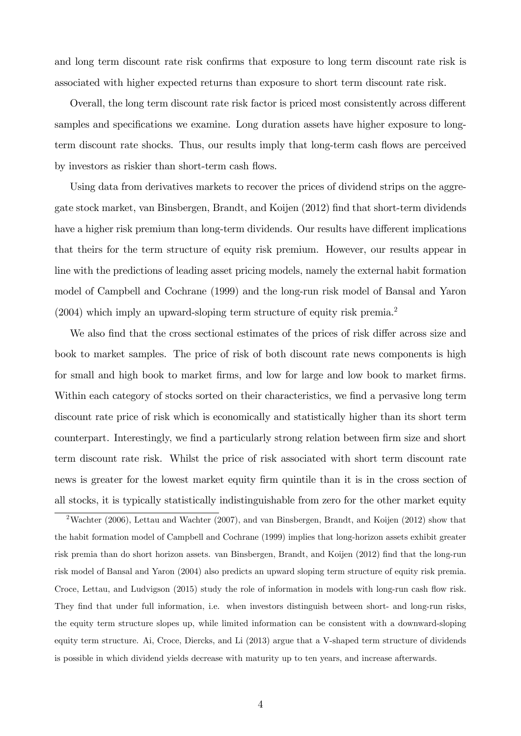and long term discount rate risk confirms that exposure to long term discount rate risk is associated with higher expected returns than exposure to short term discount rate risk.

Overall, the long term discount rate risk factor is priced most consistently across different samples and specifications we examine. Long duration assets have higher exposure to long-term discount rate shocks. Thus, our results imply that long-term cash flows are perceived by investors as riskier than short-term cash flows.

Using data from derivatives markets to recover the prices of dividend strips on the aggregate stock market, van Binsbergen, Brandt, and Koijen (2012) find that short-term dividends have a higher risk premium than long-term dividends. Our results have different implications that theirs for the term structure of equity risk premium. However, our results appear in line with the predictions of leading asset pricing models, namely the external habit formation model of Campbell and Cochrane (1999) and the long-run risk model of Bansal and Yaron (2004) which imply an upward-sloping term structure of equity risk premia.[2]

We also find that the cross sectional estimates of the prices of risk differ across size and book to market samples. The price of risk of both discount rate news components is high for small and high book to market firms, and low for large and low book to market firms. Within each category of stocks sorted on their characteristics, we find a pervasive long term discount rate price of risk which is economically and statistically higher than its short term counterpart. Interestingly, we find a particularly strong relation between firm size and short term discount rate risk. Whilst the price of risk associated with short term discount rate news is greater for the lowest market equity firm quintile than it is in the cross section of all stocks, it is typically statistically indistinguishable from zero for the other market equity

[2] Wachter (2006), Lettau and Wachter (2007), and van Binsbergen, Brandt, and Koijen (2012) show that the habit formation model of Campbell and Cochrane (1999) implies that long-horizon assets exhibit greater risk premia than do short horizon assets. van Binsbergen, Brandt, and Koijen (2012) find that the long-run risk model of Bansal and Yaron (2004) also predicts an upward sloping term structure of equity risk premia. Croce, Lettau, and Ludvigson (2015) study the role of information in models with long-run cash flow risk. They find that under full information, i.e. when investors distinguish between short- and long-run risks, the equity term structure slopes up, while limited information can be consistent with a downward-sloping equity term structure. Ai, Croce, Diercks, and Li (2013) argue that a V-shaped term structure of dividends is possible in which dividend yields decrease with maturity up to ten years, and increase afterwards.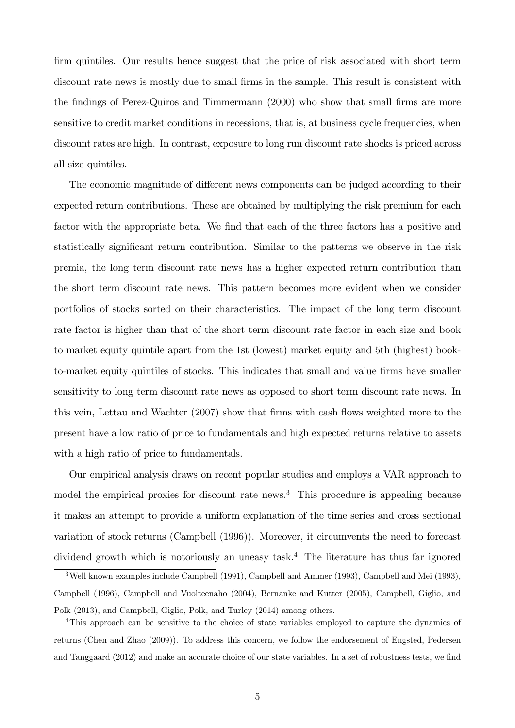firm quintiles. Our results hence suggest that the price of risk associated with short term discount rate news is mostly due to small firms in the sample. This result is consistent with the findings of Perez-Quiros and Timmermann (2000) who show that small firms are more sensitive to credit market conditions in recessions, that is, at business cycle frequencies, when discount rates are high. In contrast, exposure to long run discount rate shocks is priced across all size quintiles.

The economic magnitude of different news components can be judged according to their expected return contributions. These are obtained by multiplying the risk premium for each factor with the appropriate beta. We find that each of the three factors has a positive and statistically significant return contribution. Similar to the patterns we observe in the risk premia, the long term discount rate news has a higher expected return contribution than the short term discount rate news. This pattern becomes more evident when we consider portfolios of stocks sorted on their characteristics. The impact of the long term discount rate factor is higher than that of the short term discount rate factor in each size and book to market equity quintile apart from the 1st (lowest) market equity and 5th (highest) book-to-market equity quintiles of stocks. This indicates that small and value firms have smaller sensitivity to long term discount rate news as opposed to short term discount rate news. In this vein, Lettau and Wachter (2007) show that firms with cash flows weighted more to the present have a low ratio of price to fundamentals and high expected returns relative to assets with a high ratio of price to fundamentals.

Our empirical analysis draws on recent popular studies and employs a VAR approach to model the empirical proxies for discount rate news.[3] This procedure is appealing because it makes an attempt to provide a uniform explanation of the time series and cross sectional variation of stock returns (Campbell (1996)). Moreover, it circumvents the need to forecast dividend growth which is notoriously an uneasy task.[4] The literature has thus far ignored

[3]Well known examples include Campbell (1991), Campbell and Ammer (1993), Campbell and Mei (1993), Campbell (1996), Campbell and Vuolteenaho (2004), Bernanke and Kutter (2005), Campbell, Giglio, and Polk (2013), and Campbell, Giglio, Polk, and Turley (2014) among others.

[4]This approach can be sensitive to the choice of state variables employed to capture the dynamics of returns (Chen and Zhao (2009)). To address this concern, we follow the endorsement of Engsted, Pedersen and Tanggaard (2012) and make an accurate choice of our state variables. In a set of robustness tests, we find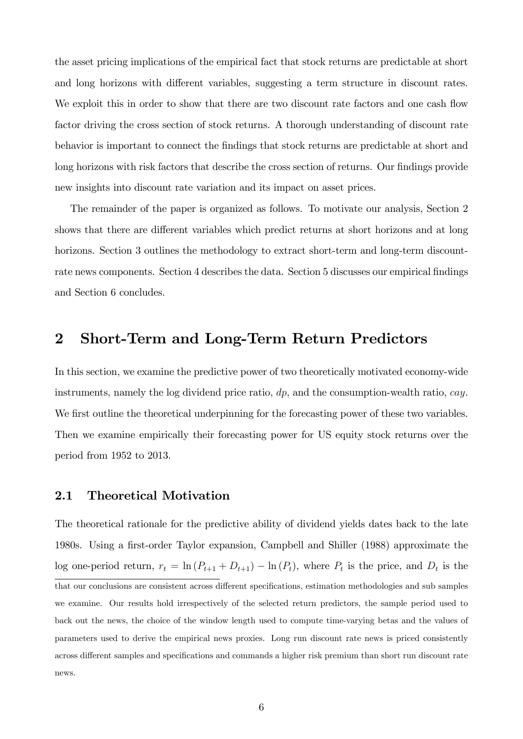the asset pricing implications of the empirical fact that stock returns are predictable at short and long horizons with different variables, suggesting a term structure in discount rates. We exploit this in order to show that there are two discount rate factors and one cash flow factor driving the cross section of stock returns. A thorough understanding of discount rate behavior is important to connect the findings that stock returns are predictable at short and long horizons with risk factors that describe the cross section of returns. Our findings provide new insights into discount rate variation and its impact on asset prices.

The remainder of the paper is organized as follows. To motivate our analysis, Section 2 shows that there are different variables which predict returns at short horizons and at long horizons. Section 3 outlines the methodology to extract short-term and long-term discount-rate news components. Section 4 describes the data. Section 5 discusses our empirical findings and Section 6 concludes.

## 2 Short-Term and Long-Term Return Predictors

In this section, we examine the predictive power of two theoretically motivated economy-wide instruments, namely the log dividend price ratio, $dp$, and the consumption-wealth ratio, $cay$. We first outline the theoretical underpinning for the forecasting power of these two variables. Then we examine empirically their forecasting power for US equity stock returns over the period from 1952 to 2013.

### 2.1 Theoretical Motivation

The theoretical rationale for the predictive ability of dividend yields dates back to the late 1980s. Using a first-order Taylor expansion, Campbell and Shiller (1988) approximate the log one-period return, $r_t = \ln(P_{t+1} + D_{t+1}) - \ln(P_t)$, where $P_t$ is the price, and $D_t$ is the

that our conclusions are consistent across different specifications, estimation methodologies and sub samples we examine. Our results hold irrespectively of the selected return predictors, the sample period used to back out the news, the choice of the window length used to compute time-varying betas and the values of parameters used to derive the empirical news proxies. Long run discount rate news is priced consistently across different samples and specifications and commands a higher risk premium than short run discount rate news.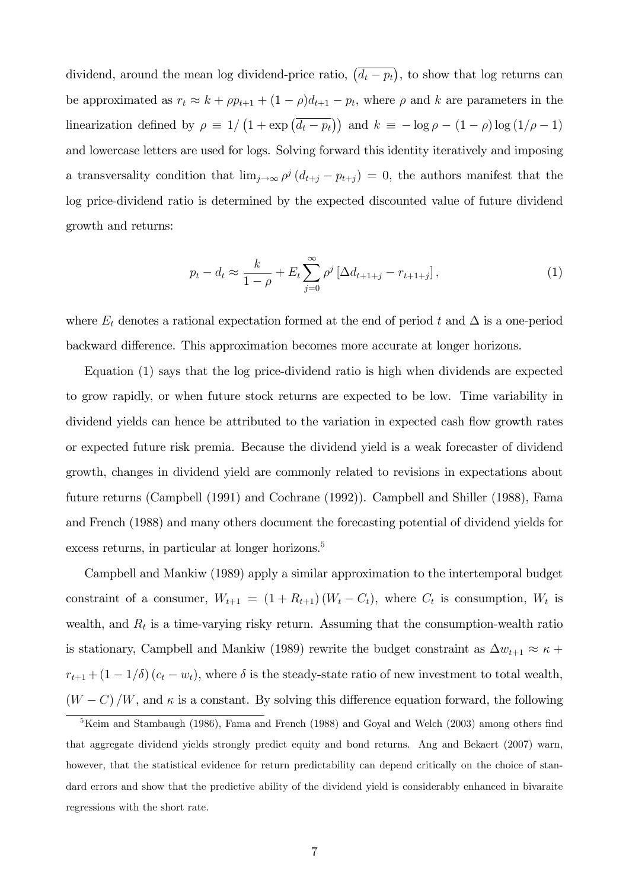dividend, around the mean log dividend-price ratio, $\left(\overline{d_t - p_t}\right)$, to show that log returns can be approximated as $r_t \approx k + \rho p_{t+1} + (1-\rho)d_{t+1} - p_t$, where $\rho$ and $k$ are parameters in the linearization defined by $\rho \equiv 1/\left(1 + \exp\left(\overline{d_t - p_t}\right)\right)$ and $k \equiv -\log\rho - (1-\rho)\log\left(1/\rho - 1\right)$ and lowercase letters are used for logs. Solving forward this identity iteratively and imposing a transversality condition that $\lim_{j\to\infty}\rho^j\left(d_{t+j} - p_{t+j}\right) = 0$, the authors manifest that the log price-dividend ratio is determined by the expected discounted value of future dividend growth and returns:

$$p_t - d_t \approx \frac{k}{1-\rho} + E_t \sum_{j=0}^{\infty} \rho^j \left[\Delta d_{t+1+j} - r_{t+1+j}\right], \tag{1}$$

where $E_t$ denotes a rational expectation formed at the end of period $t$ and $\Delta$ is a one-period backward difference. This approximation becomes more accurate at longer horizons.

Equation (1) says that the log price-dividend ratio is high when dividends are expected to grow rapidly, or when future stock returns are expected to be low. Time variability in dividend yields can hence be attributed to the variation in expected cash flow growth rates or expected future risk premia. Because the dividend yield is a weak forecaster of dividend growth, changes in dividend yield are commonly related to revisions in expectations about future returns (Campbell (1991) and Cochrane (1992)). Campbell and Shiller (1988), Fama and French (1988) and many others document the forecasting potential of dividend yields for excess returns, in particular at longer horizons.[5]

Campbell and Mankiw (1989) apply a similar approximation to the intertemporal budget constraint of a consumer, $W_{t+1} = (1 + R_{t+1})(W_t - C_t)$, where $C_t$ is consumption, $W_t$ is wealth, and $R_t$ is a time-varying risky return. Assuming that the consumption-wealth ratio is stationary, Campbell and Mankiw (1989) rewrite the budget constraint as $\Delta w_{t+1} \approx \kappa + r_{t+1} + (1 - 1/\delta)(c_t - w_t)$, where $\delta$ is the steady-state ratio of new investment to total wealth, $(W - C)/W$, and $\kappa$ is a constant. By solving this difference equation forward, the following

[5] Keim and Stambaugh (1986), Fama and French (1988) and Goyal and Welch (2003) among others find that aggregate dividend yields strongly predict equity and bond returns. Ang and Bekaert (2007) warn, however, that the statistical evidence for return predictability can depend critically on the choice of standard errors and show that the predictive ability of the dividend yield is considerably enhanced in bivaraite regressions with the short rate.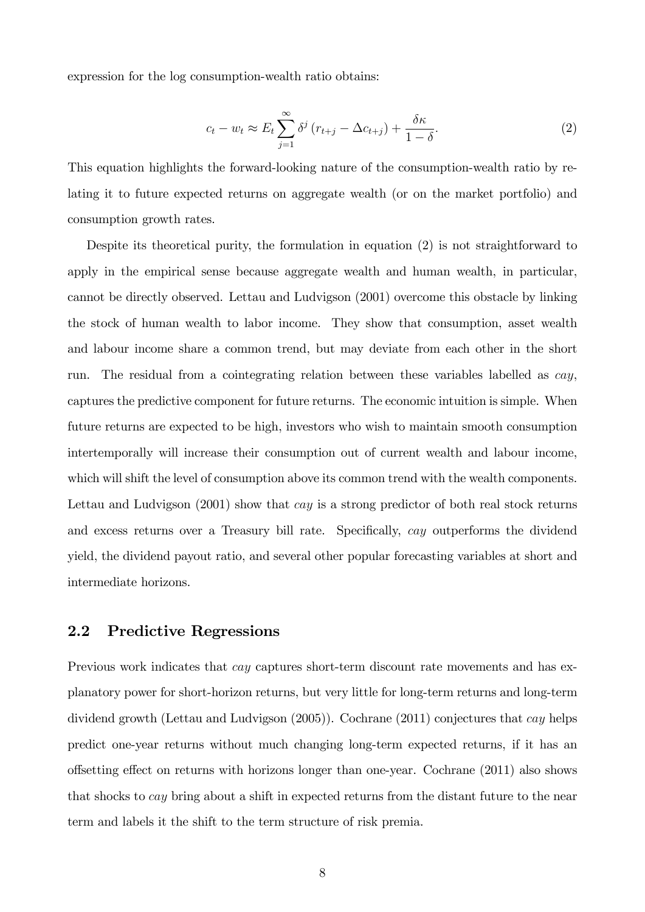expression for the log consumption-wealth ratio obtains:

$$c_t - w_t \approx E_t \sum_{j=1}^{\infty} \delta^j \left( r_{t+j} - \Delta c_{t+j} \right) + \frac{\delta \kappa}{1 - \delta}. \tag{2}$$

This equation highlights the forward-looking nature of the consumption-wealth ratio by relating it to future expected returns on aggregate wealth (or on the market portfolio) and consumption growth rates.

Despite its theoretical purity, the formulation in equation (2) is not straightforward to apply in the empirical sense because aggregate wealth and human wealth, in particular, cannot be directly observed. Lettau and Ludvigson (2001) overcome this obstacle by linking the stock of human wealth to labor income. They show that consumption, asset wealth and labour income share a common trend, but may deviate from each other in the short run. The residual from a cointegrating relation between these variables labelled as *cay*, captures the predictive component for future returns. The economic intuition is simple. When future returns are expected to be high, investors who wish to maintain smooth consumption intertemporally will increase their consumption out of current wealth and labour income, which will shift the level of consumption above its common trend with the wealth components. Lettau and Ludvigson (2001) show that *cay* is a strong predictor of both real stock returns and excess returns over a Treasury bill rate. Specifically, *cay* outperforms the dividend yield, the dividend payout ratio, and several other popular forecasting variables at short and intermediate horizons.

## 2.2 Predictive Regressions

Previous work indicates that *cay* captures short-term discount rate movements and has explanatory power for short-horizon returns, but very little for long-term returns and long-term dividend growth (Lettau and Ludvigson (2005)). Cochrane (2011) conjectures that *cay* helps predict one-year returns without much changing long-term expected returns, if it has an offsetting effect on returns with horizons longer than one-year. Cochrane (2011) also shows that shocks to *cay* bring about a shift in expected returns from the distant future to the near term and labels it the shift to the term structure of risk premia.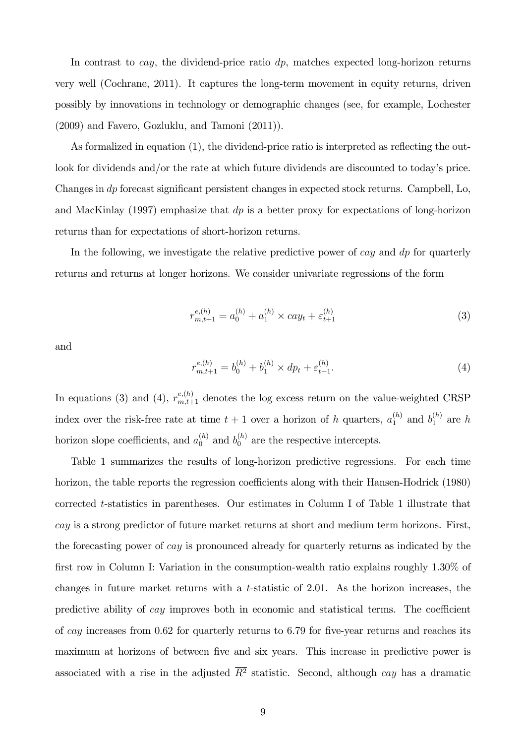In contrast to *cay*, the dividend-price ratio *dp*, matches expected long-horizon returns very well (Cochrane, 2011). It captures the long-term movement in equity returns, driven possibly by innovations in technology or demographic changes (see, for example, Lochester (2009) and Favero, Gozluklu, and Tamoni (2011)).

As formalized in equation (1), the dividend-price ratio is interpreted as reflecting the outlook for dividends and/or the rate at which future dividends are discounted to today's price. Changes in *dp* forecast significant persistent changes in expected stock returns. Campbell, Lo, and MacKinlay (1997) emphasize that *dp* is a better proxy for expectations of long-horizon returns than for expectations of short-horizon returns.

In the following, we investigate the relative predictive power of *cay* and *dp* for quarterly returns and returns at longer horizons. We consider univariate regressions of the form

$$r_{m,t+1}^{e,(h)} = a_0^{(h)} + a_1^{(h)} \times cay_t + \varepsilon_{t+1}^{(h)} \tag{3}$$

and

$$r_{m,t+1}^{e,(h)} = b_0^{(h)} + b_1^{(h)} \times dp_t + \varepsilon_{t+1}^{(h)}. \tag{4}$$

In equations (3) and (4), $r_{m,t+1}^{e,(h)}$ denotes the log excess return on the value-weighted CRSP index over the risk-free rate at time $t+1$ over a horizon of $h$ quarters, $a_1^{(h)}$ and $b_1^{(h)}$ are $h$ horizon slope coefficients, and $a_0^{(h)}$ and $b_0^{(h)}$ are the respective intercepts.

Table 1 summarizes the results of long-horizon predictive regressions. For each time horizon, the table reports the regression coefficients along with their Hansen-Hodrick (1980) corrected $t$-statistics in parentheses. Our estimates in Column I of Table 1 illustrate that *cay* is a strong predictor of future market returns at short and medium term horizons. First, the forecasting power of *cay* is pronounced already for quarterly returns as indicated by the first row in Column I: Variation in the consumption-wealth ratio explains roughly 1.30% of changes in future market returns with a $t$-statistic of 2.01. As the horizon increases, the predictive ability of *cay* improves both in economic and statistical terms. The coefficient of *cay* increases from 0.62 for quarterly returns to 6.79 for five-year returns and reaches its maximum at horizons of between five and six years. This increase in predictive power is associated with a rise in the adjusted $\overline{R}^2$ statistic. Second, although *cay* has a dramatic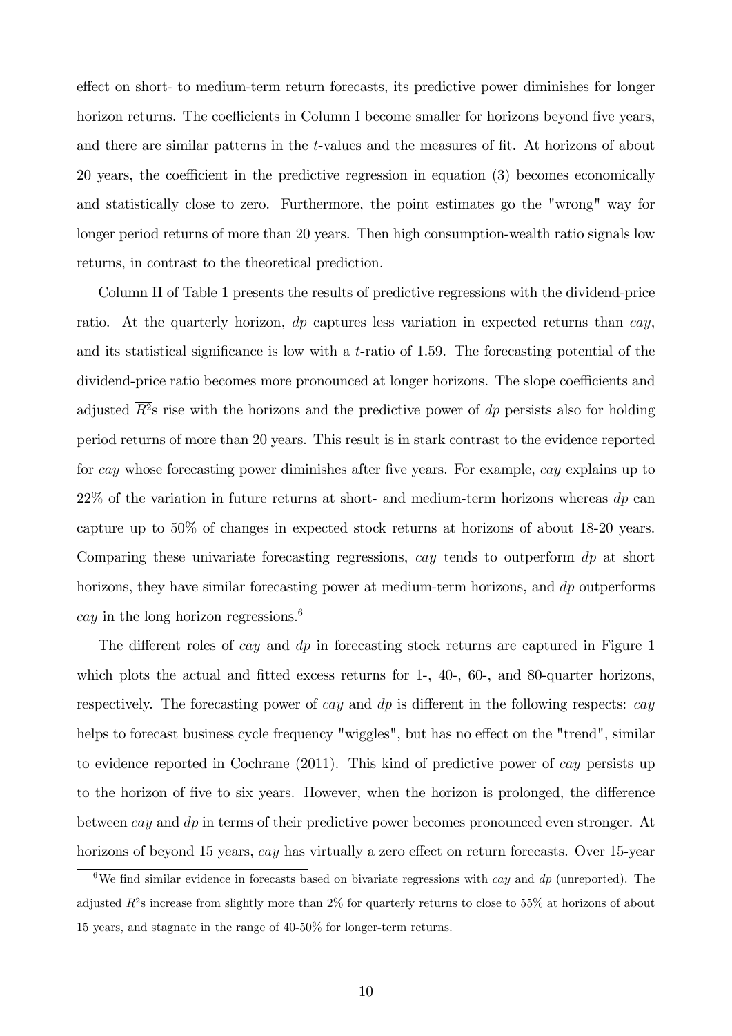effect on short- to medium-term return forecasts, its predictive power diminishes for longer horizon returns. The coefficients in Column I become smaller for horizons beyond five years, and there are similar patterns in the $t$-values and the measures of fit. At horizons of about 20 years, the coefficient in the predictive regression in equation (3) becomes economically and statistically close to zero. Furthermore, the point estimates go the "wrong" way for longer period returns of more than 20 years. Then high consumption-wealth ratio signals low returns, in contrast to the theoretical prediction.

Column II of Table 1 presents the results of predictive regressions with the dividend-price ratio. At the quarterly horizon, $dp$ captures less variation in expected returns than $cay$, and its statistical significance is low with a $t$-ratio of 1.59. The forecasting potential of the dividend-price ratio becomes more pronounced at longer horizons. The slope coefficients and adjusted $\overline{R}^2$s rise with the horizons and the predictive power of $dp$ persists also for holding period returns of more than 20 years. This result is in stark contrast to the evidence reported for $cay$ whose forecasting power diminishes after five years. For example, $cay$ explains up to 22% of the variation in future returns at short- and medium-term horizons whereas $dp$ can capture up to 50% of changes in expected stock returns at horizons of about 18-20 years. Comparing these univariate forecasting regressions, $cay$ tends to outperform $dp$ at short horizons, they have similar forecasting power at medium-term horizons, and $dp$ outperforms $cay$ in the long horizon regressions.[6]

The different roles of $cay$ and $dp$ in forecasting stock returns are captured in Figure 1 which plots the actual and fitted excess returns for 1-, 40-, 60-, and 80-quarter horizons, respectively. The forecasting power of $cay$ and $dp$ is different in the following respects: $cay$ helps to forecast business cycle frequency "wiggles", but has no effect on the "trend", similar to evidence reported in Cochrane (2011). This kind of predictive power of $cay$ persists up to the horizon of five to six years. However, when the horizon is prolonged, the difference between $cay$ and $dp$ in terms of their predictive power becomes pronounced even stronger. At horizons of beyond 15 years, $cay$ has virtually a zero effect on return forecasts. Over 15-year

[6] We find similar evidence in forecasts based on bivariate regressions with $cay$ and $dp$ (unreported). The adjusted $\overline{R}^2$s increase from slightly more than 2% for quarterly returns to close to 55% at horizons of about 15 years, and stagnate in the range of 40-50% for longer-term returns.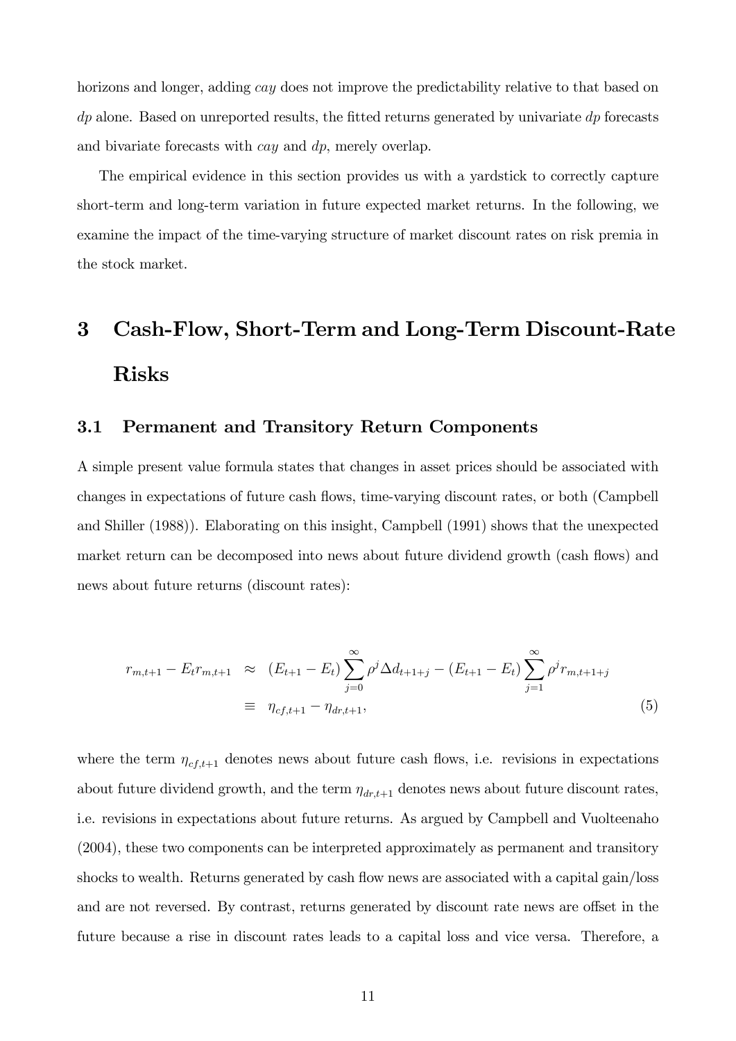horizons and longer, adding *cay* does not improve the predictability relative to that based on *dp* alone. Based on unreported results, the fitted returns generated by univariate *dp* forecasts and bivariate forecasts with *cay* and *dp*, merely overlap.

The empirical evidence in this section provides us with a yardstick to correctly capture short-term and long-term variation in future expected market returns. In the following, we examine the impact of the time-varying structure of market discount rates on risk premia in the stock market.

# 3 Cash-Flow, Short-Term and Long-Term Discount-Rate Risks

## 3.1 Permanent and Transitory Return Components

A simple present value formula states that changes in asset prices should be associated with changes in expectations of future cash flows, time-varying discount rates, or both (Campbell and Shiller (1988)). Elaborating on this insight, Campbell (1991) shows that the unexpected market return can be decomposed into news about future dividend growth (cash flows) and news about future returns (discount rates):

$$
\begin{aligned}
r_{m,t+1} - E_t r_{m,t+1} &\approx (E_{t+1} - E_t) \sum_{j=0}^{\infty} \rho^j \Delta d_{t+1+j} - (E_{t+1} - E_t) \sum_{j=1}^{\infty} \rho^j r_{m,t+1+j} \\
&\equiv \eta_{cf,t+1} - \eta_{dr,t+1},
\end{aligned}
\tag{5}
$$

where the term $\eta_{cf,t+1}$ denotes news about future cash flows, i.e. revisions in expectations about future dividend growth, and the term $\eta_{dr,t+1}$ denotes news about future discount rates, i.e. revisions in expectations about future returns. As argued by Campbell and Vuolteenaho (2004), these two components can be interpreted approximately as permanent and transitory shocks to wealth. Returns generated by cash flow news are associated with a capital gain/loss and are not reversed. By contrast, returns generated by discount rate news are offset in the future because a rise in discount rates leads to a capital loss and vice versa. Therefore, a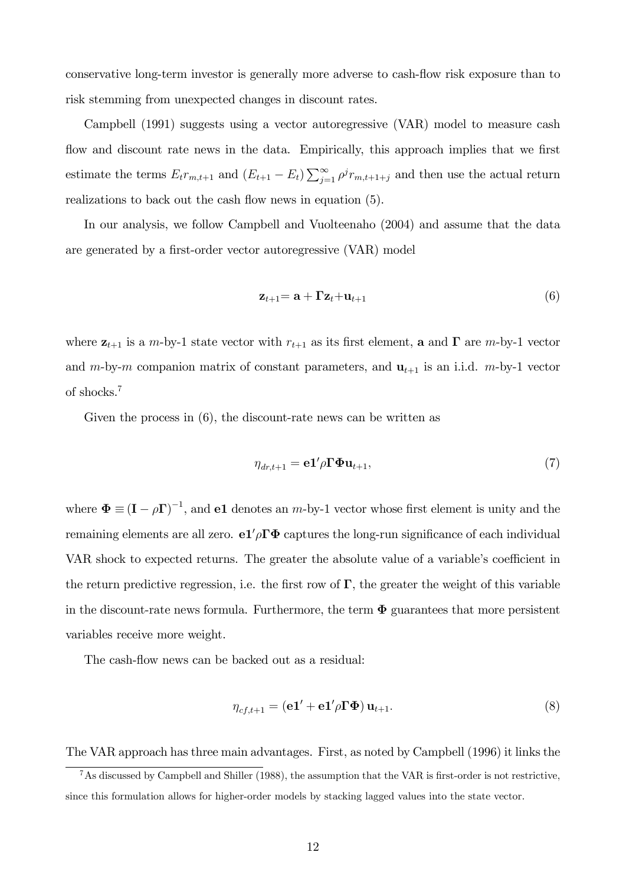conservative long-term investor is generally more adverse to cash-flow risk exposure than to risk stemming from unexpected changes in discount rates.

Campbell (1991) suggests using a vector autoregressive (VAR) model to measure cash flow and discount rate news in the data. Empirically, this approach implies that we first estimate the terms $E_t r_{m,t+1}$ and $(E_{t+1} - E_t) \sum_{j=1}^{\infty} \rho^j r_{m,t+1+j}$ and then use the actual return realizations to back out the cash flow news in equation (5).

In our analysis, we follow Campbell and Vuolteenaho (2004) and assume that the data are generated by a first-order vector autoregressive (VAR) model

$$\mathbf{z}_{t+1} = \mathbf{a} + \mathbf{\Gamma} \mathbf{z}_t + \mathbf{u}_{t+1} \tag{6}$$

where $\mathbf{z}_{t+1}$ is a $m$-by-1 state vector with $r_{t+1}$ as its first element, $\mathbf{a}$ and $\mathbf{\Gamma}$ are $m$-by-1 vector and $m$-by-$m$ companion matrix of constant parameters, and $\mathbf{u}_{t+1}$ is an i.i.d. $m$-by-1 vector of shocks.[7]

Given the process in (6), the discount-rate news can be written as

$$\eta_{dr,t+1} = \mathbf{e1}' \rho \mathbf{\Gamma} \mathbf{\Phi} \mathbf{u}_{t+1}, \tag{7}$$

where $\mathbf{\Phi} \equiv (\mathbf{I} - \rho \mathbf{\Gamma})^{-1}$, and $\mathbf{e1}$ denotes an $m$-by-1 vector whose first element is unity and the remaining elements are all zero. $\mathbf{e1}' \rho \mathbf{\Gamma} \mathbf{\Phi}$ captures the long-run significance of each individual VAR shock to expected returns. The greater the absolute value of a variable's coefficient in the return predictive regression, i.e. the first row of $\mathbf{\Gamma}$, the greater the weight of this variable in the discount-rate news formula. Furthermore, the term $\mathbf{\Phi}$ guarantees that more persistent variables receive more weight.

The cash-flow news can be backed out as a residual:

$$\eta_{cf,t+1} = \left(\mathbf{e1}' + \mathbf{e1}' \rho \mathbf{\Gamma} \mathbf{\Phi}\right) \mathbf{u}_{t+1}. \tag{8}$$

The VAR approach has three main advantages. First, as noted by Campbell (1996) it links the

[7] As discussed by Campbell and Shiller (1988), the assumption that the VAR is first-order is not restrictive, since this formulation allows for higher-order models by stacking lagged values into the state vector.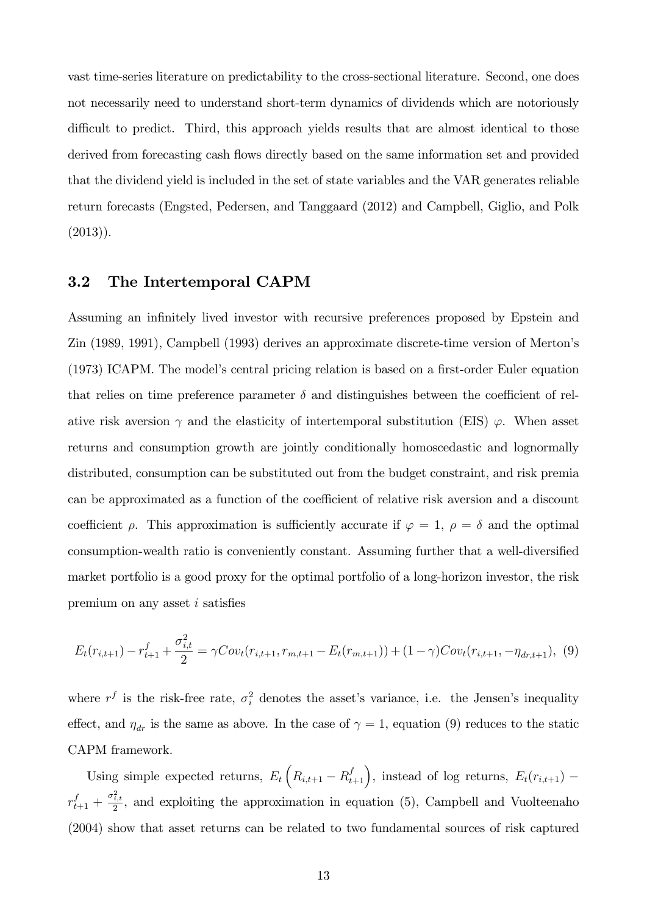vast time-series literature on predictability to the cross-sectional literature. Second, one does not necessarily need to understand short-term dynamics of dividends which are notoriously difficult to predict. Third, this approach yields results that are almost identical to those derived from forecasting cash flows directly based on the same information set and provided that the dividend yield is included in the set of state variables and the VAR generates reliable return forecasts (Engsted, Pedersen, and Tanggaard (2012) and Campbell, Giglio, and Polk (2013)).

### 3.2 The Intertemporal CAPM

Assuming an infinitely lived investor with recursive preferences proposed by Epstein and Zin (1989, 1991), Campbell (1993) derives an approximate discrete-time version of Merton's (1973) ICAPM. The model's central pricing relation is based on a first-order Euler equation that relies on time preference parameter $\delta$ and distinguishes between the coefficient of relative risk aversion $\gamma$ and the elasticity of intertemporal substitution (EIS) $\varphi$. When asset returns and consumption growth are jointly conditionally homoscedastic and lognormally distributed, consumption can be substituted out from the budget constraint, and risk premia can be approximated as a function of the coefficient of relative risk aversion and a discount coefficient $\rho$. This approximation is sufficiently accurate if $\varphi = 1$, $\rho = \delta$ and the optimal consumption-wealth ratio is conveniently constant. Assuming further that a well-diversified market portfolio is a good proxy for the optimal portfolio of a long-horizon investor, the risk premium on any asset $i$ satisfies

$$E_t(r_{i,t+1}) - r^f_{t+1} + \frac{\sigma^2_{i,t}}{2} = \gamma Cov_t(r_{i,t+1}, r_{m,t+1} - E_t(r_{m,t+1})) + (1-\gamma) Cov_t(r_{i,t+1}, -\eta_{dr,t+1}), \quad (9)$$

where $r^f$ is the risk-free rate, $\sigma^2_i$ denotes the asset's variance, i.e. the Jensen's inequality effect, and $\eta_{dr}$ is the same as above. In the case of $\gamma = 1$, equation (9) reduces to the static CAPM framework.

Using simple expected returns, $E_t\left(R_{i,t+1} - R^f_{t+1}\right)$, instead of log returns, $E_t(r_{i,t+1}) - r^f_{t+1} + \frac{\sigma^2_{i,t}}{2}$, and exploiting the approximation in equation (5), Campbell and Vuolteenaho (2004) show that asset returns can be related to two fundamental sources of risk captured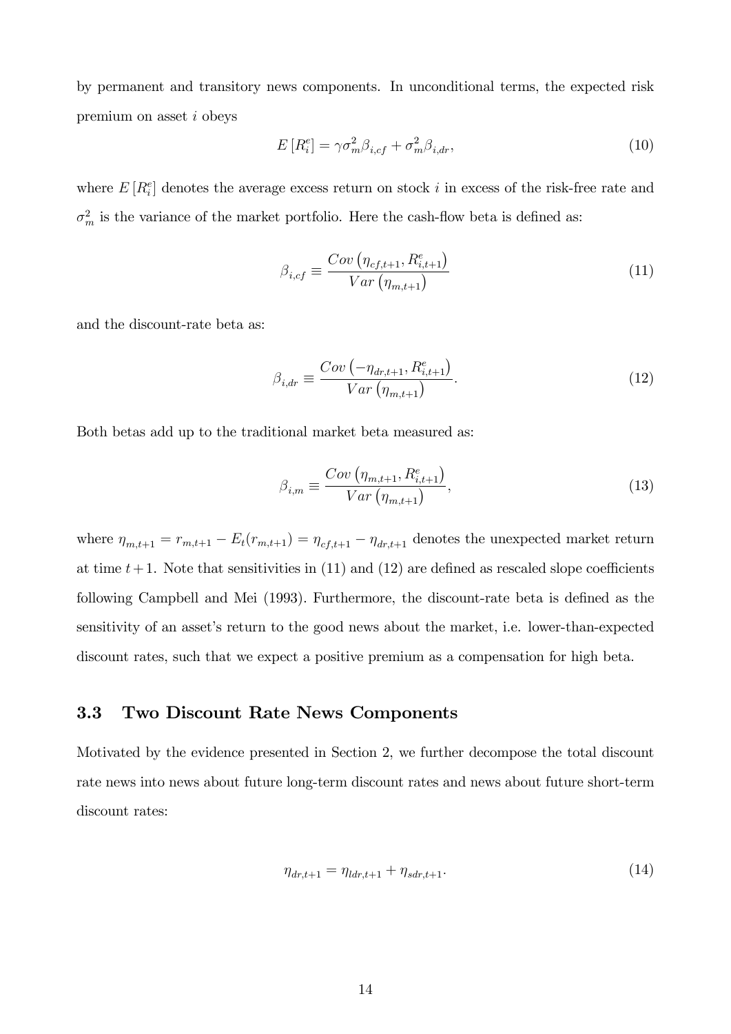by permanent and transitory news components. In unconditional terms, the expected risk premium on asset $i$ obeys

$$E\left[R_i^e\right] = \gamma \sigma_m^2 \beta_{i,cf} + \sigma_m^2 \beta_{i,dr}, \tag{10}$$

where $E\left[R_i^e\right]$ denotes the average excess return on stock $i$ in excess of the risk-free rate and $\sigma_m^2$ is the variance of the market portfolio. Here the cash-flow beta is defined as:

$$\beta_{i,cf} \equiv \frac{Cov\left(\eta_{cf,t+1}, R_{i,t+1}^e\right)}{Var\left(\eta_{m,t+1}\right)} \tag{11}$$

and the discount-rate beta as:

$$\beta_{i,dr} \equiv \frac{Cov\left(-\eta_{dr,t+1}, R_{i,t+1}^e\right)}{Var\left(\eta_{m,t+1}\right)}. \tag{12}$$

Both betas add up to the traditional market beta measured as:

$$\beta_{i,m} \equiv \frac{Cov\left(\eta_{m,t+1}, R_{i,t+1}^e\right)}{Var\left(\eta_{m,t+1}\right)}, \tag{13}$$

where $\eta_{m,t+1} = r_{m,t+1} - E_t(r_{m,t+1}) = \eta_{cf,t+1} - \eta_{dr,t+1}$ denotes the unexpected market return at time $t+1$. Note that sensitivities in (11) and (12) are defined as rescaled slope coefficients following Campbell and Mei (1993). Furthermore, the discount-rate beta is defined as the sensitivity of an asset's return to the good news about the market, i.e. lower-than-expected discount rates, such that we expect a positive premium as a compensation for high beta.

### 3.3 Two Discount Rate News Components

Motivated by the evidence presented in Section 2, we further decompose the total discount rate news into news about future long-term discount rates and news about future short-term discount rates:

$$\eta_{dr,t+1} = \eta_{ldr,t+1} + \eta_{sdr,t+1}. \tag{14}$$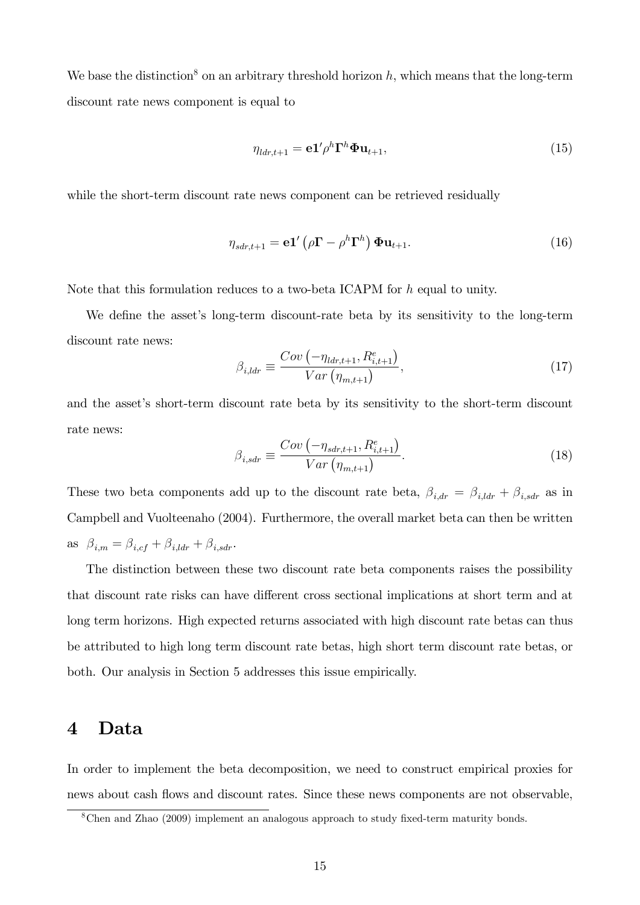We base the distinction[8] on an arbitrary threshold horizon $h$, which means that the long-term discount rate news component is equal to

$$\eta_{ldr,t+1} = \mathbf{e1}'\rho^h \mathbf{\Gamma}^h \mathbf{\Phi} \mathbf{u}_{t+1}, \tag{15}$$

while the short-term discount rate news component can be retrieved residually

$$\eta_{sdr,t+1} = \mathbf{e1}' \left( \rho \mathbf{\Gamma} - \rho^h \mathbf{\Gamma}^h \right) \mathbf{\Phi} \mathbf{u}_{t+1}. \tag{16}$$

Note that this formulation reduces to a two-beta ICAPM for $h$ equal to unity.

We define the asset's long-term discount-rate beta by its sensitivity to the long-term discount rate news:

$$\beta_{i,ldr} \equiv \frac{Cov\left(-\eta_{ldr,t+1}, R^e_{i,t+1}\right)}{Var\left(\eta_{m,t+1}\right)}, \tag{17}$$

and the asset's short-term discount rate beta by its sensitivity to the short-term discount rate news:

$$\beta_{i,sdr} \equiv \frac{Cov\left(-\eta_{sdr,t+1}, R^e_{i,t+1}\right)}{Var\left(\eta_{m,t+1}\right)}. \tag{18}$$

These two beta components add up to the discount rate beta, $\beta_{i,dr} = \beta_{i,ldr} + \beta_{i,sdr}$ as in Campbell and Vuolteenaho (2004). Furthermore, the overall market beta can then be written as $\beta_{i,m} = \beta_{i,cf} + \beta_{i,ldr} + \beta_{i,sdr}$.

The distinction between these two discount rate beta components raises the possibility that discount rate risks can have different cross sectional implications at short term and at long term horizons. High expected returns associated with high discount rate betas can thus be attributed to high long term discount rate betas, high short term discount rate betas, or both. Our analysis in Section 5 addresses this issue empirically.

# 4 Data

In order to implement the beta decomposition, we need to construct empirical proxies for news about cash flows and discount rates. Since these news components are not observable,

[8] Chen and Zhao (2009) implement an analogous approach to study fixed-term maturity bonds.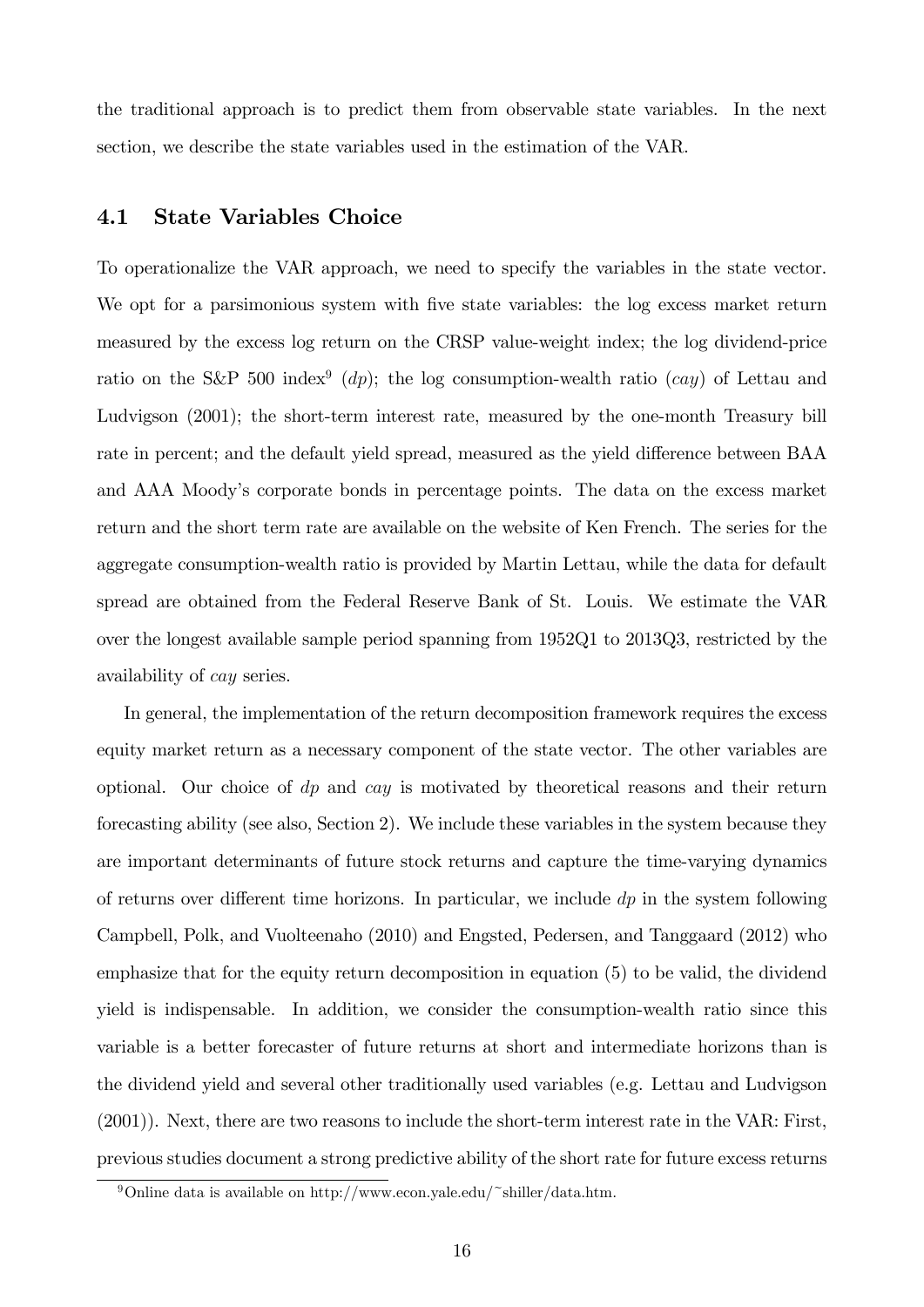the traditional approach is to predict them from observable state variables. In the next section, we describe the state variables used in the estimation of the VAR.

## 4.1 State Variables Choice

To operationalize the VAR approach, we need to specify the variables in the state vector. We opt for a parsimonious system with five state variables: the log excess market return measured by the excess log return on the CRSP value-weight index; the log dividend-price ratio on the S&P 500 index[9] ($dp$); the log consumption-wealth ratio ($cay$) of Lettau and Ludvigson (2001); the short-term interest rate, measured by the one-month Treasury bill rate in percent; and the default yield spread, measured as the yield difference between BAA and AAA Moody's corporate bonds in percentage points. The data on the excess market return and the short term rate are available on the website of Ken French. The series for the aggregate consumption-wealth ratio is provided by Martin Lettau, while the data for default spread are obtained from the Federal Reserve Bank of St. Louis. We estimate the VAR over the longest available sample period spanning from 1952Q1 to 2013Q3, restricted by the availability of $cay$ series.

In general, the implementation of the return decomposition framework requires the excess equity market return as a necessary component of the state vector. The other variables are optional. Our choice of $dp$ and $cay$ is motivated by theoretical reasons and their return forecasting ability (see also, Section 2). We include these variables in the system because they are important determinants of future stock returns and capture the time-varying dynamics of returns over different time horizons. In particular, we include $dp$ in the system following Campbell, Polk, and Vuolteenaho (2010) and Engsted, Pedersen, and Tanggaard (2012) who emphasize that for the equity return decomposition in equation (5) to be valid, the dividend yield is indispensable. In addition, we consider the consumption-wealth ratio since this variable is a better forecaster of future returns at short and intermediate horizons than is the dividend yield and several other traditionally used variables (e.g. Lettau and Ludvigson (2001)). Next, there are two reasons to include the short-term interest rate in the VAR: First, previous studies document a strong predictive ability of the short rate for future excess returns

[9] Online data is available on http://www.econ.yale.edu/~shiller/data.htm.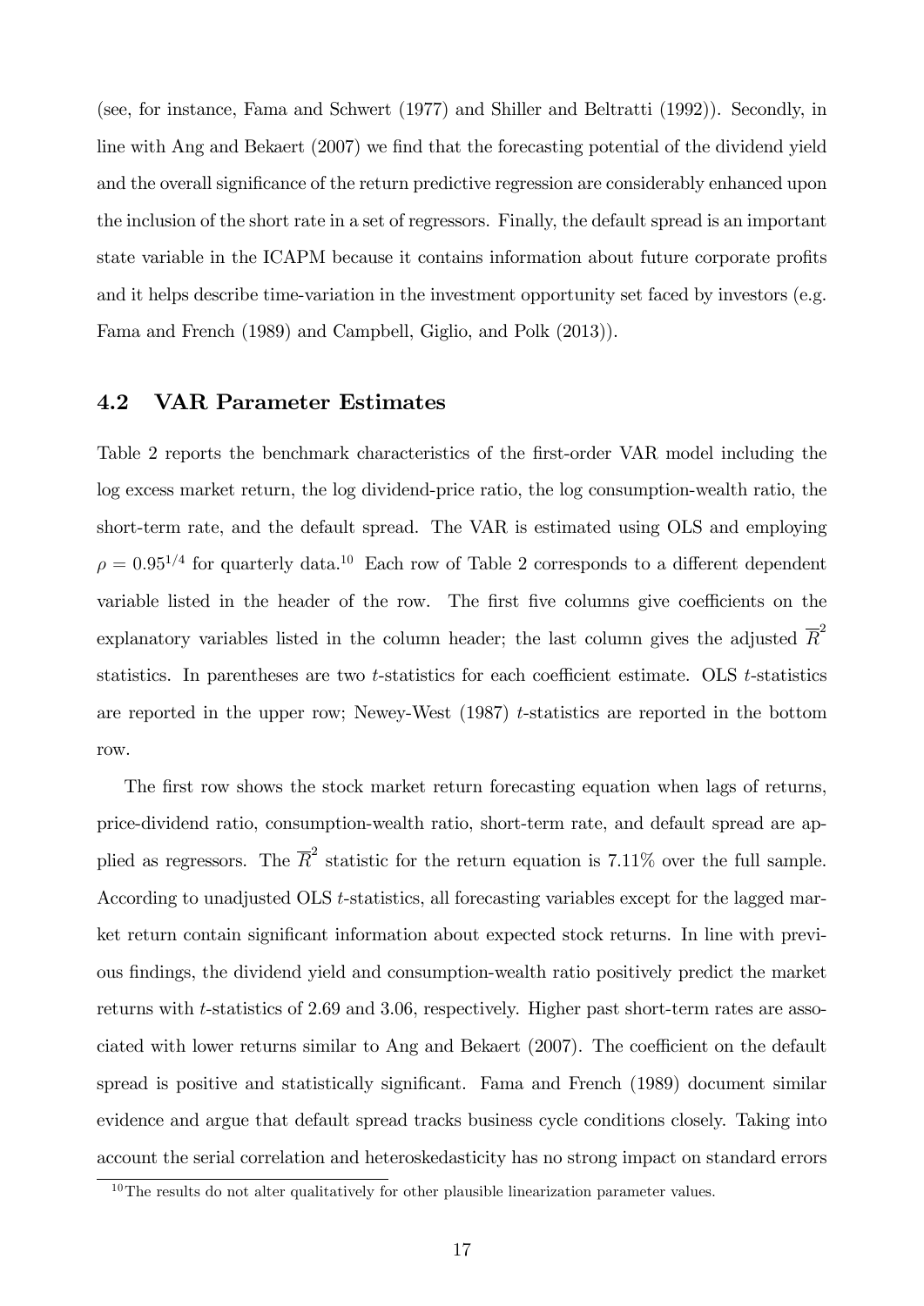(see, for instance, Fama and Schwert (1977) and Shiller and Beltratti (1992)). Secondly, in line with Ang and Bekaert (2007) we find that the forecasting potential of the dividend yield and the overall significance of the return predictive regression are considerably enhanced upon the inclusion of the short rate in a set of regressors. Finally, the default spread is an important state variable in the ICAPM because it contains information about future corporate profits and it helps describe time-variation in the investment opportunity set faced by investors (e.g. Fama and French (1989) and Campbell, Giglio, and Polk (2013)).

## 4.2 VAR Parameter Estimates

Table 2 reports the benchmark characteristics of the first-order VAR model including the log excess market return, the log dividend-price ratio, the log consumption-wealth ratio, the short-term rate, and the default spread. The VAR is estimated using OLS and employing $\rho = 0.95^{1/4}$ for quarterly data.[10] Each row of Table 2 corresponds to a different dependent variable listed in the header of the row. The first five columns give coefficients on the explanatory variables listed in the column header; the last column gives the adjusted $\overline{R}^2$ statistics. In parentheses are two $t$-statistics for each coefficient estimate. OLS $t$-statistics are reported in the upper row; Newey-West (1987) $t$-statistics are reported in the bottom row.

The first row shows the stock market return forecasting equation when lags of returns, price-dividend ratio, consumption-wealth ratio, short-term rate, and default spread are applied as regressors. The $\overline{R}^2$ statistic for the return equation is 7.11% over the full sample. According to unadjusted OLS $t$-statistics, all forecasting variables except for the lagged market return contain significant information about expected stock returns. In line with previous findings, the dividend yield and consumption-wealth ratio positively predict the market returns with $t$-statistics of 2.69 and 3.06, respectively. Higher past short-term rates are associated with lower returns similar to Ang and Bekaert (2007). The coefficient on the default spread is positive and statistically significant. Fama and French (1989) document similar evidence and argue that default spread tracks business cycle conditions closely. Taking into account the serial correlation and heteroskedasticity has no strong impact on standard errors

[10] The results do not alter qualitatively for other plausible linearization parameter values.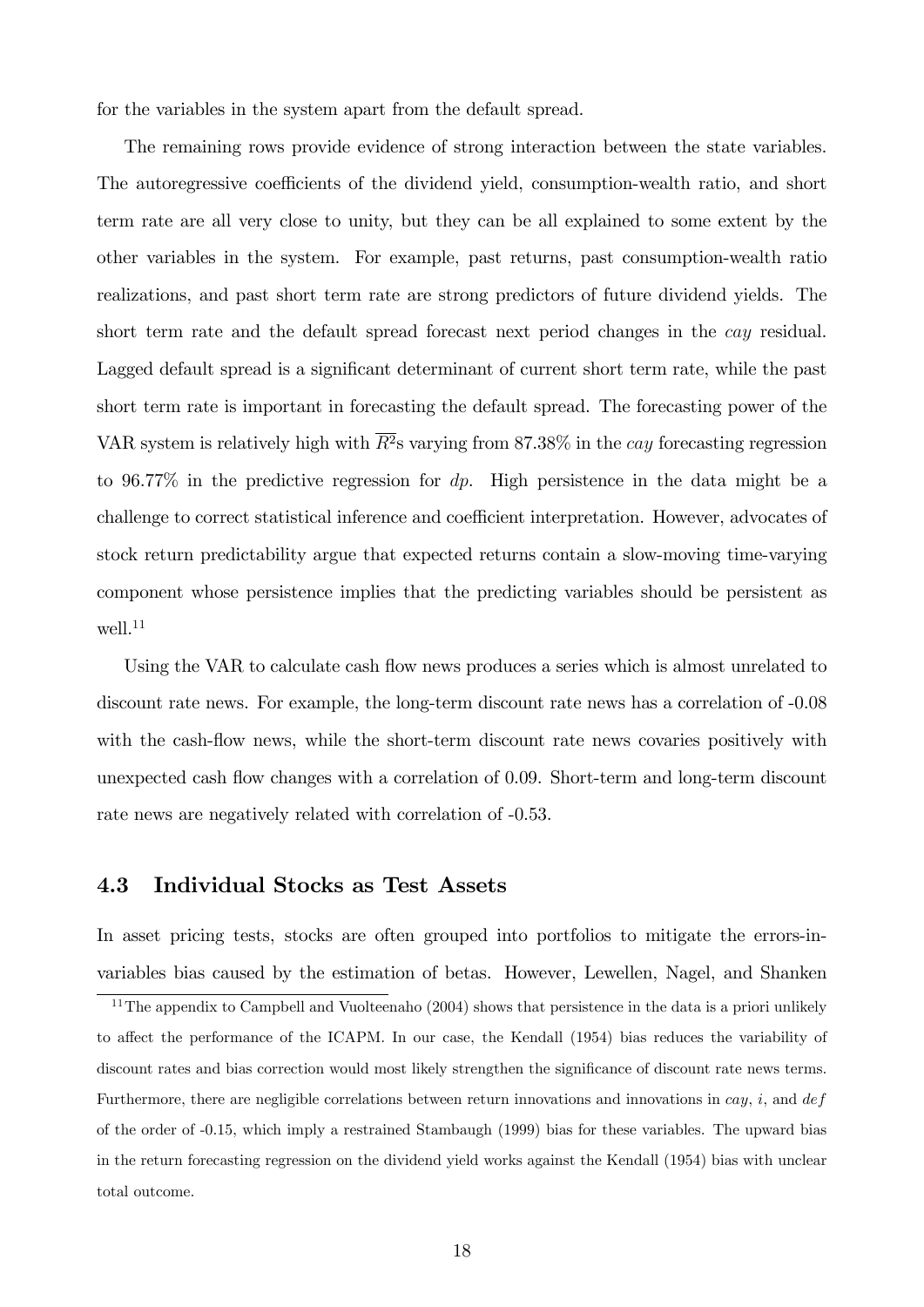for the variables in the system apart from the default spread.

The remaining rows provide evidence of strong interaction between the state variables. The autoregressive coefficients of the dividend yield, consumption-wealth ratio, and short term rate are all very close to unity, but they can be all explained to some extent by the other variables in the system. For example, past returns, past consumption-wealth ratio realizations, and past short term rate are strong predictors of future dividend yields. The short term rate and the default spread forecast next period changes in the *cay* residual. Lagged default spread is a significant determinant of current short term rate, while the past short term rate is important in forecasting the default spread. The forecasting power of the VAR system is relatively high with $\overline{R^2}$s varying from 87.38% in the *cay* forecasting regression to 96.77% in the predictive regression for *dp*. High persistence in the data might be a challenge to correct statistical inference and coefficient interpretation. However, advocates of stock return predictability argue that expected returns contain a slow-moving time-varying component whose persistence implies that the predicting variables should be persistent as well.[11]

Using the VAR to calculate cash flow news produces a series which is almost unrelated to discount rate news. For example, the long-term discount rate news has a correlation of -0.08 with the cash-flow news, while the short-term discount rate news covaries positively with unexpected cash flow changes with a correlation of 0.09. Short-term and long-term discount rate news are negatively related with correlation of -0.53.

## 4.3 Individual Stocks as Test Assets

In asset pricing tests, stocks are often grouped into portfolios to mitigate the errors-in-variables bias caused by the estimation of betas. However, Lewellen, Nagel, and Shanken

[11] The appendix to Campbell and Vuolteenaho (2004) shows that persistence in the data is a priori unlikely to affect the performance of the ICAPM. In our case, the Kendall (1954) bias reduces the variability of discount rates and bias correction would most likely strengthen the significance of discount rate news terms. Furthermore, there are negligible correlations between return innovations and innovations in *cay*, *i*, and *def* of the order of -0.15, which imply a restrained Stambaugh (1999) bias for these variables. The upward bias in the return forecasting regression on the dividend yield works against the Kendall (1954) bias with unclear total outcome.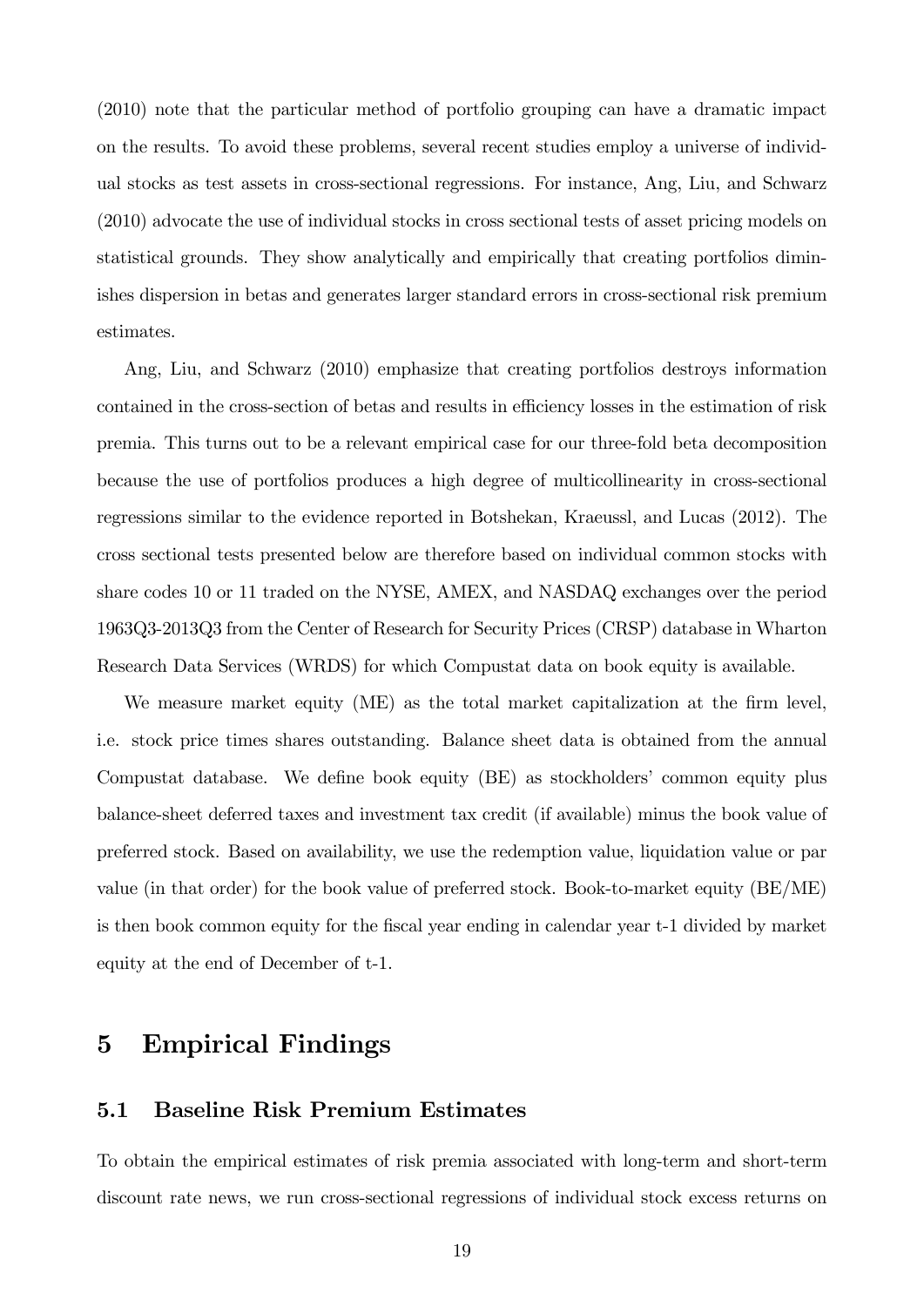(2010) note that the particular method of portfolio grouping can have a dramatic impact on the results. To avoid these problems, several recent studies employ a universe of individual stocks as test assets in cross-sectional regressions. For instance, Ang, Liu, and Schwarz (2010) advocate the use of individual stocks in cross sectional tests of asset pricing models on statistical grounds. They show analytically and empirically that creating portfolios diminishes dispersion in betas and generates larger standard errors in cross-sectional risk premium estimates.

Ang, Liu, and Schwarz (2010) emphasize that creating portfolios destroys information contained in the cross-section of betas and results in efficiency losses in the estimation of risk premia. This turns out to be a relevant empirical case for our three-fold beta decomposition because the use of portfolios produces a high degree of multicollinearity in cross-sectional regressions similar to the evidence reported in Botshekan, Kraeussl, and Lucas (2012). The cross sectional tests presented below are therefore based on individual common stocks with share codes 10 or 11 traded on the NYSE, AMEX, and NASDAQ exchanges over the period 1963Q3-2013Q3 from the Center of Research for Security Prices (CRSP) database in Wharton Research Data Services (WRDS) for which Compustat data on book equity is available.

We measure market equity (ME) as the total market capitalization at the firm level, i.e. stock price times shares outstanding. Balance sheet data is obtained from the annual Compustat database. We define book equity (BE) as stockholders' common equity plus balance-sheet deferred taxes and investment tax credit (if available) minus the book value of preferred stock. Based on availability, we use the redemption value, liquidation value or par value (in that order) for the book value of preferred stock. Book-to-market equity (BE/ME) is then book common equity for the fiscal year ending in calendar year t-1 divided by market equity at the end of December of t-1.

# 5 Empirical Findings

## 5.1 Baseline Risk Premium Estimates

To obtain the empirical estimates of risk premia associated with long-term and short-term discount rate news, we run cross-sectional regressions of individual stock excess returns on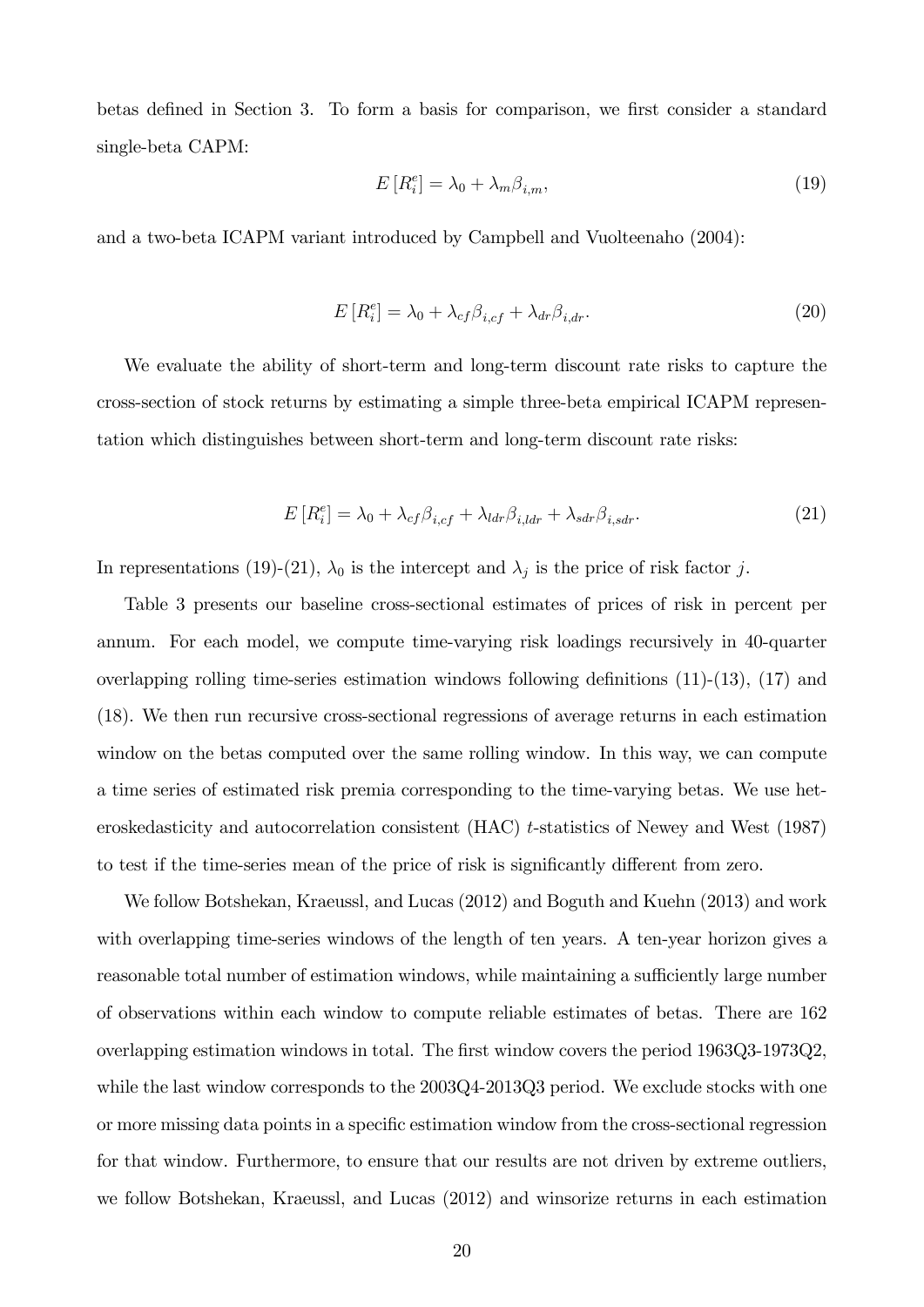betas defined in Section 3. To form a basis for comparison, we first consider a standard single-beta CAPM:

$$E\left[R_i^e\right] = \lambda_0 + \lambda_m \beta_{i,m}, \tag{19}$$

and a two-beta ICAPM variant introduced by Campbell and Vuolteenaho (2004):

$$E\left[R_i^e\right] = \lambda_0 + \lambda_{cf} \beta_{i,cf} + \lambda_{dr} \beta_{i,dr}. \tag{20}$$

We evaluate the ability of short-term and long-term discount rate risks to capture the cross-section of stock returns by estimating a simple three-beta empirical ICAPM representation which distinguishes between short-term and long-term discount rate risks:

$$E\left[R_i^e\right] = \lambda_0 + \lambda_{cf} \beta_{i,cf} + \lambda_{ldr} \beta_{i,ldr} + \lambda_{sdr} \beta_{i,sdr}. \tag{21}$$

In representations (19)-(21), $\lambda_0$ is the intercept and $\lambda_j$ is the price of risk factor $j$.

Table 3 presents our baseline cross-sectional estimates of prices of risk in percent per annum. For each model, we compute time-varying risk loadings recursively in 40-quarter overlapping rolling time-series estimation windows following definitions (11)-(13), (17) and (18). We then run recursive cross-sectional regressions of average returns in each estimation window on the betas computed over the same rolling window. In this way, we can compute a time series of estimated risk premia corresponding to the time-varying betas. We use heteroskedasticity and autocorrelation consistent (HAC) $t$-statistics of Newey and West (1987) to test if the time-series mean of the price of risk is significantly different from zero.

We follow Botshekan, Kraeussl, and Lucas (2012) and Boguth and Kuehn (2013) and work with overlapping time-series windows of the length of ten years. A ten-year horizon gives a reasonable total number of estimation windows, while maintaining a sufficiently large number of observations within each window to compute reliable estimates of betas. There are 162 overlapping estimation windows in total. The first window covers the period 1963Q3-1973Q2, while the last window corresponds to the 2003Q4-2013Q3 period. We exclude stocks with one or more missing data points in a specific estimation window from the cross-sectional regression for that window. Furthermore, to ensure that our results are not driven by extreme outliers, we follow Botshekan, Kraeussl, and Lucas (2012) and winsorize returns in each estimation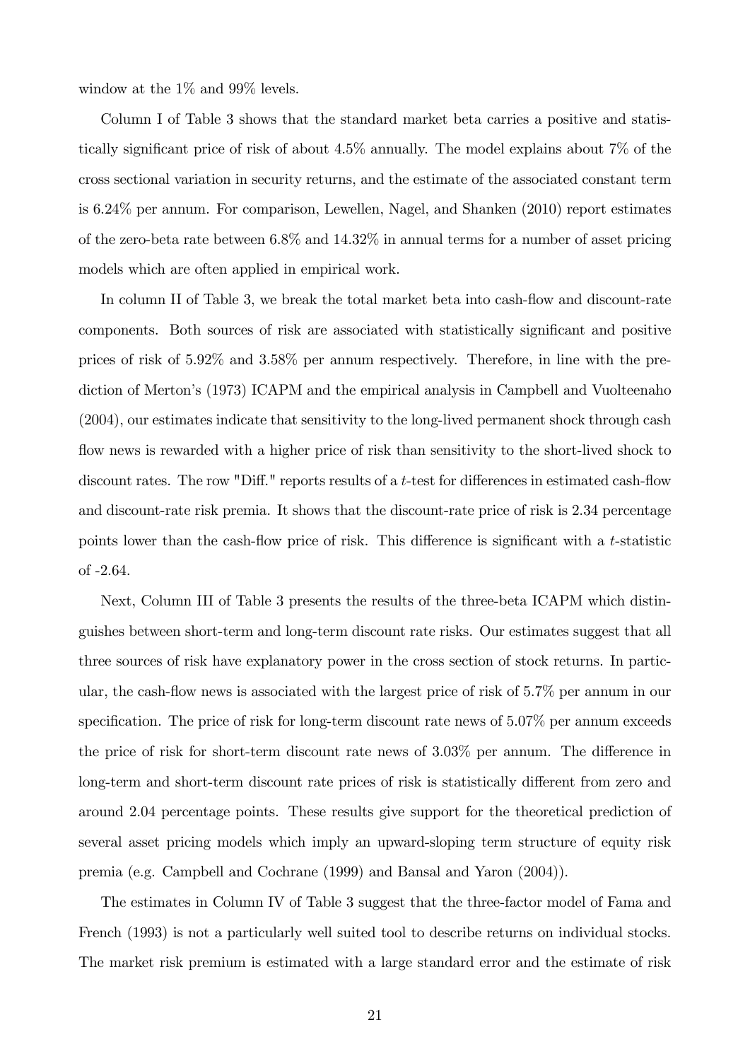window at the 1% and 99% levels.

Column I of Table 3 shows that the standard market beta carries a positive and statistically significant price of risk of about 4.5% annually. The model explains about 7% of the cross sectional variation in security returns, and the estimate of the associated constant term is 6.24% per annum. For comparison, Lewellen, Nagel, and Shanken (2010) report estimates of the zero-beta rate between 6.8% and 14.32% in annual terms for a number of asset pricing models which are often applied in empirical work.

In column II of Table 3, we break the total market beta into cash-flow and discount-rate components. Both sources of risk are associated with statistically significant and positive prices of risk of 5.92% and 3.58% per annum respectively. Therefore, in line with the prediction of Merton's (1973) ICAPM and the empirical analysis in Campbell and Vuolteenaho (2004), our estimates indicate that sensitivity to the long-lived permanent shock through cash flow news is rewarded with a higher price of risk than sensitivity to the short-lived shock to discount rates. The row "Diff." reports results of a $t$-test for differences in estimated cash-flow and discount-rate risk premia. It shows that the discount-rate price of risk is 2.34 percentage points lower than the cash-flow price of risk. This difference is significant with a $t$-statistic of -2.64.

Next, Column III of Table 3 presents the results of the three-beta ICAPM which distinguishes between short-term and long-term discount rate risks. Our estimates suggest that all three sources of risk have explanatory power in the cross section of stock returns. In particular, the cash-flow news is associated with the largest price of risk of 5.7% per annum in our specification. The price of risk for long-term discount rate news of 5.07% per annum exceeds the price of risk for short-term discount rate news of 3.03% per annum. The difference in long-term and short-term discount rate prices of risk is statistically different from zero and around 2.04 percentage points. These results give support for the theoretical prediction of several asset pricing models which imply an upward-sloping term structure of equity risk premia (e.g. Campbell and Cochrane (1999) and Bansal and Yaron (2004)).

The estimates in Column IV of Table 3 suggest that the three-factor model of Fama and French (1993) is not a particularly well suited tool to describe returns on individual stocks. The market risk premium is estimated with a large standard error and the estimate of risk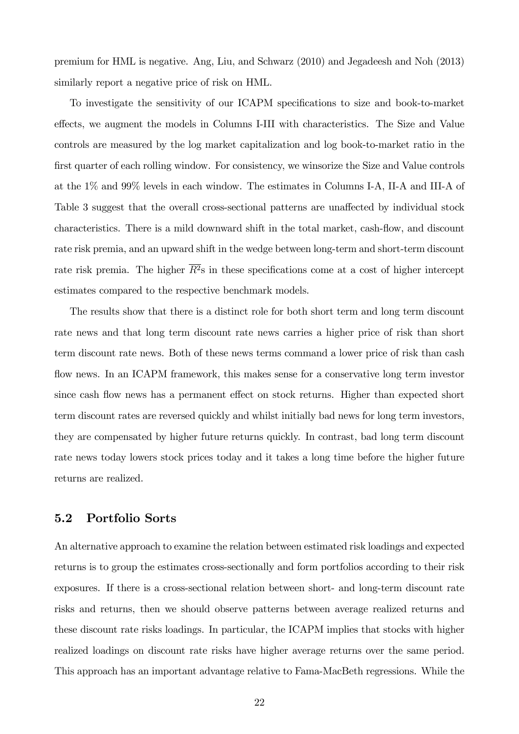premium for HML is negative. Ang, Liu, and Schwarz (2010) and Jegadeesh and Noh (2013) similarly report a negative price of risk on HML.

To investigate the sensitivity of our ICAPM specifications to size and book-to-market effects, we augment the models in Columns I-III with characteristics. The Size and Value controls are measured by the log market capitalization and log book-to-market ratio in the first quarter of each rolling window. For consistency, we winsorize the Size and Value controls at the 1% and 99% levels in each window. The estimates in Columns I-A, II-A and III-A of Table 3 suggest that the overall cross-sectional patterns are unaffected by individual stock characteristics. There is a mild downward shift in the total market, cash-flow, and discount rate risk premia, and an upward shift in the wedge between long-term and short-term discount rate risk premia. The higher $\overline{R^2}$s in these specifications come at a cost of higher intercept estimates compared to the respective benchmark models.

The results show that there is a distinct role for both short term and long term discount rate news and that long term discount rate news carries a higher price of risk than short term discount rate news. Both of these news terms command a lower price of risk than cash flow news. In an ICAPM framework, this makes sense for a conservative long term investor since cash flow news has a permanent effect on stock returns. Higher than expected short term discount rates are reversed quickly and whilst initially bad news for long term investors, they are compensated by higher future returns quickly. In contrast, bad long term discount rate news today lowers stock prices today and it takes a long time before the higher future returns are realized.

## 5.2 Portfolio Sorts

An alternative approach to examine the relation between estimated risk loadings and expected returns is to group the estimates cross-sectionally and form portfolios according to their risk exposures. If there is a cross-sectional relation between short- and long-term discount rate risks and returns, then we should observe patterns between average realized returns and these discount rate risks loadings. In particular, the ICAPM implies that stocks with higher realized loadings on discount rate risks have higher average returns over the same period. This approach has an important advantage relative to Fama-MacBeth regressions. While the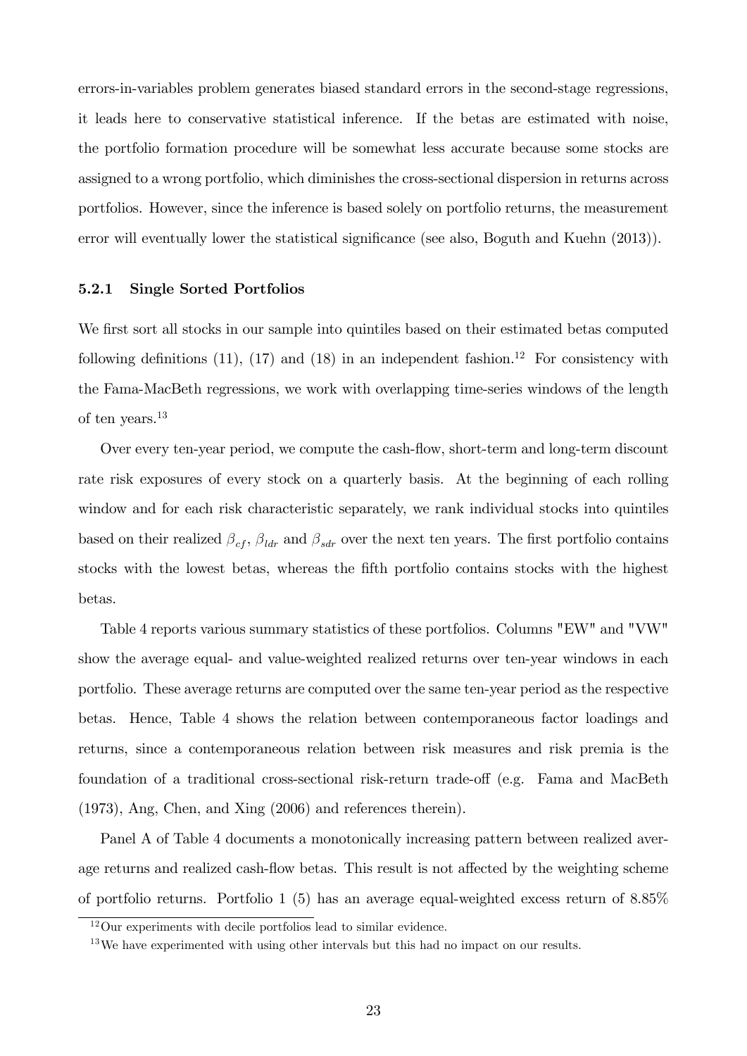errors-in-variables problem generates biased standard errors in the second-stage regressions, it leads here to conservative statistical inference. If the betas are estimated with noise, the portfolio formation procedure will be somewhat less accurate because some stocks are assigned to a wrong portfolio, which diminishes the cross-sectional dispersion in returns across portfolios. However, since the inference is based solely on portfolio returns, the measurement error will eventually lower the statistical significance (see also, Boguth and Kuehn (2013)).

### 5.2.1 Single Sorted Portfolios

We first sort all stocks in our sample into quintiles based on their estimated betas computed following definitions (11), (17) and (18) in an independent fashion.[12] For consistency with the Fama-MacBeth regressions, we work with overlapping time-series windows of the length of ten years.[13]

Over every ten-year period, we compute the cash-flow, short-term and long-term discount rate risk exposures of every stock on a quarterly basis. At the beginning of each rolling window and for each risk characteristic separately, we rank individual stocks into quintiles based on their realized $\beta_{cf}$, $\beta_{ldr}$ and $\beta_{sdr}$ over the next ten years. The first portfolio contains stocks with the lowest betas, whereas the fifth portfolio contains stocks with the highest betas.

Table 4 reports various summary statistics of these portfolios. Columns "EW" and "VW" show the average equal- and value-weighted realized returns over ten-year windows in each portfolio. These average returns are computed over the same ten-year period as the respective betas. Hence, Table 4 shows the relation between contemporaneous factor loadings and returns, since a contemporaneous relation between risk measures and risk premia is the foundation of a traditional cross-sectional risk-return trade-off (e.g. Fama and MacBeth (1973), Ang, Chen, and Xing (2006) and references therein).

Panel A of Table 4 documents a monotonically increasing pattern between realized average returns and realized cash-flow betas. This result is not affected by the weighting scheme of portfolio returns. Portfolio 1 (5) has an average equal-weighted excess return of 8.85%

[12] Our experiments with decile portfolios lead to similar evidence.

[13] We have experimented with using other intervals but this had no impact on our results.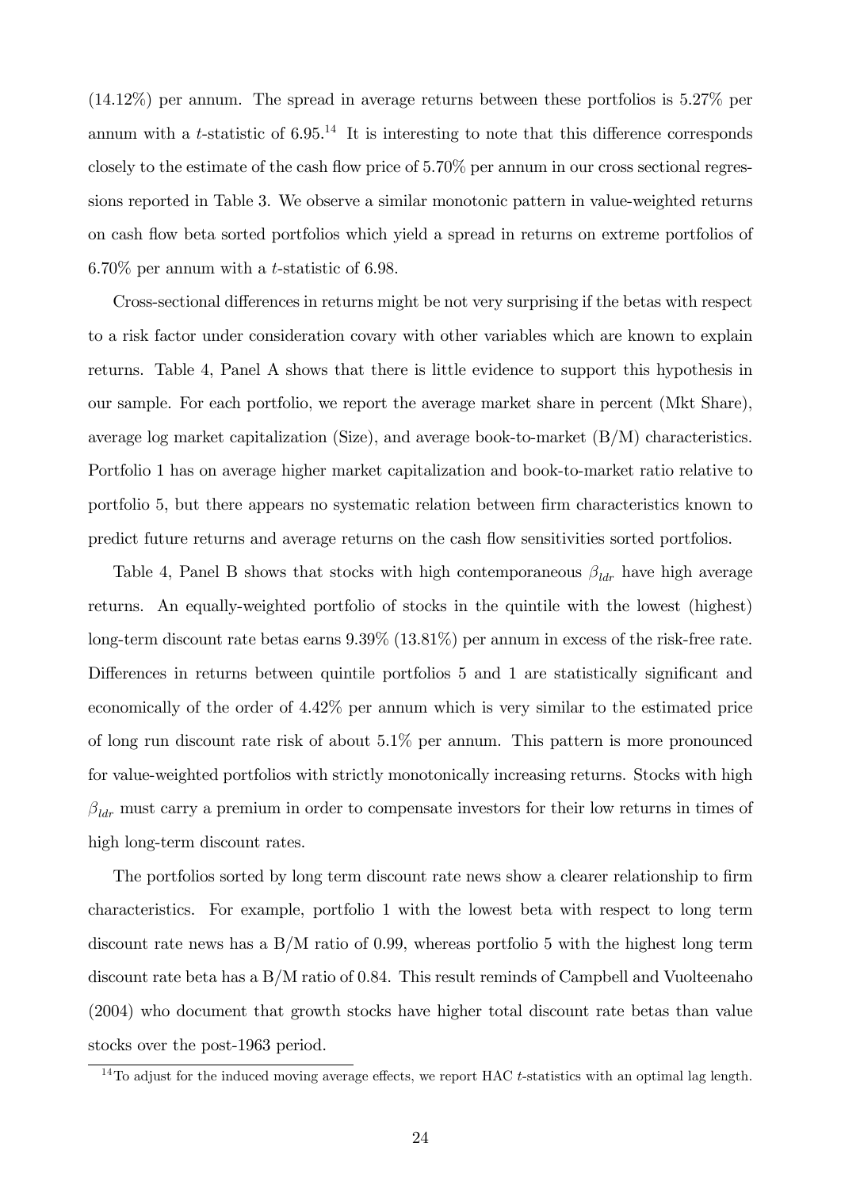(14.12%) per annum. The spread in average returns between these portfolios is 5.27% per annum with a $t$-statistic of 6.95.[14] It is interesting to note that this difference corresponds closely to the estimate of the cash flow price of 5.70% per annum in our cross sectional regressions reported in Table 3. We observe a similar monotonic pattern in value-weighted returns on cash flow beta sorted portfolios which yield a spread in returns on extreme portfolios of 6.70% per annum with a $t$-statistic of 6.98.

Cross-sectional differences in returns might be not very surprising if the betas with respect to a risk factor under consideration covary with other variables which are known to explain returns. Table 4, Panel A shows that there is little evidence to support this hypothesis in our sample. For each portfolio, we report the average market share in percent (Mkt Share), average log market capitalization (Size), and average book-to-market (B/M) characteristics. Portfolio 1 has on average higher market capitalization and book-to-market ratio relative to portfolio 5, but there appears no systematic relation between firm characteristics known to predict future returns and average returns on the cash flow sensitivities sorted portfolios.

Table 4, Panel B shows that stocks with high contemporaneous $\beta_{ldr}$ have high average returns. An equally-weighted portfolio of stocks in the quintile with the lowest (highest) long-term discount rate betas earns 9.39% (13.81%) per annum in excess of the risk-free rate. Differences in returns between quintile portfolios 5 and 1 are statistically significant and economically of the order of 4.42% per annum which is very similar to the estimated price of long run discount rate risk of about 5.1% per annum. This pattern is more pronounced for value-weighted portfolios with strictly monotonically increasing returns. Stocks with high $\beta_{ldr}$ must carry a premium in order to compensate investors for their low returns in times of high long-term discount rates.

The portfolios sorted by long term discount rate news show a clearer relationship to firm characteristics. For example, portfolio 1 with the lowest beta with respect to long term discount rate news has a B/M ratio of 0.99, whereas portfolio 5 with the highest long term discount rate beta has a B/M ratio of 0.84. This result reminds of Campbell and Vuolteenaho (2004) who document that growth stocks have higher total discount rate betas than value stocks over the post-1963 period.

[14] To adjust for the induced moving average effects, we report HAC $t$-statistics with an optimal lag length.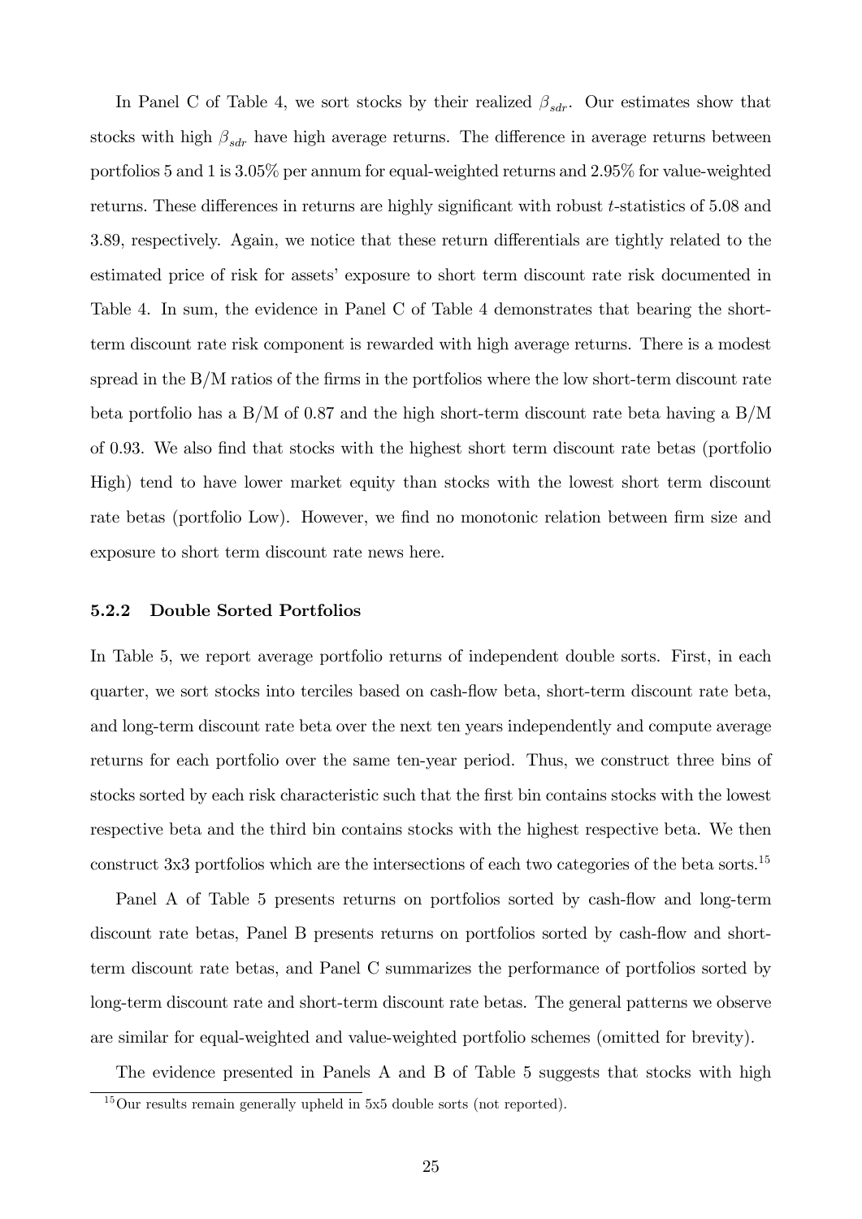In Panel C of Table 4, we sort stocks by their realized $\beta_{sdr}$. Our estimates show that stocks with high $\beta_{sdr}$ have high average returns. The difference in average returns between portfolios 5 and 1 is 3.05% per annum for equal-weighted returns and 2.95% for value-weighted returns. These differences in returns are highly significant with robust $t$-statistics of 5.08 and 3.89, respectively. Again, we notice that these return differentials are tightly related to the estimated price of risk for assets' exposure to short term discount rate risk documented in Table 4. In sum, the evidence in Panel C of Table 4 demonstrates that bearing the short-term discount rate risk component is rewarded with high average returns. There is a modest spread in the B/M ratios of the firms in the portfolios where the low short-term discount rate beta portfolio has a B/M of 0.87 and the high short-term discount rate beta having a B/M of 0.93. We also find that stocks with the highest short term discount rate betas (portfolio High) tend to have lower market equity than stocks with the lowest short term discount rate betas (portfolio Low). However, we find no monotonic relation between firm size and exposure to short term discount rate news here.

### 5.2.2 Double Sorted Portfolios

In Table 5, we report average portfolio returns of independent double sorts. First, in each quarter, we sort stocks into terciles based on cash-flow beta, short-term discount rate beta, and long-term discount rate beta over the next ten years independently and compute average returns for each portfolio over the same ten-year period. Thus, we construct three bins of stocks sorted by each risk characteristic such that the first bin contains stocks with the lowest respective beta and the third bin contains stocks with the highest respective beta. We then construct 3x3 portfolios which are the intersections of each two categories of the beta sorts.[15]

Panel A of Table 5 presents returns on portfolios sorted by cash-flow and long-term discount rate betas, Panel B presents returns on portfolios sorted by cash-flow and short-term discount rate betas, and Panel C summarizes the performance of portfolios sorted by long-term discount rate and short-term discount rate betas. The general patterns we observe are similar for equal-weighted and value-weighted portfolio schemes (omitted for brevity).

The evidence presented in Panels A and B of Table 5 suggests that stocks with high

[15] Our results remain generally upheld in 5x5 double sorts (not reported).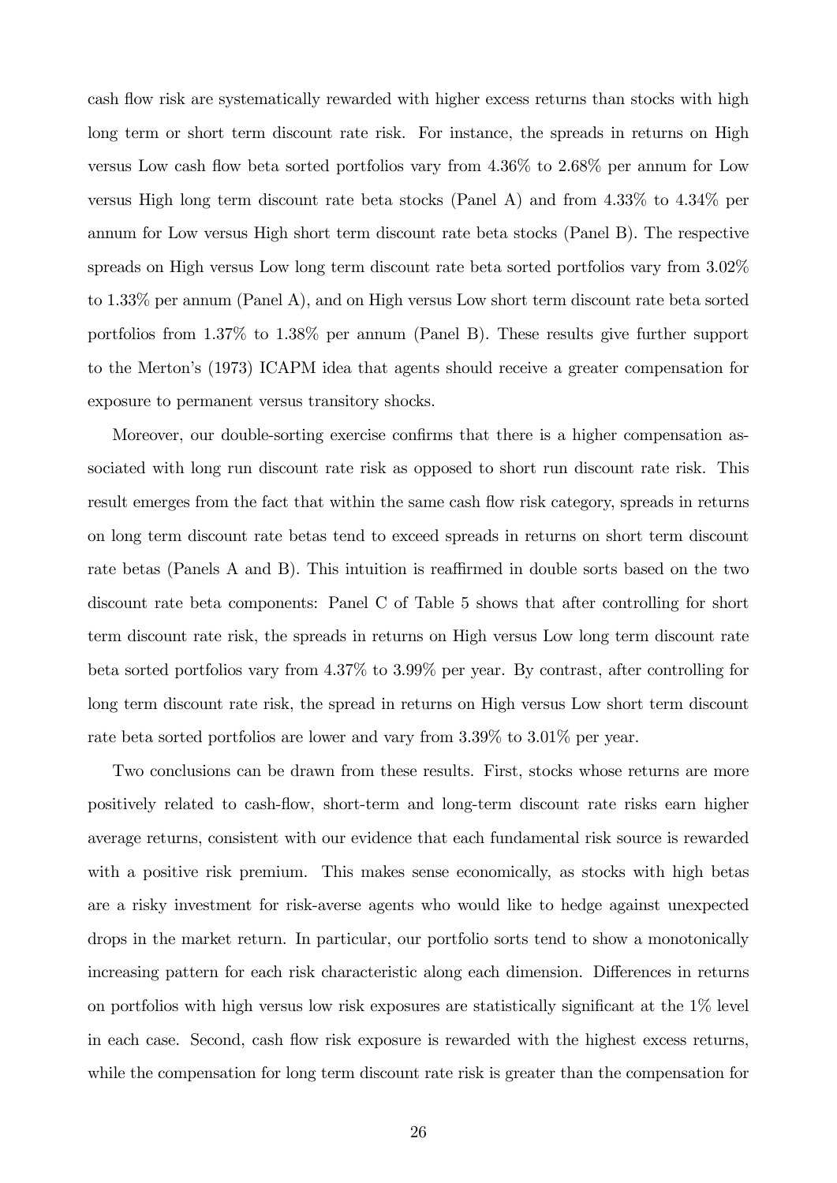cash flow risk are systematically rewarded with higher excess returns than stocks with high long term or short term discount rate risk. For instance, the spreads in returns on High versus Low cash flow beta sorted portfolios vary from 4.36% to 2.68% per annum for Low versus High long term discount rate beta stocks (Panel A) and from 4.33% to 4.34% per annum for Low versus High short term discount rate beta stocks (Panel B). The respective spreads on High versus Low long term discount rate beta sorted portfolios vary from 3.02% to 1.33% per annum (Panel A), and on High versus Low short term discount rate beta sorted portfolios from 1.37% to 1.38% per annum (Panel B). These results give further support to the Merton's (1973) ICAPM idea that agents should receive a greater compensation for exposure to permanent versus transitory shocks.

Moreover, our double-sorting exercise confirms that there is a higher compensation associated with long run discount rate risk as opposed to short run discount rate risk. This result emerges from the fact that within the same cash flow risk category, spreads in returns on long term discount rate betas tend to exceed spreads in returns on short term discount rate betas (Panels A and B). This intuition is reaffirmed in double sorts based on the two discount rate beta components: Panel C of Table 5 shows that after controlling for short term discount rate risk, the spreads in returns on High versus Low long term discount rate beta sorted portfolios vary from 4.37% to 3.99% per year. By contrast, after controlling for long term discount rate risk, the spread in returns on High versus Low short term discount rate beta sorted portfolios are lower and vary from 3.39% to 3.01% per year.

Two conclusions can be drawn from these results. First, stocks whose returns are more positively related to cash-flow, short-term and long-term discount rate risks earn higher average returns, consistent with our evidence that each fundamental risk source is rewarded with a positive risk premium. This makes sense economically, as stocks with high betas are a risky investment for risk-averse agents who would like to hedge against unexpected drops in the market return. In particular, our portfolio sorts tend to show a monotonically increasing pattern for each risk characteristic along each dimension. Differences in returns on portfolios with high versus low risk exposures are statistically significant at the 1% level in each case. Second, cash flow risk exposure is rewarded with the highest excess returns, while the compensation for long term discount rate risk is greater than the compensation for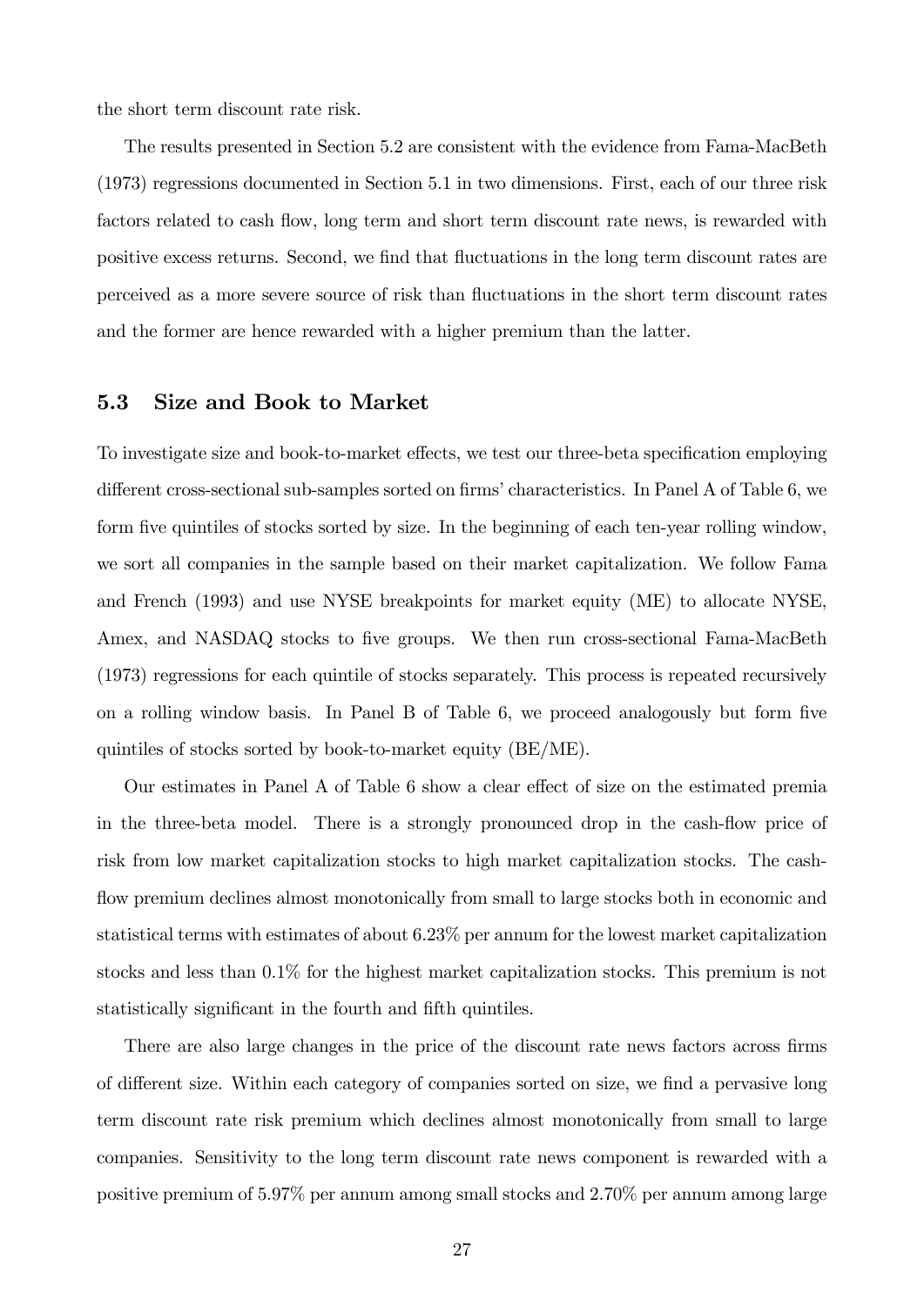the short term discount rate risk.

The results presented in Section 5.2 are consistent with the evidence from Fama-MacBeth (1973) regressions documented in Section 5.1 in two dimensions. First, each of our three risk factors related to cash flow, long term and short term discount rate news, is rewarded with positive excess returns. Second, we find that fluctuations in the long term discount rates are perceived as a more severe source of risk than fluctuations in the short term discount rates and the former are hence rewarded with a higher premium than the latter.

### 5.3 Size and Book to Market

To investigate size and book-to-market effects, we test our three-beta specification employing different cross-sectional sub-samples sorted on firms' characteristics. In Panel A of Table 6, we form five quintiles of stocks sorted by size. In the beginning of each ten-year rolling window, we sort all companies in the sample based on their market capitalization. We follow Fama and French (1993) and use NYSE breakpoints for market equity (ME) to allocate NYSE, Amex, and NASDAQ stocks to five groups. We then run cross-sectional Fama-MacBeth (1973) regressions for each quintile of stocks separately. This process is repeated recursively on a rolling window basis. In Panel B of Table 6, we proceed analogously but form five quintiles of stocks sorted by book-to-market equity (BE/ME).

Our estimates in Panel A of Table 6 show a clear effect of size on the estimated premia in the three-beta model. There is a strongly pronounced drop in the cash-flow price of risk from low market capitalization stocks to high market capitalization stocks. The cash-flow premium declines almost monotonically from small to large stocks both in economic and statistical terms with estimates of about 6.23% per annum for the lowest market capitalization stocks and less than 0.1% for the highest market capitalization stocks. This premium is not statistically significant in the fourth and fifth quintiles.

There are also large changes in the price of the discount rate news factors across firms of different size. Within each category of companies sorted on size, we find a pervasive long term discount rate risk premium which declines almost monotonically from small to large companies. Sensitivity to the long term discount rate news component is rewarded with a positive premium of 5.97% per annum among small stocks and 2.70% per annum among large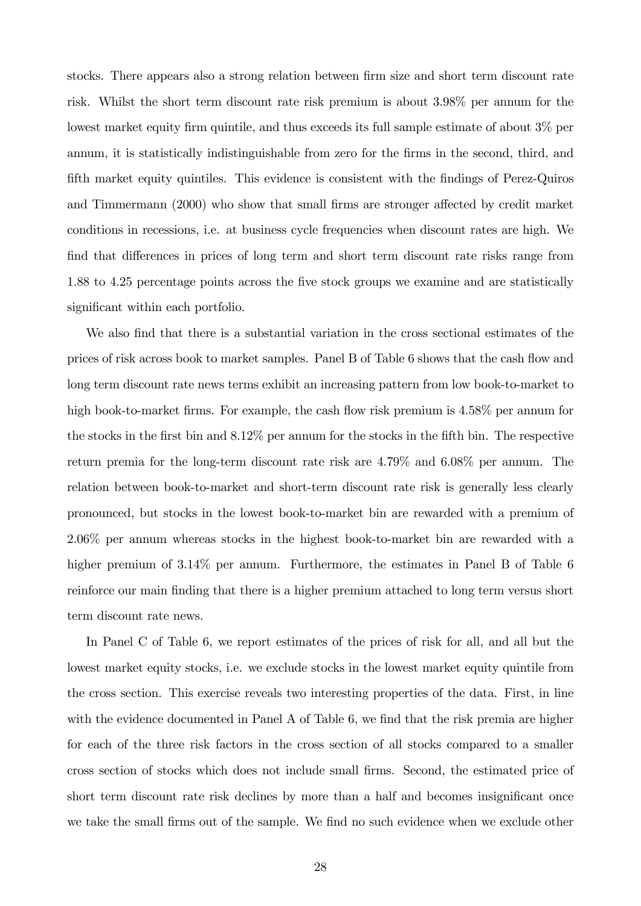stocks. There appears also a strong relation between firm size and short term discount rate risk. Whilst the short term discount rate risk premium is about 3.98% per annum for the lowest market equity firm quintile, and thus exceeds its full sample estimate of about 3% per annum, it is statistically indistinguishable from zero for the firms in the second, third, and fifth market equity quintiles. This evidence is consistent with the findings of Perez-Quiros and Timmermann (2000) who show that small firms are stronger affected by credit market conditions in recessions, i.e. at business cycle frequencies when discount rates are high. We find that differences in prices of long term and short term discount rate risks range from 1.88 to 4.25 percentage points across the five stock groups we examine and are statistically significant within each portfolio.

We also find that there is a substantial variation in the cross sectional estimates of the prices of risk across book to market samples. Panel B of Table 6 shows that the cash flow and long term discount rate news terms exhibit an increasing pattern from low book-to-market to high book-to-market firms. For example, the cash flow risk premium is 4.58% per annum for the stocks in the first bin and 8.12% per annum for the stocks in the fifth bin. The respective return premia for the long-term discount rate risk are 4.79% and 6.08% per annum. The relation between book-to-market and short-term discount rate risk is generally less clearly pronounced, but stocks in the lowest book-to-market bin are rewarded with a premium of 2.06% per annum whereas stocks in the highest book-to-market bin are rewarded with a higher premium of 3.14% per annum. Furthermore, the estimates in Panel B of Table 6 reinforce our main finding that there is a higher premium attached to long term versus short term discount rate news.

In Panel C of Table 6, we report estimates of the prices of risk for all, and all but the lowest market equity stocks, i.e. we exclude stocks in the lowest market equity quintile from the cross section. This exercise reveals two interesting properties of the data. First, in line with the evidence documented in Panel A of Table 6, we find that the risk premia are higher for each of the three risk factors in the cross section of all stocks compared to a smaller cross section of stocks which does not include small firms. Second, the estimated price of short term discount rate risk declines by more than a half and becomes insignificant once we take the small firms out of the sample. We find no such evidence when we exclude other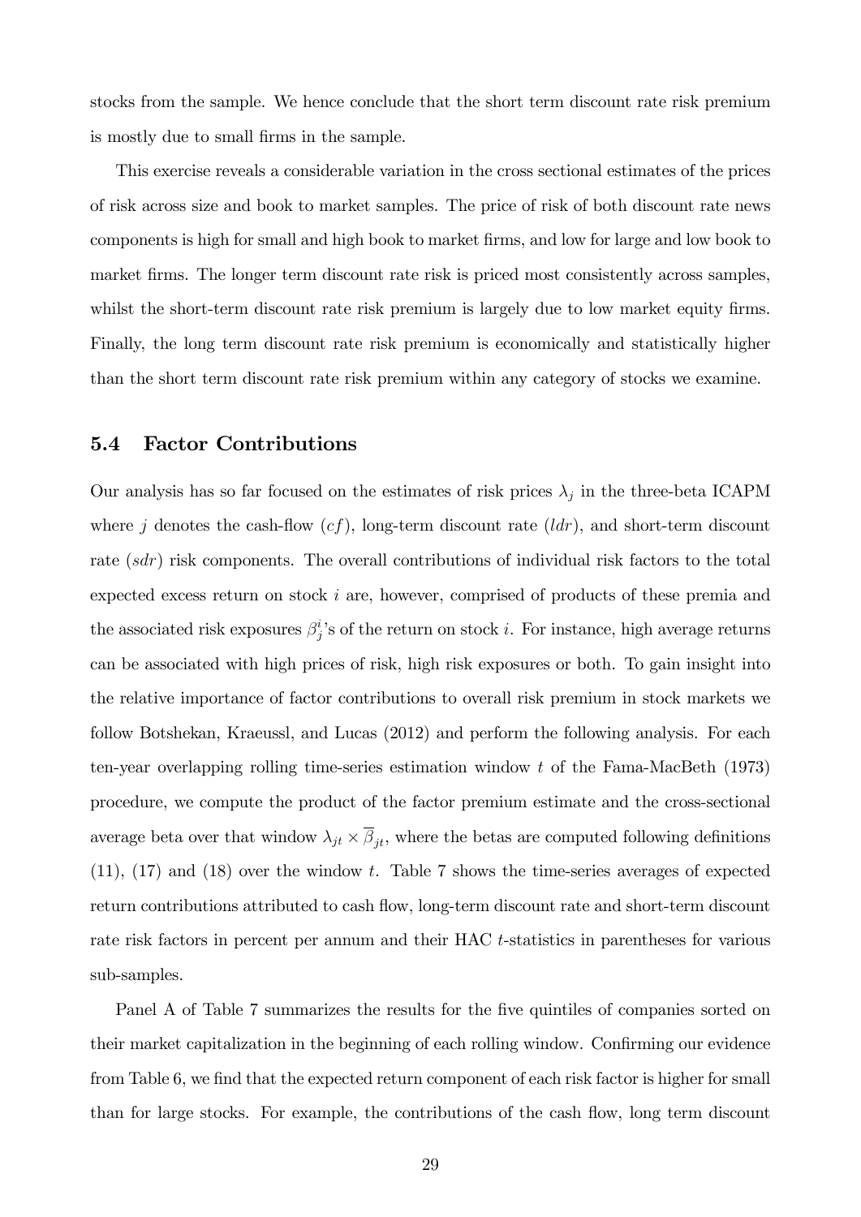stocks from the sample. We hence conclude that the short term discount rate risk premium is mostly due to small firms in the sample.

This exercise reveals a considerable variation in the cross sectional estimates of the prices of risk across size and book to market samples. The price of risk of both discount rate news components is high for small and high book to market firms, and low for large and low book to market firms. The longer term discount rate risk is priced most consistently across samples, whilst the short-term discount rate risk premium is largely due to low market equity firms. Finally, the long term discount rate risk premium is economically and statistically higher than the short term discount rate risk premium within any category of stocks we examine.

## 5.4 Factor Contributions

Our analysis has so far focused on the estimates of risk prices $\lambda_j$ in the three-beta ICAPM where $j$ denotes the cash-flow ($cf$), long-term discount rate ($ldr$), and short-term discount rate ($sdr$) risk components. The overall contributions of individual risk factors to the total expected excess return on stock $i$ are, however, comprised of products of these premia and the associated risk exposures $\beta_j^i$'s of the return on stock $i$. For instance, high average returns can be associated with high prices of risk, high risk exposures or both. To gain insight into the relative importance of factor contributions to overall risk premium in stock markets we follow Botshekan, Kraeussl, and Lucas (2012) and perform the following analysis. For each ten-year overlapping rolling time-series estimation window $t$ of the Fama-MacBeth (1973) procedure, we compute the product of the factor premium estimate and the cross-sectional average beta over that window $\lambda_{jt} \times \overline{\beta}_{jt}$, where the betas are computed following definitions (11), (17) and (18) over the window $t$. Table 7 shows the time-series averages of expected return contributions attributed to cash flow, long-term discount rate and short-term discount rate risk factors in percent per annum and their HAC $t$-statistics in parentheses for various sub-samples.

Panel A of Table 7 summarizes the results for the five quintiles of companies sorted on their market capitalization in the beginning of each rolling window. Confirming our evidence from Table 6, we find that the expected return component of each risk factor is higher for small than for large stocks. For example, the contributions of the cash flow, long term discount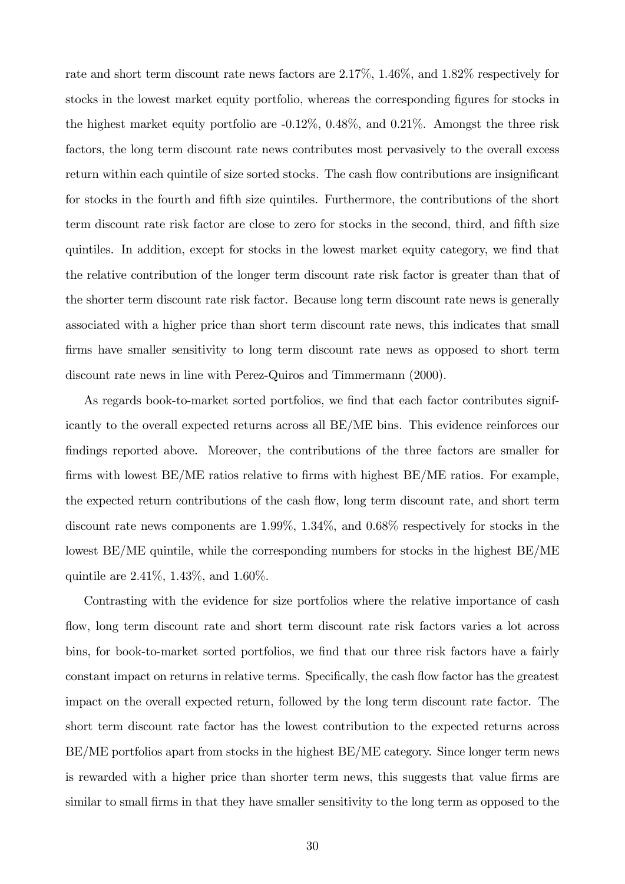rate and short term discount rate news factors are 2.17%, 1.46%, and 1.82% respectively for stocks in the lowest market equity portfolio, whereas the corresponding figures for stocks in the highest market equity portfolio are -0.12%, 0.48%, and 0.21%. Amongst the three risk factors, the long term discount rate news contributes most pervasively to the overall excess return within each quintile of size sorted stocks. The cash flow contributions are insignificant for stocks in the fourth and fifth size quintiles. Furthermore, the contributions of the short term discount rate risk factor are close to zero for stocks in the second, third, and fifth size quintiles. In addition, except for stocks in the lowest market equity category, we find that the relative contribution of the longer term discount rate risk factor is greater than that of the shorter term discount rate risk factor. Because long term discount rate news is generally associated with a higher price than short term discount rate news, this indicates that small firms have smaller sensitivity to long term discount rate news as opposed to short term discount rate news in line with Perez-Quiros and Timmermann (2000).

As regards book-to-market sorted portfolios, we find that each factor contributes significantly to the overall expected returns across all BE/ME bins. This evidence reinforces our findings reported above. Moreover, the contributions of the three factors are smaller for firms with lowest BE/ME ratios relative to firms with highest BE/ME ratios. For example, the expected return contributions of the cash flow, long term discount rate, and short term discount rate news components are 1.99%, 1.34%, and 0.68% respectively for stocks in the lowest BE/ME quintile, while the corresponding numbers for stocks in the highest BE/ME quintile are 2.41%, 1.43%, and 1.60%.

Contrasting with the evidence for size portfolios where the relative importance of cash flow, long term discount rate and short term discount rate risk factors varies a lot across bins, for book-to-market sorted portfolios, we find that our three risk factors have a fairly constant impact on returns in relative terms. Specifically, the cash flow factor has the greatest impact on the overall expected return, followed by the long term discount rate factor. The short term discount rate factor has the lowest contribution to the expected returns across BE/ME portfolios apart from stocks in the highest BE/ME category. Since longer term news is rewarded with a higher price than shorter term news, this suggests that value firms are similar to small firms in that they have smaller sensitivity to the long term as opposed to the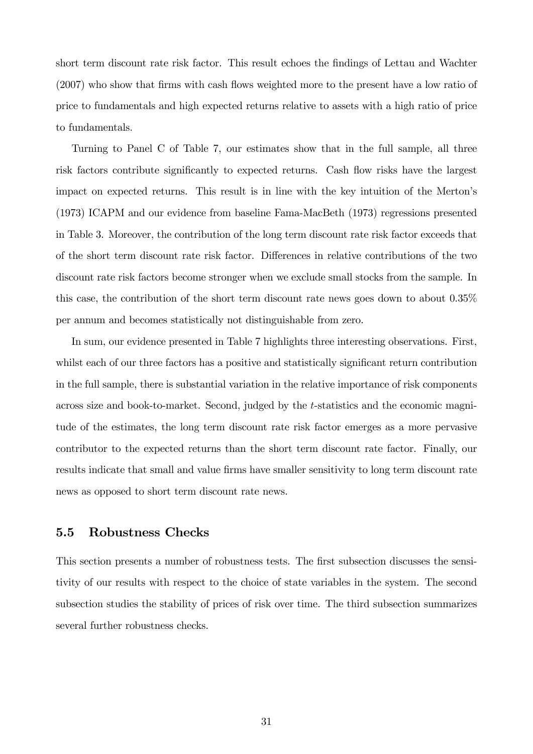short term discount rate risk factor. This result echoes the findings of Lettau and Wachter (2007) who show that firms with cash flows weighted more to the present have a low ratio of price to fundamentals and high expected returns relative to assets with a high ratio of price to fundamentals.

Turning to Panel C of Table 7, our estimates show that in the full sample, all three risk factors contribute significantly to expected returns. Cash flow risks have the largest impact on expected returns. This result is in line with the key intuition of the Merton's (1973) ICAPM and our evidence from baseline Fama-MacBeth (1973) regressions presented in Table 3. Moreover, the contribution of the long term discount rate risk factor exceeds that of the short term discount rate risk factor. Differences in relative contributions of the two discount rate risk factors become stronger when we exclude small stocks from the sample. In this case, the contribution of the short term discount rate news goes down to about 0.35% per annum and becomes statistically not distinguishable from zero.

In sum, our evidence presented in Table 7 highlights three interesting observations. First, whilst each of our three factors has a positive and statistically significant return contribution in the full sample, there is substantial variation in the relative importance of risk components across size and book-to-market. Second, judged by the $t$-statistics and the economic magnitude of the estimates, the long term discount rate risk factor emerges as a more pervasive contributor to the expected returns than the short term discount rate factor. Finally, our results indicate that small and value firms have smaller sensitivity to long term discount rate news as opposed to short term discount rate news.

### 5.5 Robustness Checks

This section presents a number of robustness tests. The first subsection discusses the sensitivity of our results with respect to the choice of state variables in the system. The second subsection studies the stability of prices of risk over time. The third subsection summarizes several further robustness checks.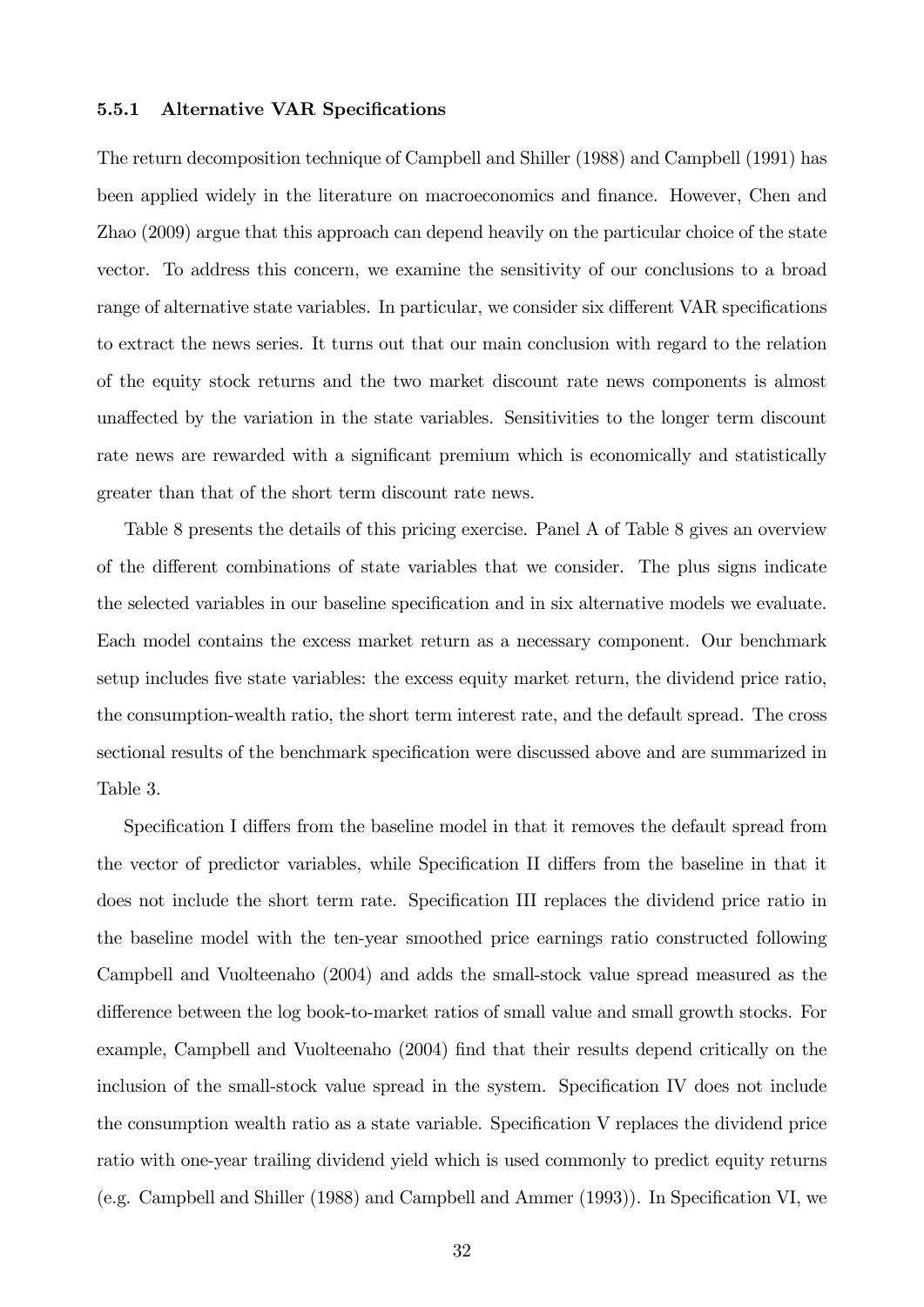#### 5.5.1 Alternative VAR Specifications

The return decomposition technique of Campbell and Shiller (1988) and Campbell (1991) has been applied widely in the literature on macroeconomics and finance. However, Chen and Zhao (2009) argue that this approach can depend heavily on the particular choice of the state vector. To address this concern, we examine the sensitivity of our conclusions to a broad range of alternative state variables. In particular, we consider six different VAR specifications to extract the news series. It turns out that our main conclusion with regard to the relation of the equity stock returns and the two market discount rate news components is almost unaffected by the variation in the state variables. Sensitivities to the longer term discount rate news are rewarded with a significant premium which is economically and statistically greater than that of the short term discount rate news.

Table 8 presents the details of this pricing exercise. Panel A of Table 8 gives an overview of the different combinations of state variables that we consider. The plus signs indicate the selected variables in our baseline specification and in six alternative models we evaluate. Each model contains the excess market return as a necessary component. Our benchmark setup includes five state variables: the excess equity market return, the dividend price ratio, the consumption-wealth ratio, the short term interest rate, and the default spread. The cross sectional results of the benchmark specification were discussed above and are summarized in Table 3.

Specification I differs from the baseline model in that it removes the default spread from the vector of predictor variables, while Specification II differs from the baseline in that it does not include the short term rate. Specification III replaces the dividend price ratio in the baseline model with the ten-year smoothed price earnings ratio constructed following Campbell and Vuolteenaho (2004) and adds the small-stock value spread measured as the difference between the log book-to-market ratios of small value and small growth stocks. For example, Campbell and Vuolteenaho (2004) find that their results depend critically on the inclusion of the small-stock value spread in the system. Specification IV does not include the consumption wealth ratio as a state variable. Specification V replaces the dividend price ratio with one-year trailing dividend yield which is used commonly to predict equity returns (e.g. Campbell and Shiller (1988) and Campbell and Ammer (1993)). In Specification VI, we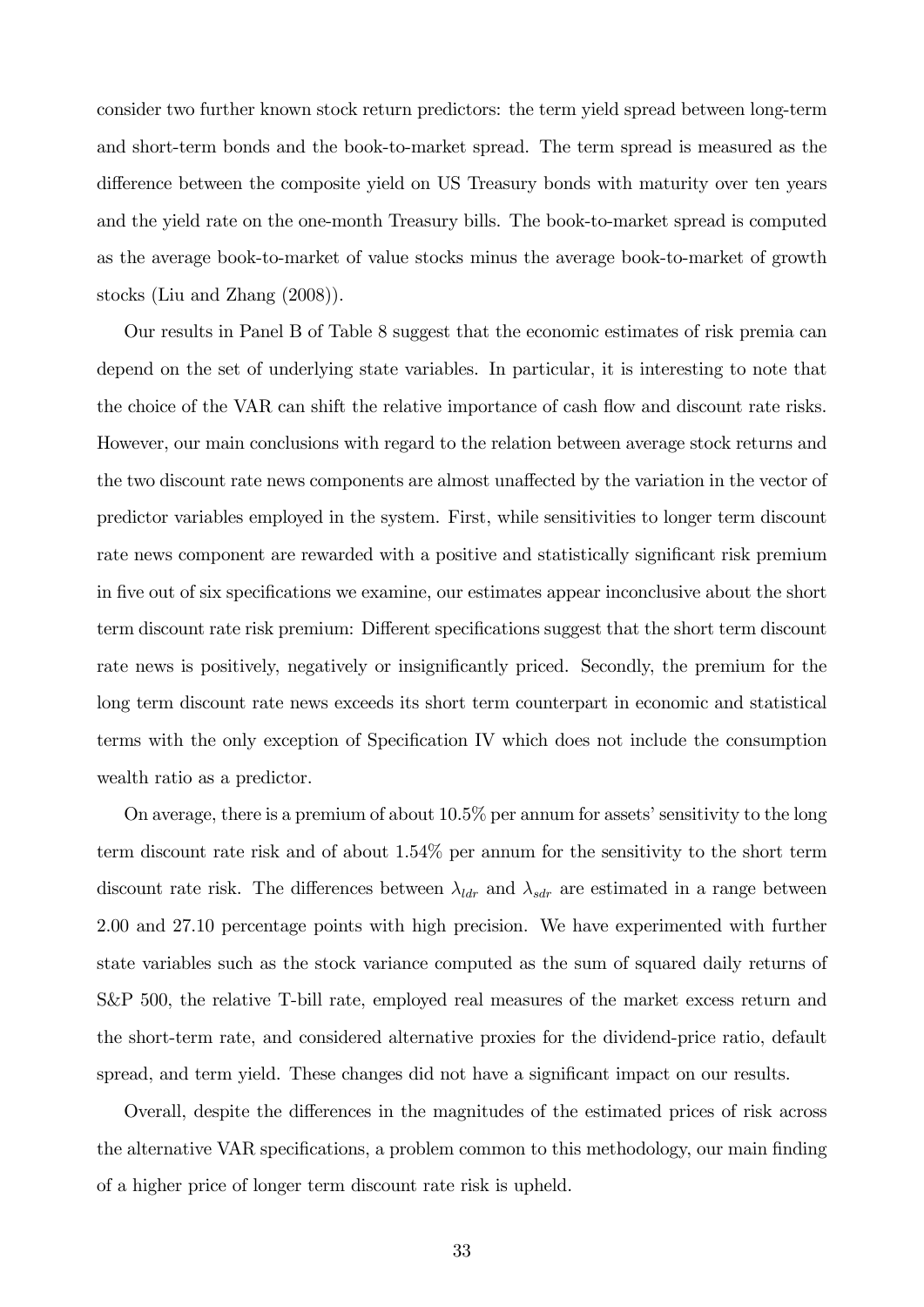consider two further known stock return predictors: the term yield spread between long-term and short-term bonds and the book-to-market spread. The term spread is measured as the difference between the composite yield on US Treasury bonds with maturity over ten years and the yield rate on the one-month Treasury bills. The book-to-market spread is computed as the average book-to-market of value stocks minus the average book-to-market of growth stocks (Liu and Zhang (2008)).

Our results in Panel B of Table 8 suggest that the economic estimates of risk premia can depend on the set of underlying state variables. In particular, it is interesting to note that the choice of the VAR can shift the relative importance of cash flow and discount rate risks. However, our main conclusions with regard to the relation between average stock returns and the two discount rate news components are almost unaffected by the variation in the vector of predictor variables employed in the system. First, while sensitivities to longer term discount rate news component are rewarded with a positive and statistically significant risk premium in five out of six specifications we examine, our estimates appear inconclusive about the short term discount rate risk premium: Different specifications suggest that the short term discount rate news is positively, negatively or insignificantly priced. Secondly, the premium for the long term discount rate news exceeds its short term counterpart in economic and statistical terms with the only exception of Specification IV which does not include the consumption wealth ratio as a predictor.

On average, there is a premium of about 10.5% per annum for assets' sensitivity to the long term discount rate risk and of about 1.54% per annum for the sensitivity to the short term discount rate risk. The differences between $\lambda_{ldr}$ and $\lambda_{sdr}$ are estimated in a range between 2.00 and 27.10 percentage points with high precision. We have experimented with further state variables such as the stock variance computed as the sum of squared daily returns of S&P 500, the relative T-bill rate, employed real measures of the market excess return and the short-term rate, and considered alternative proxies for the dividend-price ratio, default spread, and term yield. These changes did not have a significant impact on our results.

Overall, despite the differences in the magnitudes of the estimated prices of risk across the alternative VAR specifications, a problem common to this methodology, our main finding of a higher price of longer term discount rate risk is upheld.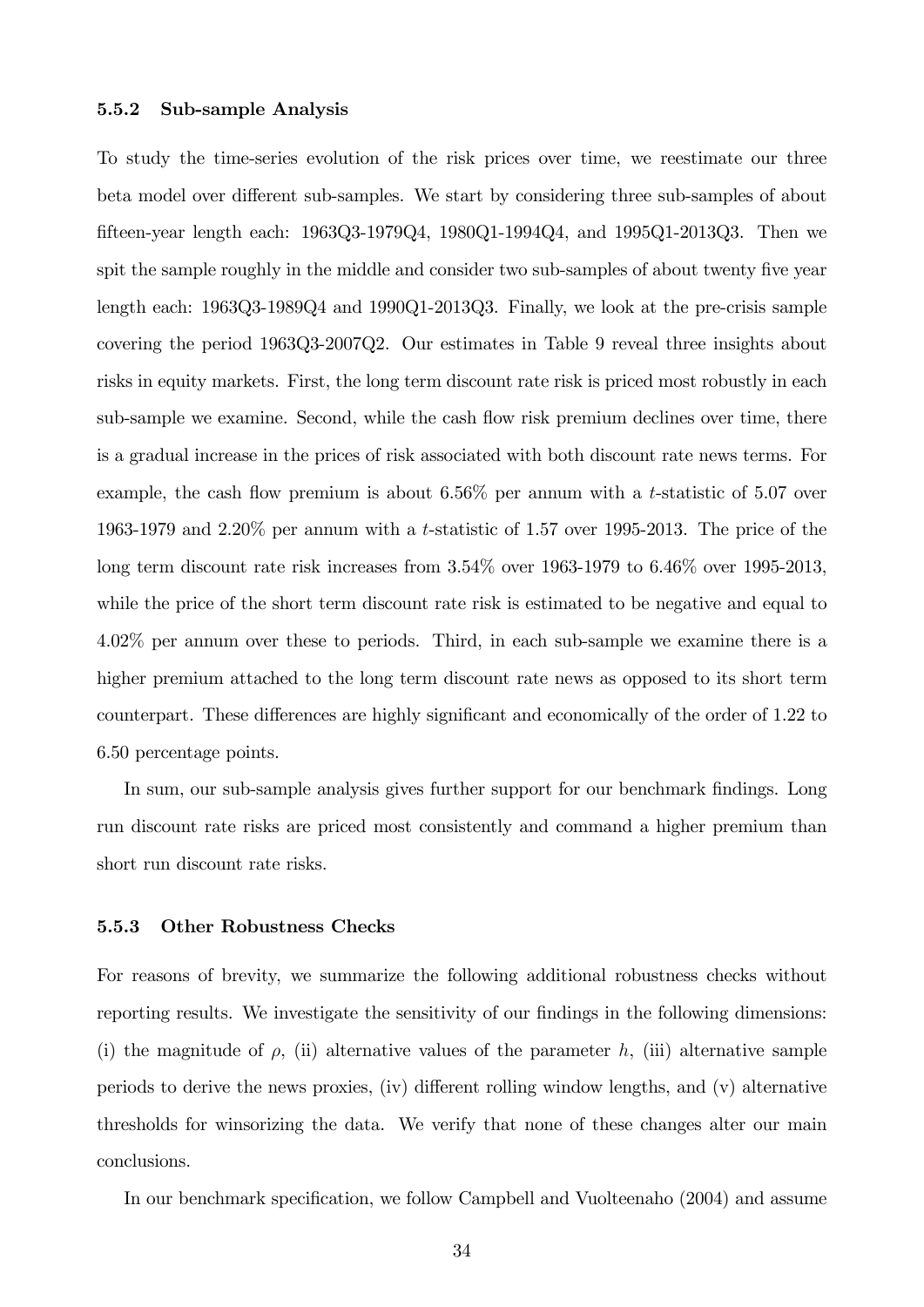### 5.5.2 Sub-sample Analysis

To study the time-series evolution of the risk prices over time, we reestimate our three beta model over different sub-samples. We start by considering three sub-samples of about fifteen-year length each: 1963Q3-1979Q4, 1980Q1-1994Q4, and 1995Q1-2013Q3. Then we spit the sample roughly in the middle and consider two sub-samples of about twenty five year length each: 1963Q3-1989Q4 and 1990Q1-2013Q3. Finally, we look at the pre-crisis sample covering the period 1963Q3-2007Q2. Our estimates in Table 9 reveal three insights about risks in equity markets. First, the long term discount rate risk is priced most robustly in each sub-sample we examine. Second, while the cash flow risk premium declines over time, there is a gradual increase in the prices of risk associated with both discount rate news terms. For example, the cash flow premium is about 6.56% per annum with a $t$-statistic of 5.07 over 1963-1979 and 2.20% per annum with a $t$-statistic of 1.57 over 1995-2013. The price of the long term discount rate risk increases from 3.54% over 1963-1979 to 6.46% over 1995-2013, while the price of the short term discount rate risk is estimated to be negative and equal to 4.02% per annum over these to periods. Third, in each sub-sample we examine there is a higher premium attached to the long term discount rate news as opposed to its short term counterpart. These differences are highly significant and economically of the order of 1.22 to 6.50 percentage points.

In sum, our sub-sample analysis gives further support for our benchmark findings. Long run discount rate risks are priced most consistently and command a higher premium than short run discount rate risks.

### 5.5.3 Other Robustness Checks

For reasons of brevity, we summarize the following additional robustness checks without reporting results. We investigate the sensitivity of our findings in the following dimensions: (i) the magnitude of $\rho$, (ii) alternative values of the parameter $h$, (iii) alternative sample periods to derive the news proxies, (iv) different rolling window lengths, and (v) alternative thresholds for winsorizing the data. We verify that none of these changes alter our main conclusions.

In our benchmark specification, we follow Campbell and Vuolteenaho (2004) and assume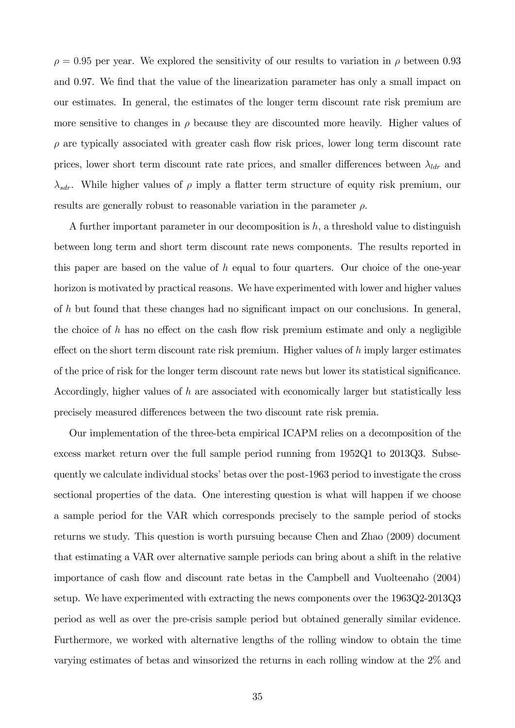$\rho = 0.95$ per year. We explored the sensitivity of our results to variation in $\rho$ between 0.93 and 0.97. We find that the value of the linearization parameter has only a small impact on our estimates. In general, the estimates of the longer term discount rate risk premium are more sensitive to changes in $\rho$ because they are discounted more heavily. Higher values of $\rho$ are typically associated with greater cash flow risk prices, lower long term discount rate prices, lower short term discount rate rate prices, and smaller differences between $\lambda_{ldr}$ and $\lambda_{sdr}$. While higher values of $\rho$ imply a flatter term structure of equity risk premium, our results are generally robust to reasonable variation in the parameter $\rho$.

A further important parameter in our decomposition is $h$, a threshold value to distinguish between long term and short term discount rate news components. The results reported in this paper are based on the value of $h$ equal to four quarters. Our choice of the one-year horizon is motivated by practical reasons. We have experimented with lower and higher values of $h$ but found that these changes had no significant impact on our conclusions. In general, the choice of $h$ has no effect on the cash flow risk premium estimate and only a negligible effect on the short term discount rate risk premium. Higher values of $h$ imply larger estimates of the price of risk for the longer term discount rate news but lower its statistical significance. Accordingly, higher values of $h$ are associated with economically larger but statistically less precisely measured differences between the two discount rate risk premia.

Our implementation of the three-beta empirical ICAPM relies on a decomposition of the excess market return over the full sample period running from 1952Q1 to 2013Q3. Subsequently we calculate individual stocks' betas over the post-1963 period to investigate the cross sectional properties of the data. One interesting question is what will happen if we choose a sample period for the VAR which corresponds precisely to the sample period of stocks returns we study. This question is worth pursuing because Chen and Zhao (2009) document that estimating a VAR over alternative sample periods can bring about a shift in the relative importance of cash flow and discount rate betas in the Campbell and Vuolteenaho (2004) setup. We have experimented with extracting the news components over the 1963Q2-2013Q3 period as well as over the pre-crisis sample period but obtained generally similar evidence. Furthermore, we worked with alternative lengths of the rolling window to obtain the time varying estimates of betas and winsorized the returns in each rolling window at the 2% and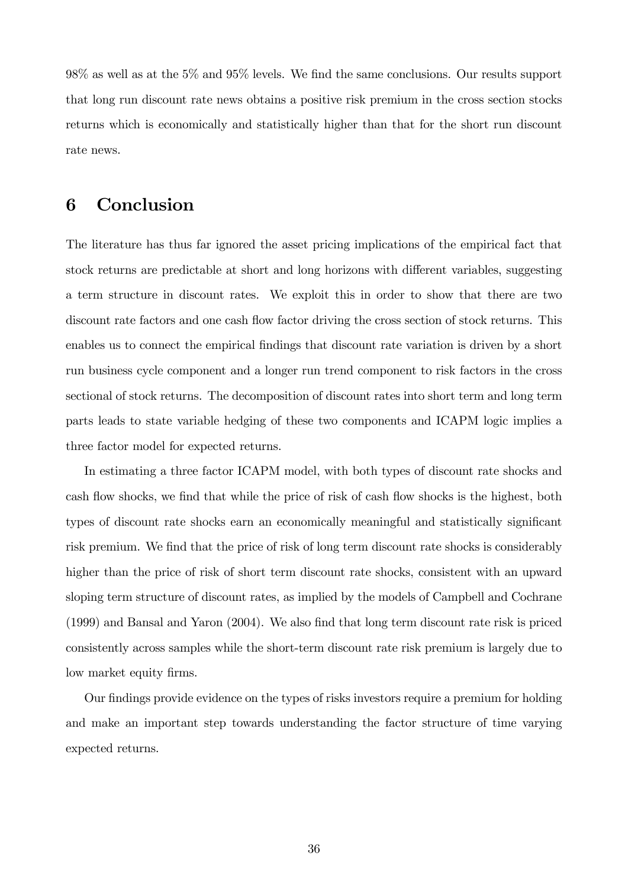98% as well as at the 5% and 95% levels. We find the same conclusions. Our results support that long run discount rate news obtains a positive risk premium in the cross section stocks returns which is economically and statistically higher than that for the short run discount rate news.

# 6 Conclusion

The literature has thus far ignored the asset pricing implications of the empirical fact that stock returns are predictable at short and long horizons with different variables, suggesting a term structure in discount rates. We exploit this in order to show that there are two discount rate factors and one cash flow factor driving the cross section of stock returns. This enables us to connect the empirical findings that discount rate variation is driven by a short run business cycle component and a longer run trend component to risk factors in the cross sectional of stock returns. The decomposition of discount rates into short term and long term parts leads to state variable hedging of these two components and ICAPM logic implies a three factor model for expected returns.

In estimating a three factor ICAPM model, with both types of discount rate shocks and cash flow shocks, we find that while the price of risk of cash flow shocks is the highest, both types of discount rate shocks earn an economically meaningful and statistically significant risk premium. We find that the price of risk of long term discount rate shocks is considerably higher than the price of risk of short term discount rate shocks, consistent with an upward sloping term structure of discount rates, as implied by the models of Campbell and Cochrane (1999) and Bansal and Yaron (2004). We also find that long term discount rate risk is priced consistently across samples while the short-term discount rate risk premium is largely due to low market equity firms.

Our findings provide evidence on the types of risks investors require a premium for holding and make an important step towards understanding the factor structure of time varying expected returns.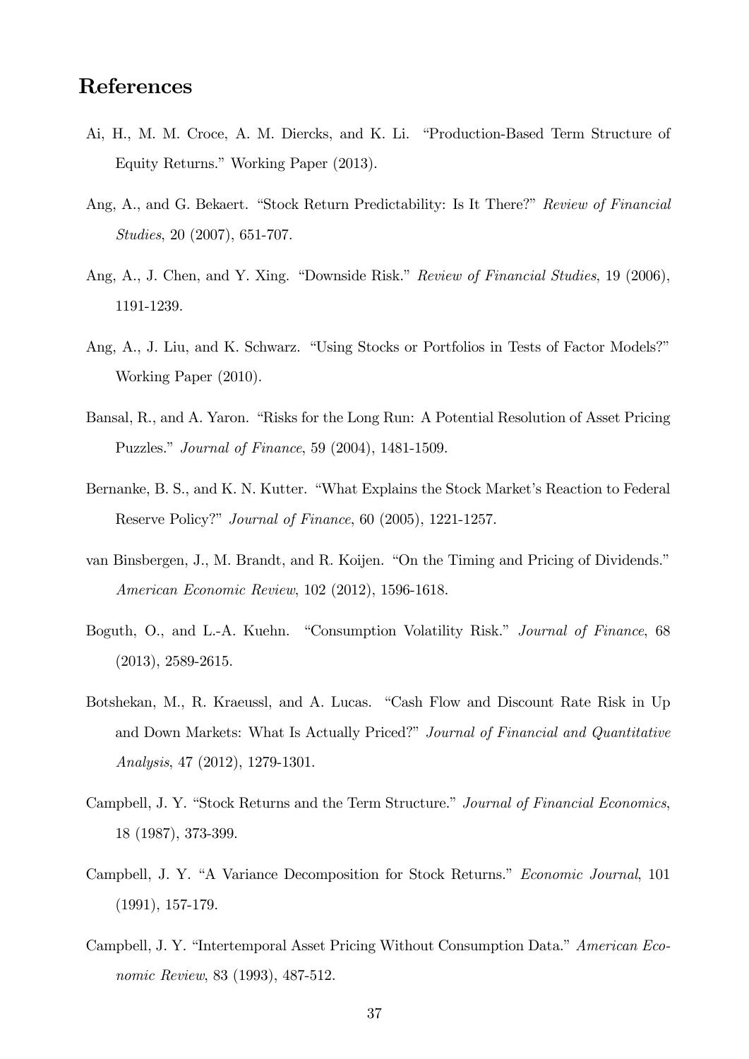## References

Ai, H., M. M. Croce, A. M. Diercks, and K. Li. "Production-Based Term Structure of Equity Returns." Working Paper (2013).

Ang, A., and G. Bekaert. "Stock Return Predictability: Is It There?" *Review of Financial Studies*, 20 (2007), 651-707.

Ang, A., J. Chen, and Y. Xing. "Downside Risk." *Review of Financial Studies*, 19 (2006), 1191-1239.

Ang, A., J. Liu, and K. Schwarz. "Using Stocks or Portfolios in Tests of Factor Models?" Working Paper (2010).

Bansal, R., and A. Yaron. "Risks for the Long Run: A Potential Resolution of Asset Pricing Puzzles." *Journal of Finance*, 59 (2004), 1481-1509.

Bernanke, B. S., and K. N. Kutter. "What Explains the Stock Market's Reaction to Federal Reserve Policy?" *Journal of Finance*, 60 (2005), 1221-1257.

van Binsbergen, J., M. Brandt, and R. Koijen. "On the Timing and Pricing of Dividends." *American Economic Review*, 102 (2012), 1596-1618.

Boguth, O., and L.-A. Kuehn. "Consumption Volatility Risk." *Journal of Finance*, 68 (2013), 2589-2615.

Botshekan, M., R. Kraeussl, and A. Lucas. "Cash Flow and Discount Rate Risk in Up and Down Markets: What Is Actually Priced?" *Journal of Financial and Quantitative Analysis*, 47 (2012), 1279-1301.

Campbell, J. Y. "Stock Returns and the Term Structure." *Journal of Financial Economics*, 18 (1987), 373-399.

Campbell, J. Y. "A Variance Decomposition for Stock Returns." *Economic Journal*, 101 (1991), 157-179.

Campbell, J. Y. "Intertemporal Asset Pricing Without Consumption Data." *American Economic Review*, 83 (1993), 487-512.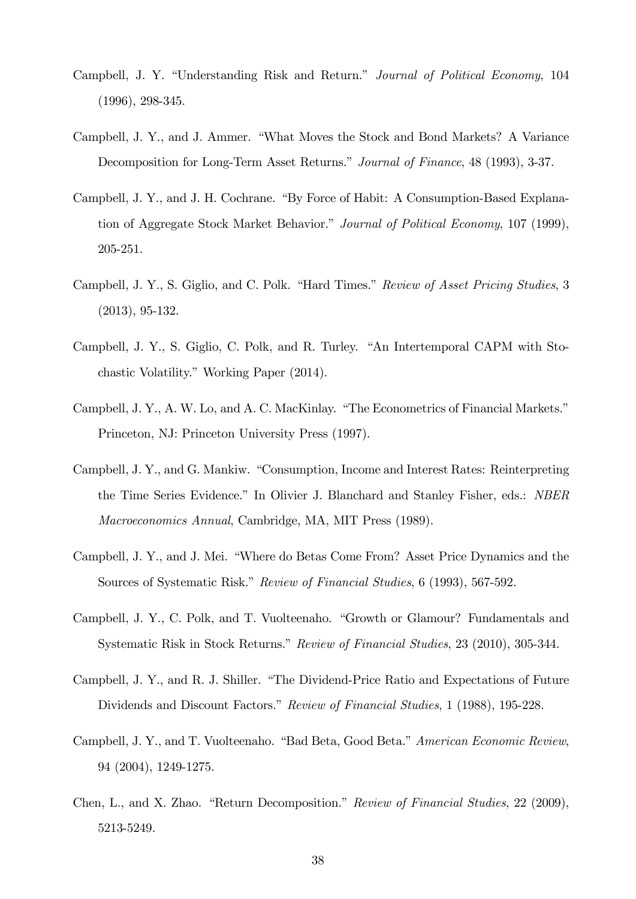Campbell, J. Y. "Understanding Risk and Return." *Journal of Political Economy*, 104 (1996), 298-345.

Campbell, J. Y., and J. Ammer. "What Moves the Stock and Bond Markets? A Variance Decomposition for Long-Term Asset Returns." *Journal of Finance*, 48 (1993), 3-37.

Campbell, J. Y., and J. H. Cochrane. "By Force of Habit: A Consumption-Based Explanation of Aggregate Stock Market Behavior." *Journal of Political Economy*, 107 (1999), 205-251.

Campbell, J. Y., S. Giglio, and C. Polk. "Hard Times." *Review of Asset Pricing Studies*, 3 (2013), 95-132.

Campbell, J. Y., S. Giglio, C. Polk, and R. Turley. "An Intertemporal CAPM with Stochastic Volatility." Working Paper (2014).

Campbell, J. Y., A. W. Lo, and A. C. MacKinlay. "The Econometrics of Financial Markets." Princeton, NJ: Princeton University Press (1997).

Campbell, J. Y., and G. Mankiw. "Consumption, Income and Interest Rates: Reinterpreting the Time Series Evidence." In Olivier J. Blanchard and Stanley Fisher, eds.: *NBER Macroeconomics Annual*, Cambridge, MA, MIT Press (1989).

Campbell, J. Y., and J. Mei. "Where do Betas Come From? Asset Price Dynamics and the Sources of Systematic Risk." *Review of Financial Studies*, 6 (1993), 567-592.

Campbell, J. Y., C. Polk, and T. Vuolteenaho. "Growth or Glamour? Fundamentals and Systematic Risk in Stock Returns." *Review of Financial Studies*, 23 (2010), 305-344.

Campbell, J. Y., and R. J. Shiller. "The Dividend-Price Ratio and Expectations of Future Dividends and Discount Factors." *Review of Financial Studies*, 1 (1988), 195-228.

Campbell, J. Y., and T. Vuolteenaho. "Bad Beta, Good Beta." *American Economic Review*, 94 (2004), 1249-1275.

Chen, L., and X. Zhao. "Return Decomposition." *Review of Financial Studies*, 22 (2009), 5213-5249.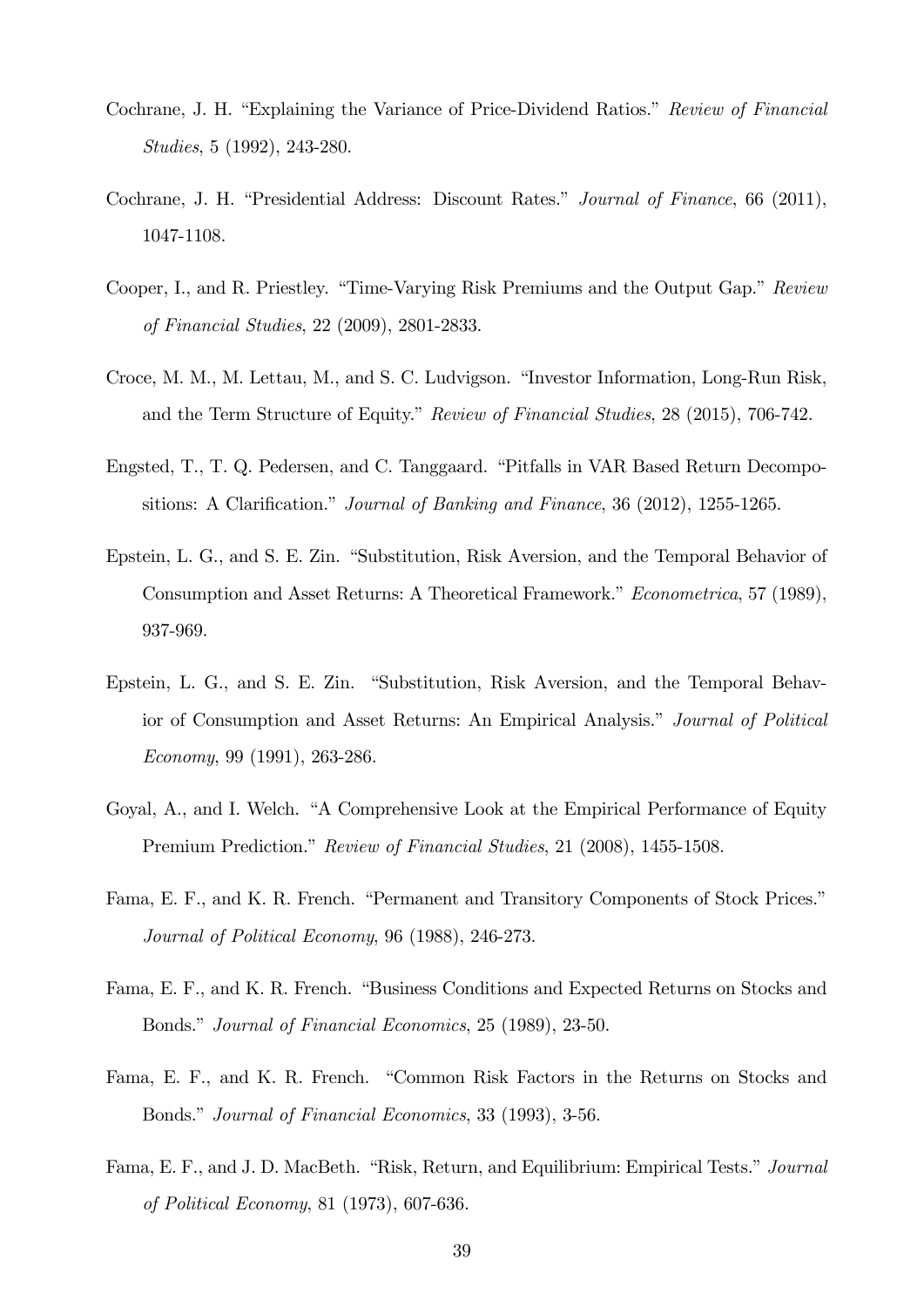Cochrane, J. H. "Explaining the Variance of Price-Dividend Ratios." *Review of Financial Studies*, 5 (1992), 243-280.

Cochrane, J. H. "Presidential Address: Discount Rates." *Journal of Finance*, 66 (2011), 1047-1108.

Cooper, I., and R. Priestley. "Time-Varying Risk Premiums and the Output Gap." *Review of Financial Studies*, 22 (2009), 2801-2833.

Croce, M. M., M. Lettau, M., and S. C. Ludvigson. "Investor Information, Long-Run Risk, and the Term Structure of Equity." *Review of Financial Studies*, 28 (2015), 706-742.

Engsted, T., T. Q. Pedersen, and C. Tanggaard. "Pitfalls in VAR Based Return Decompositions: A Clarification." *Journal of Banking and Finance*, 36 (2012), 1255-1265.

Epstein, L. G., and S. E. Zin. "Substitution, Risk Aversion, and the Temporal Behavior of Consumption and Asset Returns: A Theoretical Framework." *Econometrica*, 57 (1989), 937-969.

Epstein, L. G., and S. E. Zin. "Substitution, Risk Aversion, and the Temporal Behavior of Consumption and Asset Returns: An Empirical Analysis." *Journal of Political Economy*, 99 (1991), 263-286.

Goyal, A., and I. Welch. "A Comprehensive Look at the Empirical Performance of Equity Premium Prediction." *Review of Financial Studies*, 21 (2008), 1455-1508.

Fama, E. F., and K. R. French. "Permanent and Transitory Components of Stock Prices." *Journal of Political Economy*, 96 (1988), 246-273.

Fama, E. F., and K. R. French. "Business Conditions and Expected Returns on Stocks and Bonds." *Journal of Financial Economics*, 25 (1989), 23-50.

Fama, E. F., and K. R. French. "Common Risk Factors in the Returns on Stocks and Bonds." *Journal of Financial Economics*, 33 (1993), 3-56.

Fama, E. F., and J. D. MacBeth. "Risk, Return, and Equilibrium: Empirical Tests." *Journal of Political Economy*, 81 (1973), 607-636.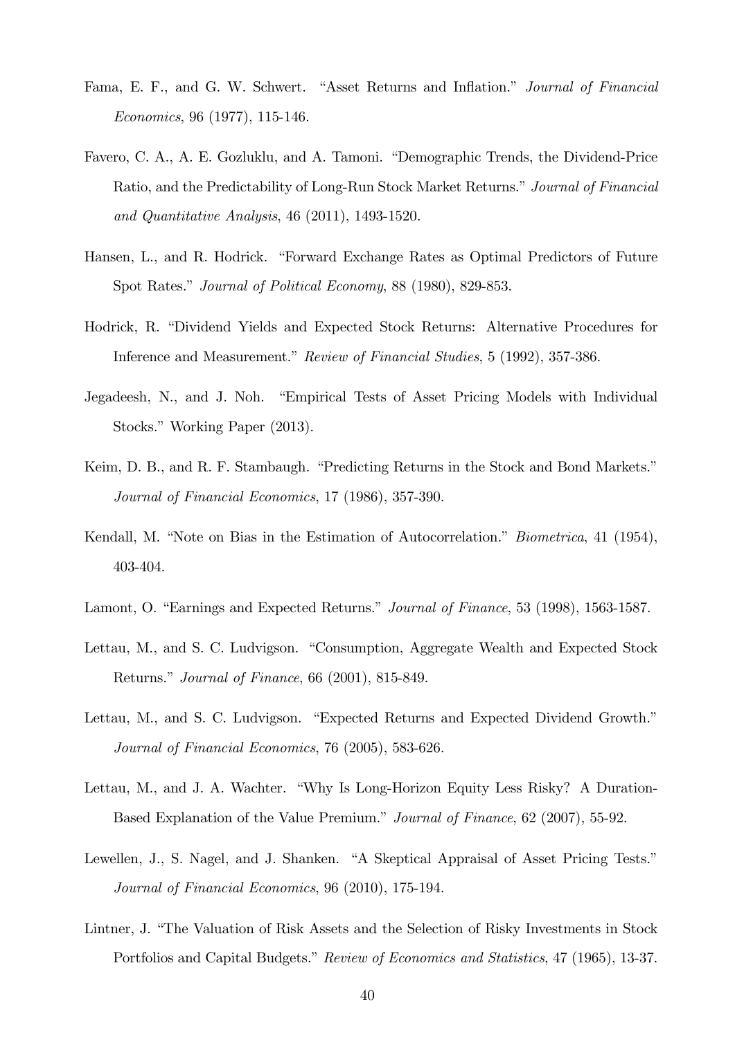Fama, E. F., and G. W. Schwert. "Asset Returns and Inflation." *Journal of Financial Economics*, 96 (1977), 115-146.

Favero, C. A., A. E. Gozluklu, and A. Tamoni. "Demographic Trends, the Dividend-Price Ratio, and the Predictability of Long-Run Stock Market Returns." *Journal of Financial and Quantitative Analysis*, 46 (2011), 1493-1520.

Hansen, L., and R. Hodrick. "Forward Exchange Rates as Optimal Predictors of Future Spot Rates." *Journal of Political Economy*, 88 (1980), 829-853.

Hodrick, R. "Dividend Yields and Expected Stock Returns: Alternative Procedures for Inference and Measurement." *Review of Financial Studies*, 5 (1992), 357-386.

Jegadeesh, N., and J. Noh. "Empirical Tests of Asset Pricing Models with Individual Stocks." Working Paper (2013).

Keim, D. B., and R. F. Stambaugh. "Predicting Returns in the Stock and Bond Markets." *Journal of Financial Economics*, 17 (1986), 357-390.

Kendall, M. "Note on Bias in the Estimation of Autocorrelation." *Biometrica*, 41 (1954), 403-404.

Lamont, O. "Earnings and Expected Returns." *Journal of Finance*, 53 (1998), 1563-1587.

Lettau, M., and S. C. Ludvigson. "Consumption, Aggregate Wealth and Expected Stock Returns." *Journal of Finance*, 66 (2001), 815-849.

Lettau, M., and S. C. Ludvigson. "Expected Returns and Expected Dividend Growth." *Journal of Financial Economics*, 76 (2005), 583-626.

Lettau, M., and J. A. Wachter. "Why Is Long-Horizon Equity Less Risky? A Duration-Based Explanation of the Value Premium." *Journal of Finance*, 62 (2007), 55-92.

Lewellen, J., S. Nagel, and J. Shanken. "A Skeptical Appraisal of Asset Pricing Tests." *Journal of Financial Economics*, 96 (2010), 175-194.

Lintner, J. "The Valuation of Risk Assets and the Selection of Risky Investments in Stock Portfolios and Capital Budgets." *Review of Economics and Statistics*, 47 (1965), 13-37.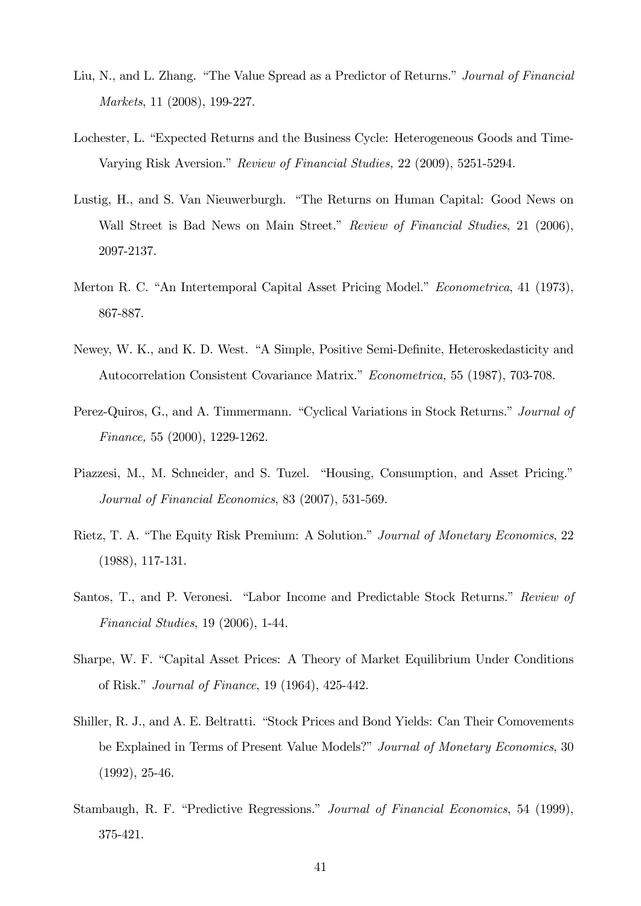Liu, N., and L. Zhang. "The Value Spread as a Predictor of Returns." *Journal of Financial Markets*, 11 (2008), 199-227.

Lochester, L. "Expected Returns and the Business Cycle: Heterogeneous Goods and Time-Varying Risk Aversion." *Review of Financial Studies,* 22 (2009), 5251-5294.

Lustig, H., and S. Van Nieuwerburgh. "The Returns on Human Capital: Good News on Wall Street is Bad News on Main Street." *Review of Financial Studies*, 21 (2006), 2097-2137.

Merton R. C. "An Intertemporal Capital Asset Pricing Model." *Econometrica*, 41 (1973), 867-887.

Newey, W. K., and K. D. West. "A Simple, Positive Semi-Definite, Heteroskedasticity and Autocorrelation Consistent Covariance Matrix." *Econometrica,* 55 (1987), 703-708.

Perez-Quiros, G., and A. Timmermann. "Cyclical Variations in Stock Returns." *Journal of Finance,* 55 (2000), 1229-1262.

Piazzesi, M., M. Schneider, and S. Tuzel. "Housing, Consumption, and Asset Pricing." *Journal of Financial Economics*, 83 (2007), 531-569.

Rietz, T. A. "The Equity Risk Premium: A Solution." *Journal of Monetary Economics*, 22 (1988), 117-131.

Santos, T., and P. Veronesi. "Labor Income and Predictable Stock Returns." *Review of Financial Studies*, 19 (2006), 1-44.

Sharpe, W. F. "Capital Asset Prices: A Theory of Market Equilibrium Under Conditions of Risk." *Journal of Finance*, 19 (1964), 425-442.

Shiller, R. J., and A. E. Beltratti. "Stock Prices and Bond Yields: Can Their Comovements be Explained in Terms of Present Value Models?" *Journal of Monetary Economics*, 30 (1992), 25-46.

Stambaugh, R. F. "Predictive Regressions." *Journal of Financial Economics*, 54 (1999), 375-421.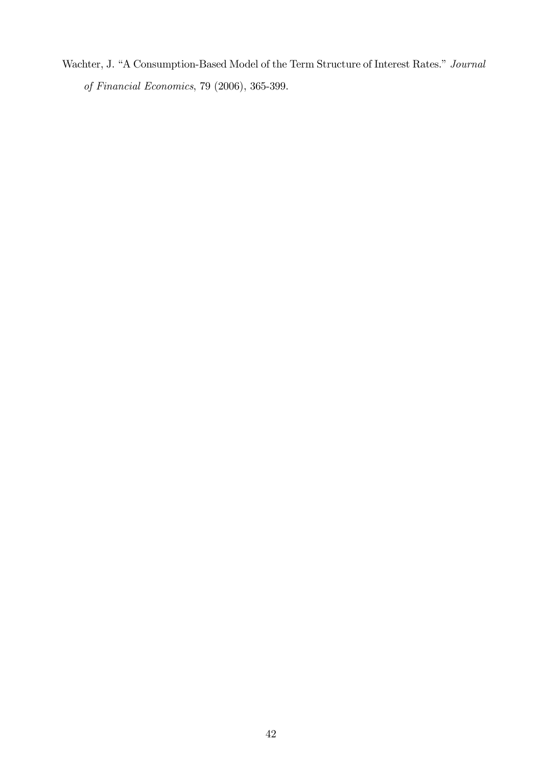Wachter, J. "A Consumption-Based Model of the Term Structure of Interest Rates." *Journal of Financial Economics*, 79 (2006), 365-399.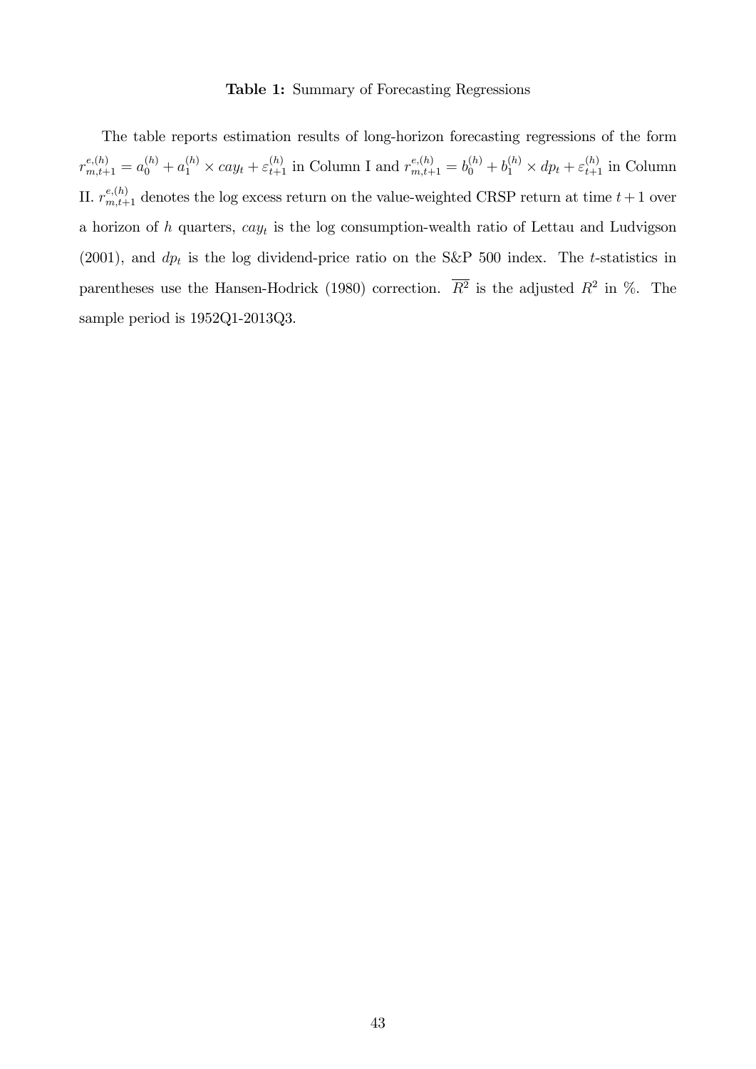**Table 1:** Summary of Forecasting Regressions

The table reports estimation results of long-horizon forecasting regressions of the form $r_{m,t+1}^{e,(h)} = a_0^{(h)} + a_1^{(h)} \times cay_t + \varepsilon_{t+1}^{(h)}$ in Column I and $r_{m,t+1}^{e,(h)} = b_0^{(h)} + b_1^{(h)} \times dp_t + \varepsilon_{t+1}^{(h)}$ in Column II. $r_{m,t+1}^{e,(h)}$ denotes the log excess return on the value-weighted CRSP return at time $t+1$ over a horizon of $h$ quarters, $cay_t$ is the log consumption-wealth ratio of Lettau and Ludvigson (2001), and $dp_t$ is the log dividend-price ratio on the S&P 500 index. The $t$-statistics in parentheses use the Hansen-Hodrick (1980) correction. $\overline{R^2}$ is the adjusted $R^2$ in %. The sample period is 1952Q1-2013Q3.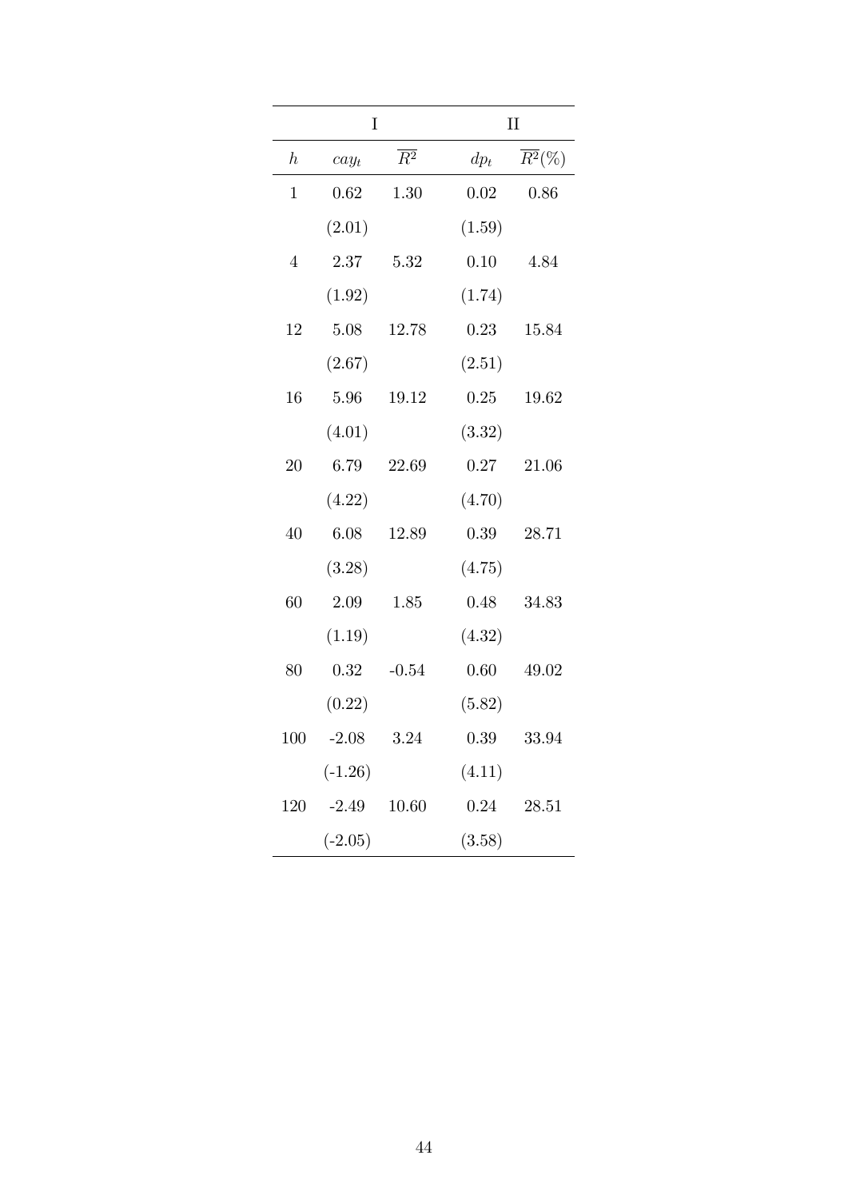| | I | | II | |
|---|---|---|---|---|
| $h$ | $cay_t$ | $\overline{R^2}$ | $dp_t$ | $\overline{R^2}(\%)$ |
| 1 | 0.62 | 1.30 | 0.02 | 0.86 |
| | (2.01) | | (1.59) | |
| 4 | 2.37 | 5.32 | 0.10 | 4.84 |
| | (1.92) | | (1.74) | |
| 12 | 5.08 | 12.78 | 0.23 | 15.84 |
| | (2.67) | | (2.51) | |
| 16 | 5.96 | 19.12 | 0.25 | 19.62 |
| | (4.01) | | (3.32) | |
| 20 | 6.79 | 22.69 | 0.27 | 21.06 |
| | (4.22) | | (4.70) | |
| 40 | 6.08 | 12.89 | 0.39 | 28.71 |
| | (3.28) | | (4.75) | |
| 60 | 2.09 | 1.85 | 0.48 | 34.83 |
| | (1.19) | | (4.32) | |
| 80 | 0.32 | -0.54 | 0.60 | 49.02 |
| | (0.22) | | (5.82) | |
| 100 | -2.08 | 3.24 | 0.39 | 33.94 |
| | (-1.26) | | (4.11) | |
| 120 | -2.49 | 10.60 | 0.24 | 28.51 |
| | (-2.05) | | (3.58) | |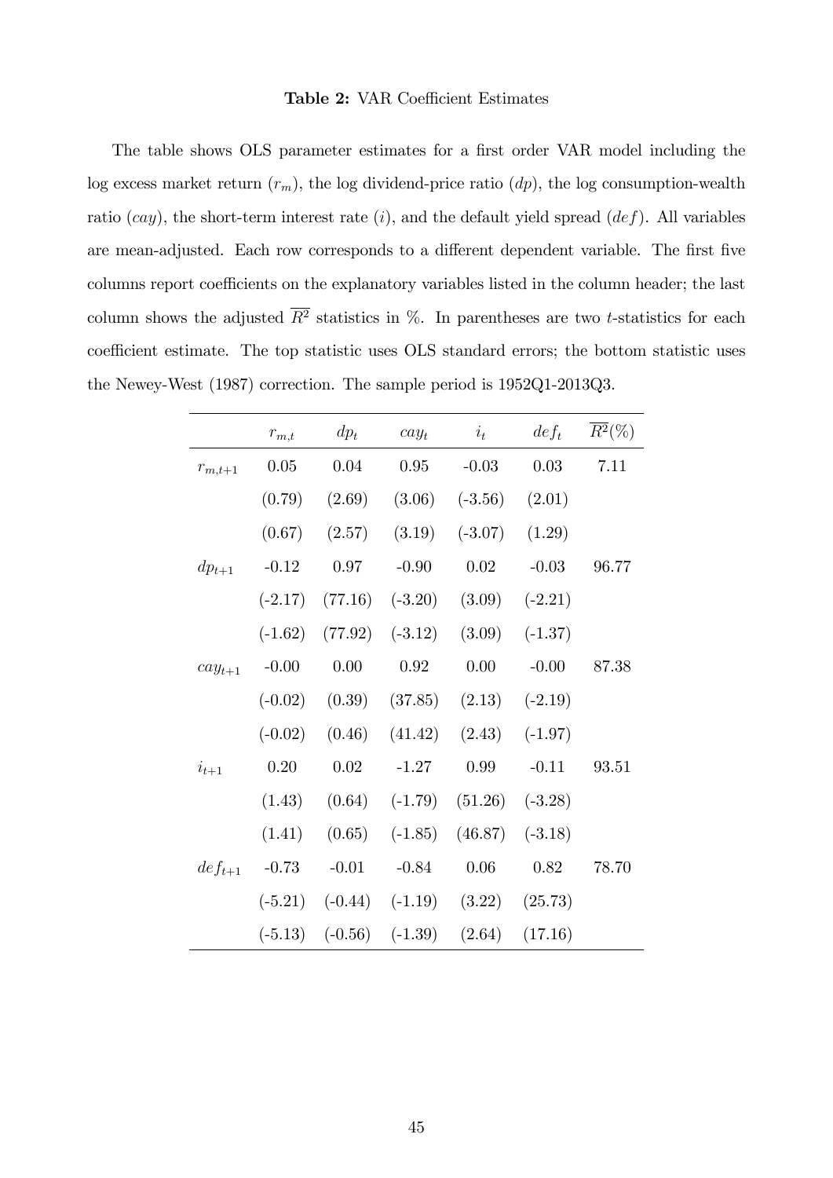**Table 2:** VAR Coefficient Estimates

The table shows OLS parameter estimates for a first order VAR model including the log excess market return ($r_m$), the log dividend-price ratio ($dp$), the log consumption-wealth ratio ($cay$), the short-term interest rate ($i$), and the default yield spread ($def$). All variables are mean-adjusted. Each row corresponds to a different dependent variable. The first five columns report coefficients on the explanatory variables listed in the column header; the last column shows the adjusted $\overline{R^2}$ statistics in %. In parentheses are two $t$-statistics for each coefficient estimate. The top statistic uses OLS standard errors; the bottom statistic uses the Newey-West (1987) correction. The sample period is 1952Q1-2013Q3.

| | $r_{m,t}$ | $dp_t$ | $cay_t$ | $i_t$ | $def_t$ | $\overline{R^2}(\%)$ |
|---|---|---|---|---|---|---|
| $r_{m,t+1}$ | 0.05 | 0.04 | 0.95 | -0.03 | 0.03 | 7.11 |
| | (0.79) | (2.69) | (3.06) | (-3.56) | (2.01) | |
| | (0.67) | (2.57) | (3.19) | (-3.07) | (1.29) | |
| $dp_{t+1}$ | -0.12 | 0.97 | -0.90 | 0.02 | -0.03 | 96.77 |
| | (-2.17) | (77.16) | (-3.20) | (3.09) | (-2.21) | |
| | (-1.62) | (77.92) | (-3.12) | (3.09) | (-1.37) | |
| $cay_{t+1}$ | -0.00 | 0.00 | 0.92 | 0.00 | -0.00 | 87.38 |
| | (-0.02) | (0.39) | (37.85) | (2.13) | (-2.19) | |
| | (-0.02) | (0.46) | (41.42) | (2.43) | (-1.97) | |
| $i_{t+1}$ | 0.20 | 0.02 | -1.27 | 0.99 | -0.11 | 93.51 |
| | (1.43) | (0.64) | (-1.79) | (51.26) | (-3.28) | |
| | (1.41) | (0.65) | (-1.85) | (46.87) | (-3.18) | |
| $def_{t+1}$ | -0.73 | -0.01 | -0.84 | 0.06 | 0.82 | 78.70 |
| | (-5.21) | (-0.44) | (-1.19) | (3.22) | (25.73) | |
| | (-5.13) | (-0.56) | (-1.39) | (2.64) | (17.16) | |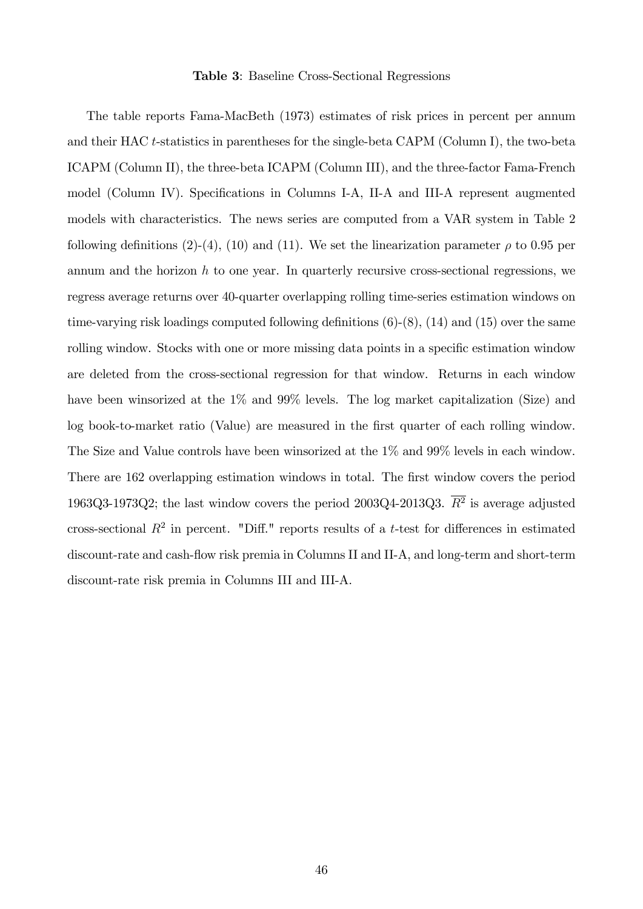**Table 3**: Baseline Cross-Sectional Regressions

The table reports Fama-MacBeth (1973) estimates of risk prices in percent per annum and their HAC $t$-statistics in parentheses for the single-beta CAPM (Column I), the two-beta ICAPM (Column II), the three-beta ICAPM (Column III), and the three-factor Fama-French model (Column IV). Specifications in Columns I-A, II-A and III-A represent augmented models with characteristics. The news series are computed from a VAR system in Table 2 following definitions (2)-(4), (10) and (11). We set the linearization parameter $\rho$ to 0.95 per annum and the horizon $h$ to one year. In quarterly recursive cross-sectional regressions, we regress average returns over 40-quarter overlapping rolling time-series estimation windows on time-varying risk loadings computed following definitions (6)-(8), (14) and (15) over the same rolling window. Stocks with one or more missing data points in a specific estimation window are deleted from the cross-sectional regression for that window. Returns in each window have been winsorized at the 1% and 99% levels. The log market capitalization (Size) and log book-to-market ratio (Value) are measured in the first quarter of each rolling window. The Size and Value controls have been winsorized at the 1% and 99% levels in each window. There are 162 overlapping estimation windows in total. The first window covers the period 1963Q3-1973Q2; the last window covers the period 2003Q4-2013Q3. $\overline{R^2}$ is average adjusted cross-sectional $R^2$ in percent. "Diff." reports results of a $t$-test for differences in estimated discount-rate and cash-flow risk premia in Columns II and II-A, and long-term and short-term discount-rate risk premia in Columns III and III-A.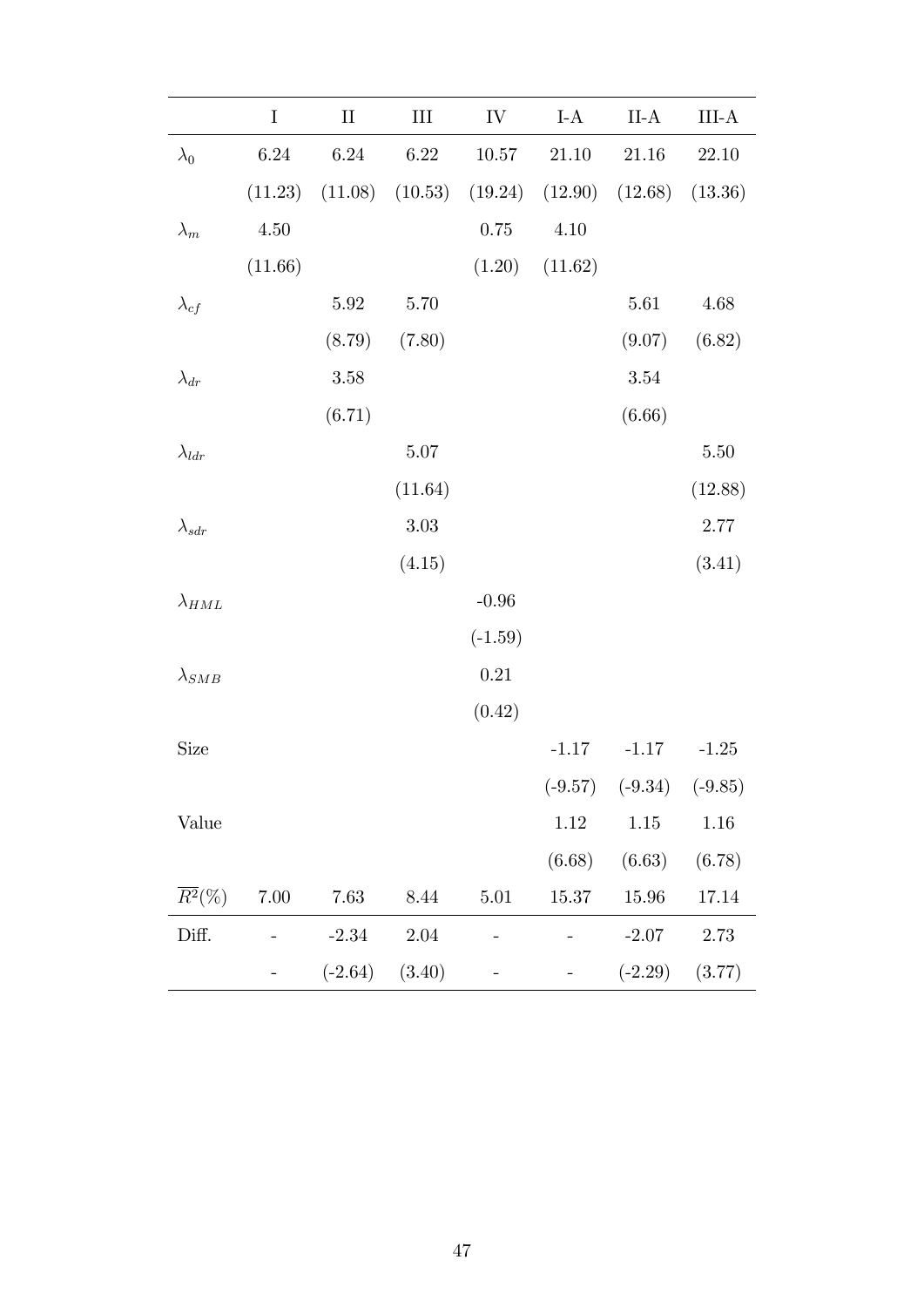| | I | II | III | IV | I-A | II-A | III-A |
|---|---|---|---|---|---|---|---|
| $\lambda_0$ | 6.24 | 6.24 | 6.22 | 10.57 | 21.10 | 21.16 | 22.10 |
| | (11.23) | (11.08) | (10.53) | (19.24) | (12.90) | (12.68) | (13.36) |
| $\lambda_m$ | 4.50 | | | 0.75 | 4.10 | | |
| | (11.66) | | | (1.20) | (11.62) | | |
| $\lambda_{cf}$ | | 5.92 | 5.70 | | | 5.61 | 4.68 |
| | | (8.79) | (7.80) | | | (9.07) | (6.82) |
| $\lambda_{dr}$ | | 3.58 | | | | 3.54 | |
| | | (6.71) | | | | (6.66) | |
| $\lambda_{ldr}$ | | | 5.07 | | | | 5.50 |
| | | | (11.64) | | | | (12.88) |
| $\lambda_{sdr}$ | | | 3.03 | | | | 2.77 |
| | | | (4.15) | | | | (3.41) |
| $\lambda_{HML}$ | | | | -0.96 | | | |
| | | | | (-1.59) | | | |
| $\lambda_{SMB}$ | | | | 0.21 | | | |
| | | | | (0.42) | | | |
| Size | | | | | -1.17 | -1.17 | -1.25 |
| | | | | | (-9.57) | (-9.34) | (-9.85) |
| Value | | | | | 1.12 | 1.15 | 1.16 |
| | | | | | (6.68) | (6.63) | (6.78) |
| $\overline{R^2}(\%)$ | 7.00 | 7.63 | 8.44 | 5.01 | 15.37 | 15.96 | 17.14 |
| Diff. | - | -2.34 | 2.04 | - | - | -2.07 | 2.73 |
| | - | (-2.64) | (3.40) | - | - | (-2.29) | (3.77) |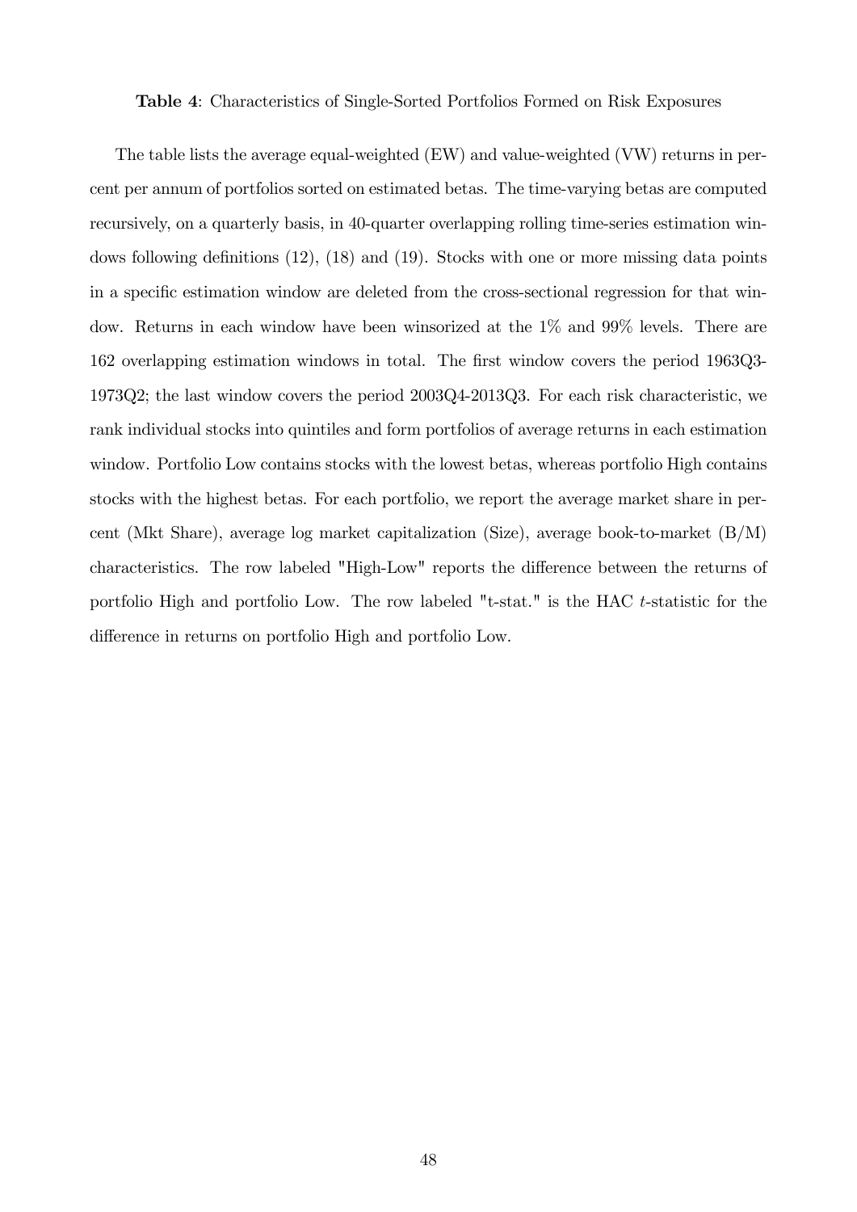**Table 4**: Characteristics of Single-Sorted Portfolios Formed on Risk Exposures

The table lists the average equal-weighted (EW) and value-weighted (VW) returns in percent per annum of portfolios sorted on estimated betas. The time-varying betas are computed recursively, on a quarterly basis, in 40-quarter overlapping rolling time-series estimation windows following definitions (12), (18) and (19). Stocks with one or more missing data points in a specific estimation window are deleted from the cross-sectional regression for that window. Returns in each window have been winsorized at the 1% and 99% levels. There are 162 overlapping estimation windows in total. The first window covers the period 1963Q3-1973Q2; the last window covers the period 2003Q4-2013Q3. For each risk characteristic, we rank individual stocks into quintiles and form portfolios of average returns in each estimation window. Portfolio Low contains stocks with the lowest betas, whereas portfolio High contains stocks with the highest betas. For each portfolio, we report the average market share in percent (Mkt Share), average log market capitalization (Size), average book-to-market (B/M) characteristics. The row labeled "High-Low" reports the difference between the returns of portfolio High and portfolio Low. The row labeled "t-stat." is the HAC $t$-statistic for the difference in returns on portfolio High and portfolio Low.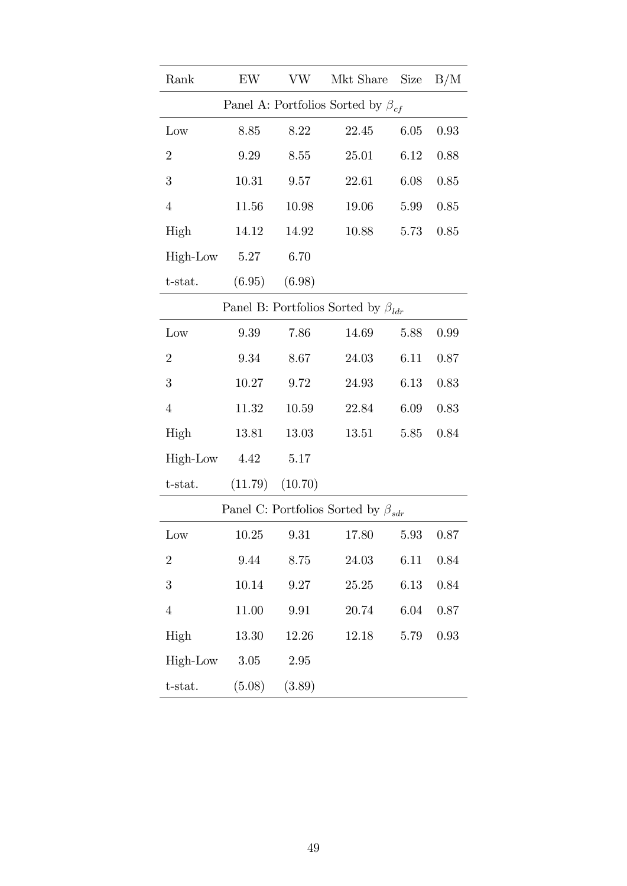| Rank | EW | VW | Mkt Share | Size | B/M |
|---|---|---|---|---|---|
| Panel A: Portfolios Sorted by $\beta_{cf}$ | | | | | |
| Low | 8.85 | 8.22 | 22.45 | 6.05 | 0.93 |
| 2 | 9.29 | 8.55 | 25.01 | 6.12 | 0.88 |
| 3 | 10.31 | 9.57 | 22.61 | 6.08 | 0.85 |
| 4 | 11.56 | 10.98 | 19.06 | 5.99 | 0.85 |
| High | 14.12 | 14.92 | 10.88 | 5.73 | 0.85 |
| High-Low | 5.27 | 6.70 | | | |
| t-stat. | (6.95) | (6.98) | | | |
| Panel B: Portfolios Sorted by $\beta_{ldr}$ | | | | | |
| Low | 9.39 | 7.86 | 14.69 | 5.88 | 0.99 |
| 2 | 9.34 | 8.67 | 24.03 | 6.11 | 0.87 |
| 3 | 10.27 | 9.72 | 24.93 | 6.13 | 0.83 |
| 4 | 11.32 | 10.59 | 22.84 | 6.09 | 0.83 |
| High | 13.81 | 13.03 | 13.51 | 5.85 | 0.84 |
| High-Low | 4.42 | 5.17 | | | |
| t-stat. | (11.79) | (10.70) | | | |
| Panel C: Portfolios Sorted by $\beta_{sdr}$ | | | | | |
| Low | 10.25 | 9.31 | 17.80 | 5.93 | 0.87 |
| 2 | 9.44 | 8.75 | 24.03 | 6.11 | 0.84 |
| 3 | 10.14 | 9.27 | 25.25 | 6.13 | 0.84 |
| 4 | 11.00 | 9.91 | 20.74 | 6.04 | 0.87 |
| High | 13.30 | 12.26 | 12.18 | 5.79 | 0.93 |
| High-Low | 3.05 | 2.95 | | | |
| t-stat. | (5.08) | (3.89) | | | |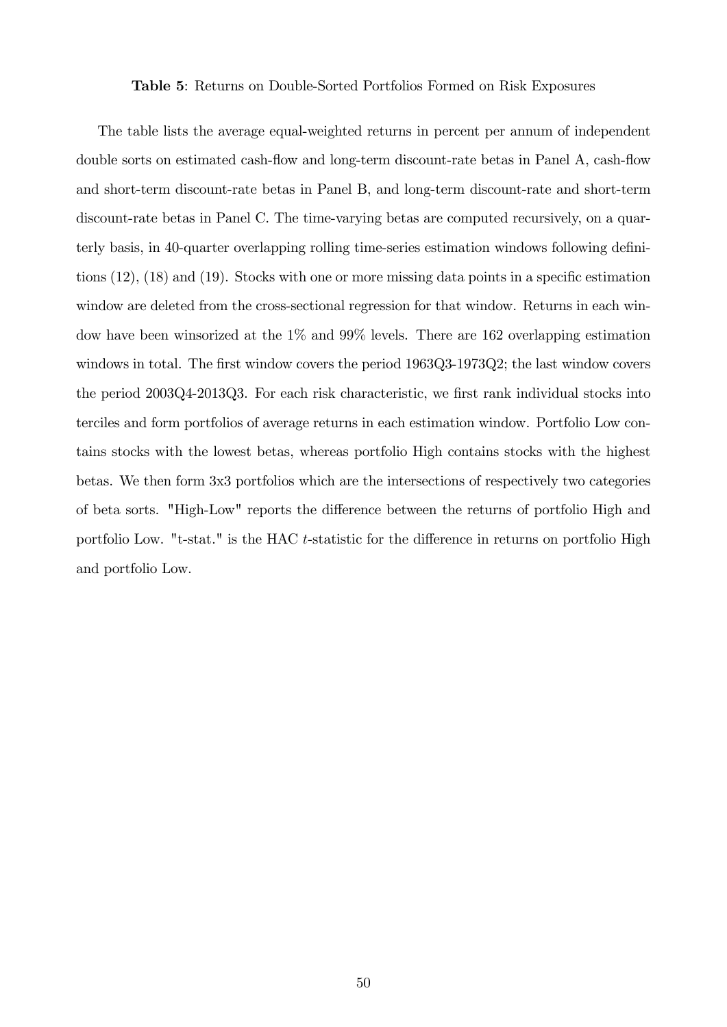**Table 5**: Returns on Double-Sorted Portfolios Formed on Risk Exposures

The table lists the average equal-weighted returns in percent per annum of independent double sorts on estimated cash-flow and long-term discount-rate betas in Panel A, cash-flow and short-term discount-rate betas in Panel B, and long-term discount-rate and short-term discount-rate betas in Panel C. The time-varying betas are computed recursively, on a quarterly basis, in 40-quarter overlapping rolling time-series estimation windows following definitions (12), (18) and (19). Stocks with one or more missing data points in a specific estimation window are deleted from the cross-sectional regression for that window. Returns in each window have been winsorized at the 1% and 99% levels. There are 162 overlapping estimation windows in total. The first window covers the period 1963Q3-1973Q2; the last window covers the period 2003Q4-2013Q3. For each risk characteristic, we first rank individual stocks into terciles and form portfolios of average returns in each estimation window. Portfolio Low contains stocks with the lowest betas, whereas portfolio High contains stocks with the highest betas. We then form 3x3 portfolios which are the intersections of respectively two categories of beta sorts. "High-Low" reports the difference between the returns of portfolio High and portfolio Low. "t-stat." is the HAC $t$-statistic for the difference in returns on portfolio High and portfolio Low.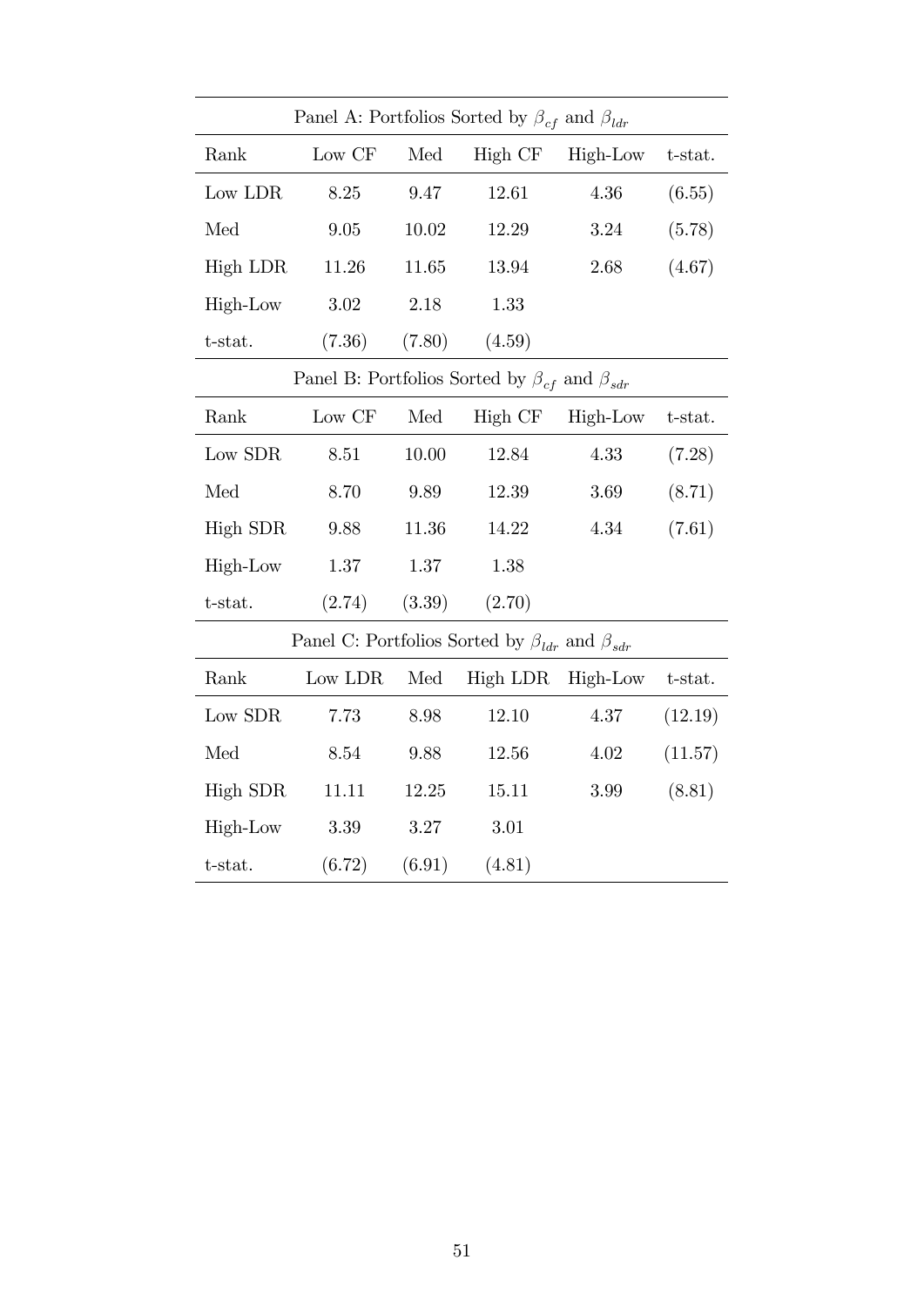Panel A: Portfolios Sorted by $\beta_{cf}$ and $\beta_{ldr}$

| Rank | Low CF | Med | High CF | High-Low | t-stat. |
|---|---|---|---|---|---|
| Low LDR | 8.25 | 9.47 | 12.61 | 4.36 | (6.55) |
| Med | 9.05 | 10.02 | 12.29 | 3.24 | (5.78) |
| High LDR | 11.26 | 11.65 | 13.94 | 2.68 | (4.67) |
| High-Low | 3.02 | 2.18 | 1.33 | | |
| t-stat. | (7.36) | (7.80) | (4.59) | | |

Panel B: Portfolios Sorted by $\beta_{cf}$ and $\beta_{sdr}$

| Rank | Low CF | Med | High CF | High-Low | t-stat. |
|---|---|---|---|---|---|
| Low SDR | 8.51 | 10.00 | 12.84 | 4.33 | (7.28) |
| Med | 8.70 | 9.89 | 12.39 | 3.69 | (8.71) |
| High SDR | 9.88 | 11.36 | 14.22 | 4.34 | (7.61) |
| High-Low | 1.37 | 1.37 | 1.38 | | |
| t-stat. | (2.74) | (3.39) | (2.70) | | |

Panel C: Portfolios Sorted by $\beta_{ldr}$ and $\beta_{sdr}$

| Rank | Low LDR | Med | High LDR | High-Low | t-stat. |
|---|---|---|---|---|---|
| Low SDR | 7.73 | 8.98 | 12.10 | 4.37 | (12.19) |
| Med | 8.54 | 9.88 | 12.56 | 4.02 | (11.57) |
| High SDR | 11.11 | 12.25 | 15.11 | 3.99 | (8.81) |
| High-Low | 3.39 | 3.27 | 3.01 | | |
| t-stat. | (6.72) | (6.91) | (4.81) | | |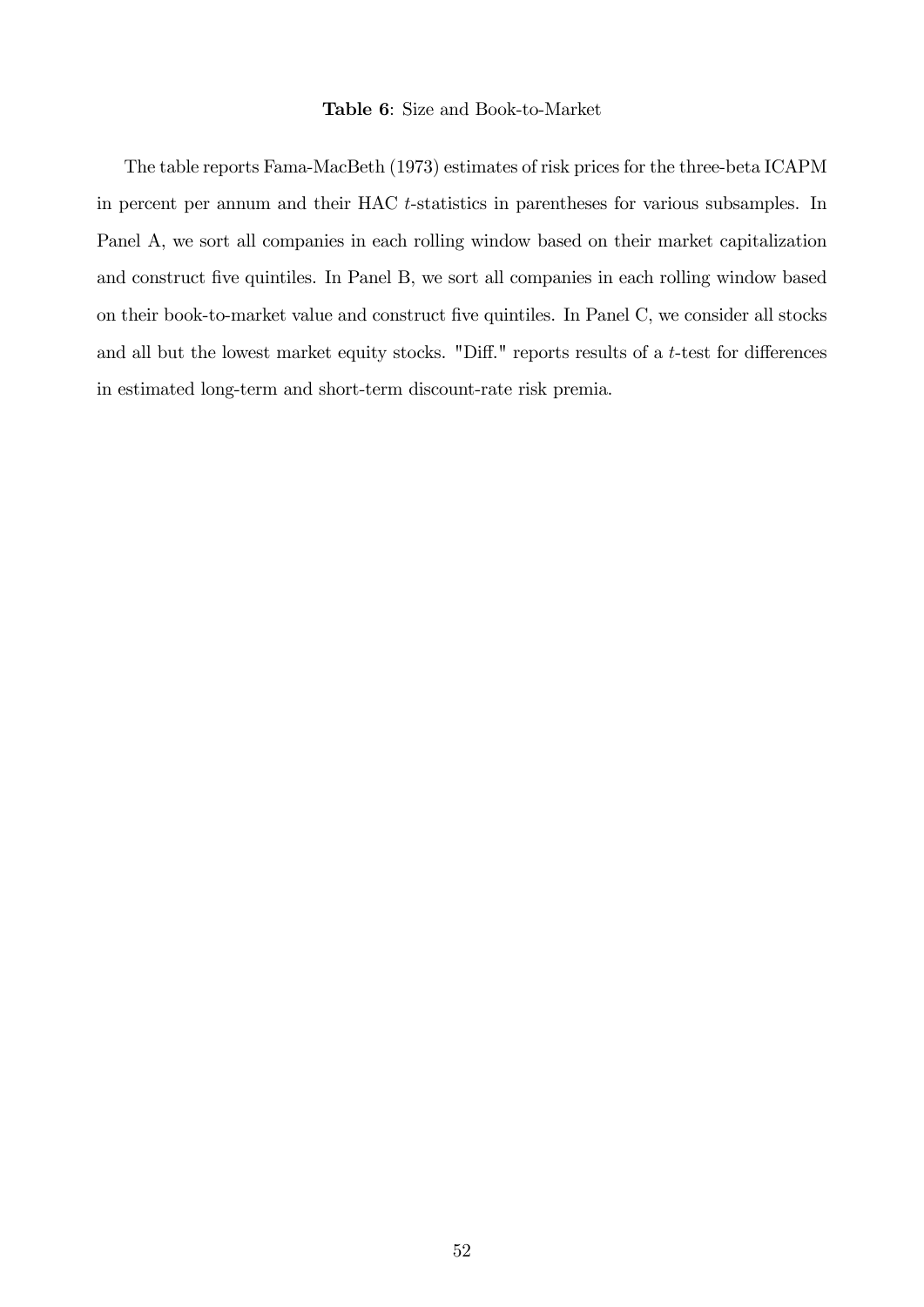**Table 6**: Size and Book-to-Market

The table reports Fama-MacBeth (1973) estimates of risk prices for the three-beta ICAPM in percent per annum and their HAC $t$-statistics in parentheses for various subsamples. In Panel A, we sort all companies in each rolling window based on their market capitalization and construct five quintiles. In Panel B, we sort all companies in each rolling window based on their book-to-market value and construct five quintiles. In Panel C, we consider all stocks and all but the lowest market equity stocks. "Diff." reports results of a $t$-test for differences in estimated long-term and short-term discount-rate risk premia.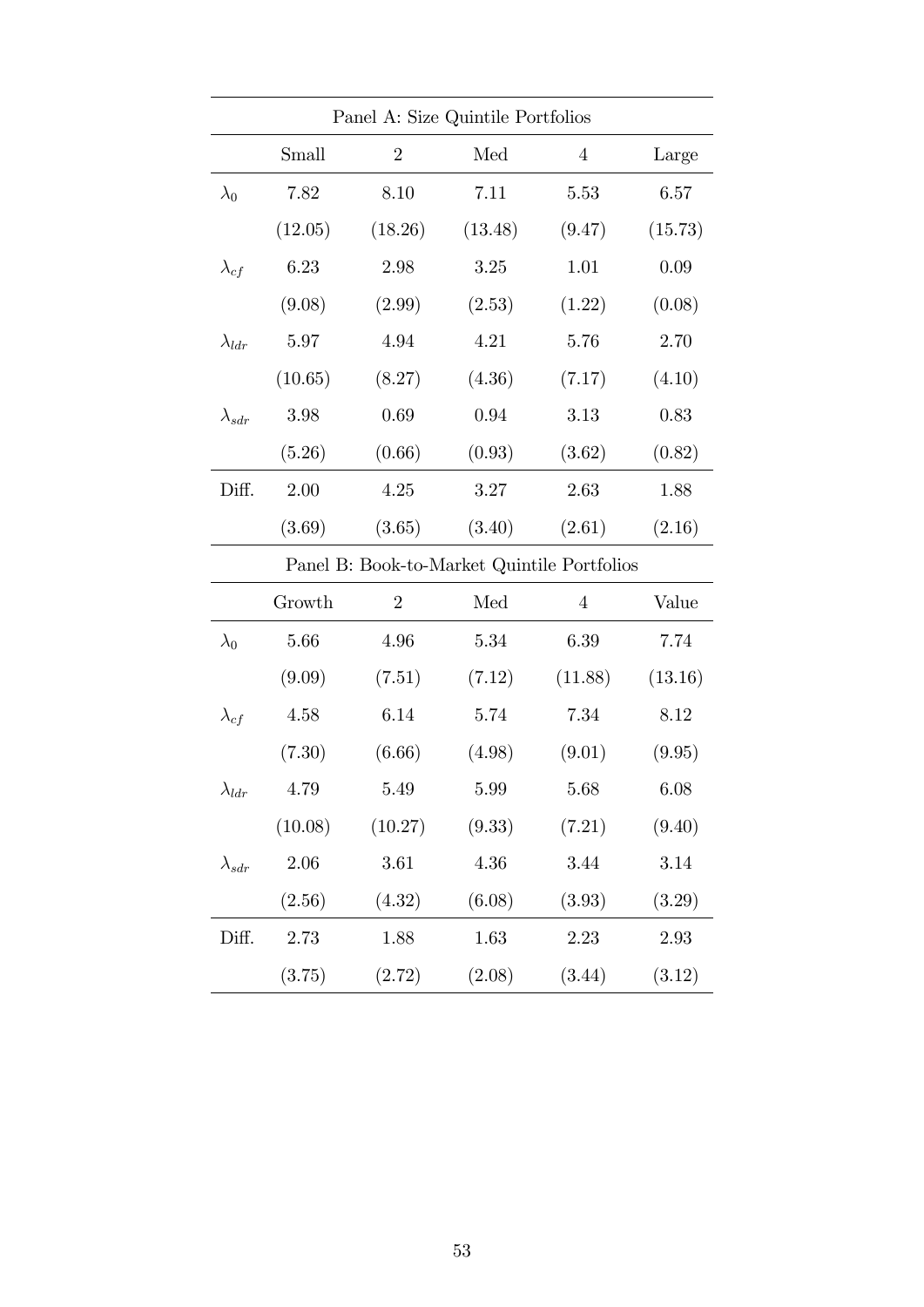| Panel A: Size Quintile Portfolios | | | | | |
|---|---|---|---|---|---|
| | Small | 2 | Med | 4 | Large |
| $\lambda_0$ | 7.82 | 8.10 | 7.11 | 5.53 | 6.57 |
| | (12.05) | (18.26) | (13.48) | (9.47) | (15.73) |
| $\lambda_{cf}$ | 6.23 | 2.98 | 3.25 | 1.01 | 0.09 |
| | (9.08) | (2.99) | (2.53) | (1.22) | (0.08) |
| $\lambda_{ldr}$ | 5.97 | 4.94 | 4.21 | 5.76 | 2.70 |
| | (10.65) | (8.27) | (4.36) | (7.17) | (4.10) |
| $\lambda_{sdr}$ | 3.98 | 0.69 | 0.94 | 3.13 | 0.83 |
| | (5.26) | (0.66) | (0.93) | (3.62) | (0.82) |
| Diff. | 2.00 | 4.25 | 3.27 | 2.63 | 1.88 |
| | (3.69) | (3.65) | (3.40) | (2.61) | (2.16) |

| Panel B: Book-to-Market Quintile Portfolios | | | | | |
|---|---|---|---|---|---|
| | Growth | 2 | Med | 4 | Value |
| $\lambda_0$ | 5.66 | 4.96 | 5.34 | 6.39 | 7.74 |
| | (9.09) | (7.51) | (7.12) | (11.88) | (13.16) |
| $\lambda_{cf}$ | 4.58 | 6.14 | 5.74 | 7.34 | 8.12 |
| | (7.30) | (6.66) | (4.98) | (9.01) | (9.95) |
| $\lambda_{ldr}$ | 4.79 | 5.49 | 5.99 | 5.68 | 6.08 |
| | (10.08) | (10.27) | (9.33) | (7.21) | (9.40) |
| $\lambda_{sdr}$ | 2.06 | 3.61 | 4.36 | 3.44 | 3.14 |
| | (2.56) | (4.32) | (6.08) | (3.93) | (3.29) |
| Diff. | 2.73 | 1.88 | 1.63 | 2.23 | 2.93 |
| | (3.75) | (2.72) | (2.08) | (3.44) | (3.12) |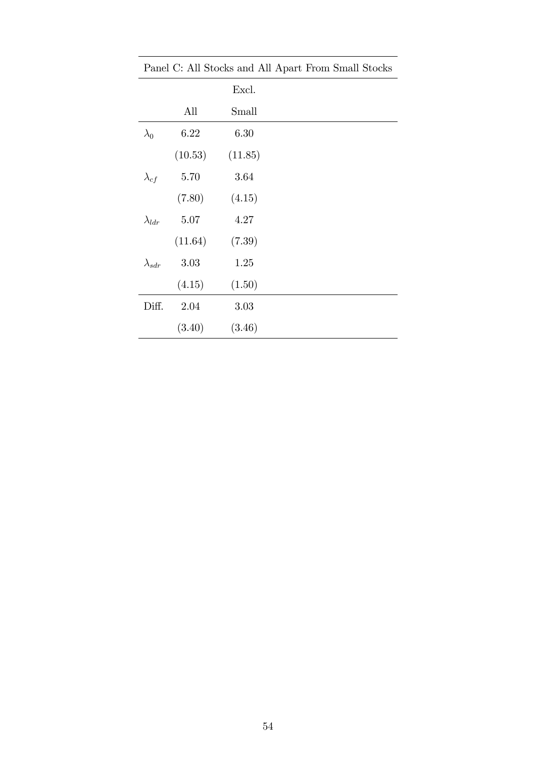| Panel C: All Stocks and All Apart From Small Stocks | | |
|---|---|---|
| | All | Excl. Small |
| $\lambda_0$ | 6.22 | 6.30 |
| | (10.53) | (11.85) |
| $\lambda_{cf}$ | 5.70 | 3.64 |
| | (7.80) | (4.15) |
| $\lambda_{ldr}$ | 5.07 | 4.27 |
| | (11.64) | (7.39) |
| $\lambda_{sdr}$ | 3.03 | 1.25 |
| | (4.15) | (1.50) |
| Diff. | 2.04 | 3.03 |
| | (3.40) | (3.46) |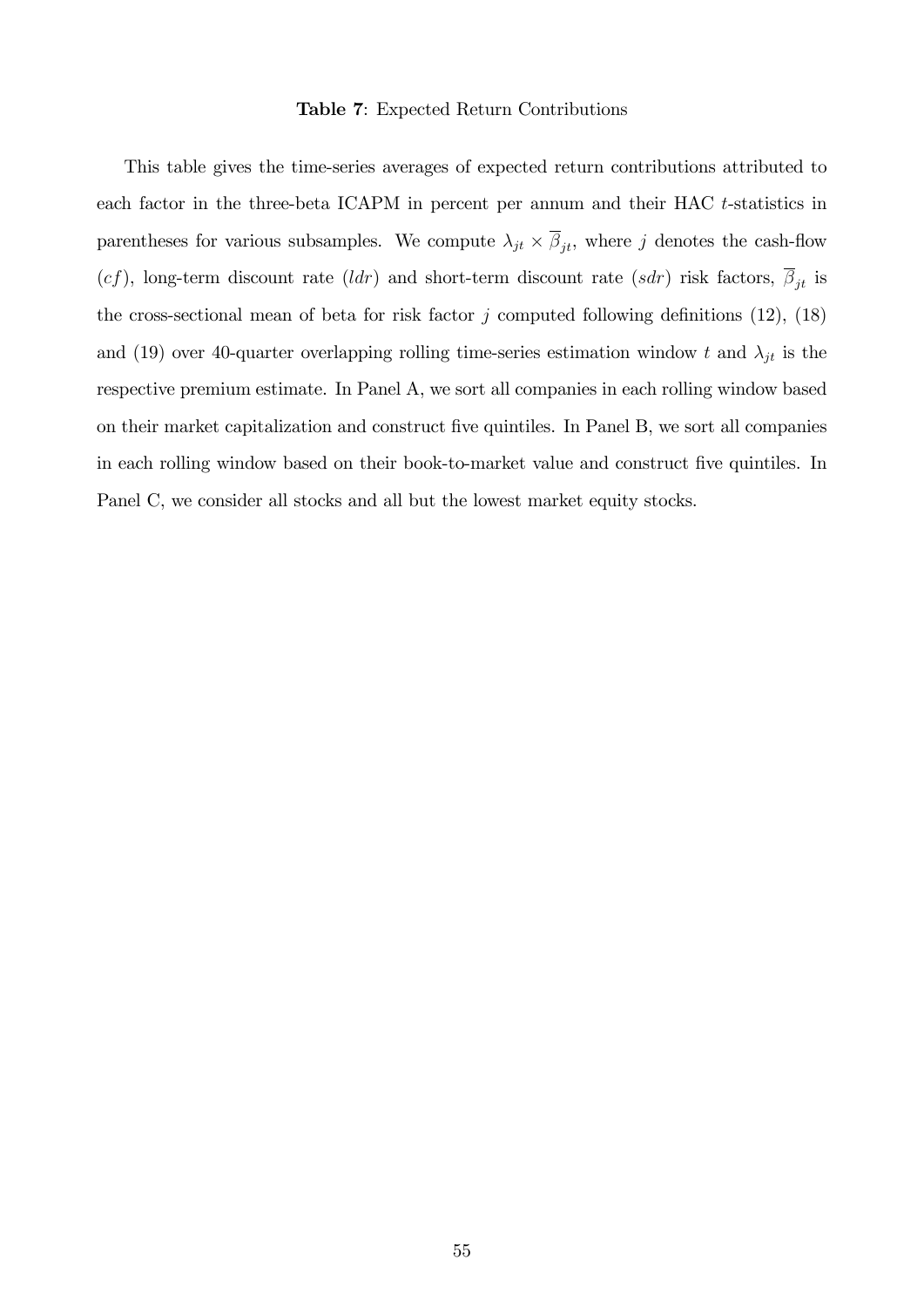**Table 7**: Expected Return Contributions

This table gives the time-series averages of expected return contributions attributed to each factor in the three-beta ICAPM in percent per annum and their HAC $t$-statistics in parentheses for various subsamples. We compute $\lambda_{jt} \times \overline{\beta}_{jt}$, where $j$ denotes the cash-flow ($cf$), long-term discount rate ($ldr$) and short-term discount rate ($sdr$) risk factors, $\overline{\beta}_{jt}$ is the cross-sectional mean of beta for risk factor $j$ computed following definitions (12), (18) and (19) over 40-quarter overlapping rolling time-series estimation window $t$ and $\lambda_{jt}$ is the respective premium estimate. In Panel A, we sort all companies in each rolling window based on their market capitalization and construct five quintiles. In Panel B, we sort all companies in each rolling window based on their book-to-market value and construct five quintiles. In Panel C, we consider all stocks and all but the lowest market equity stocks.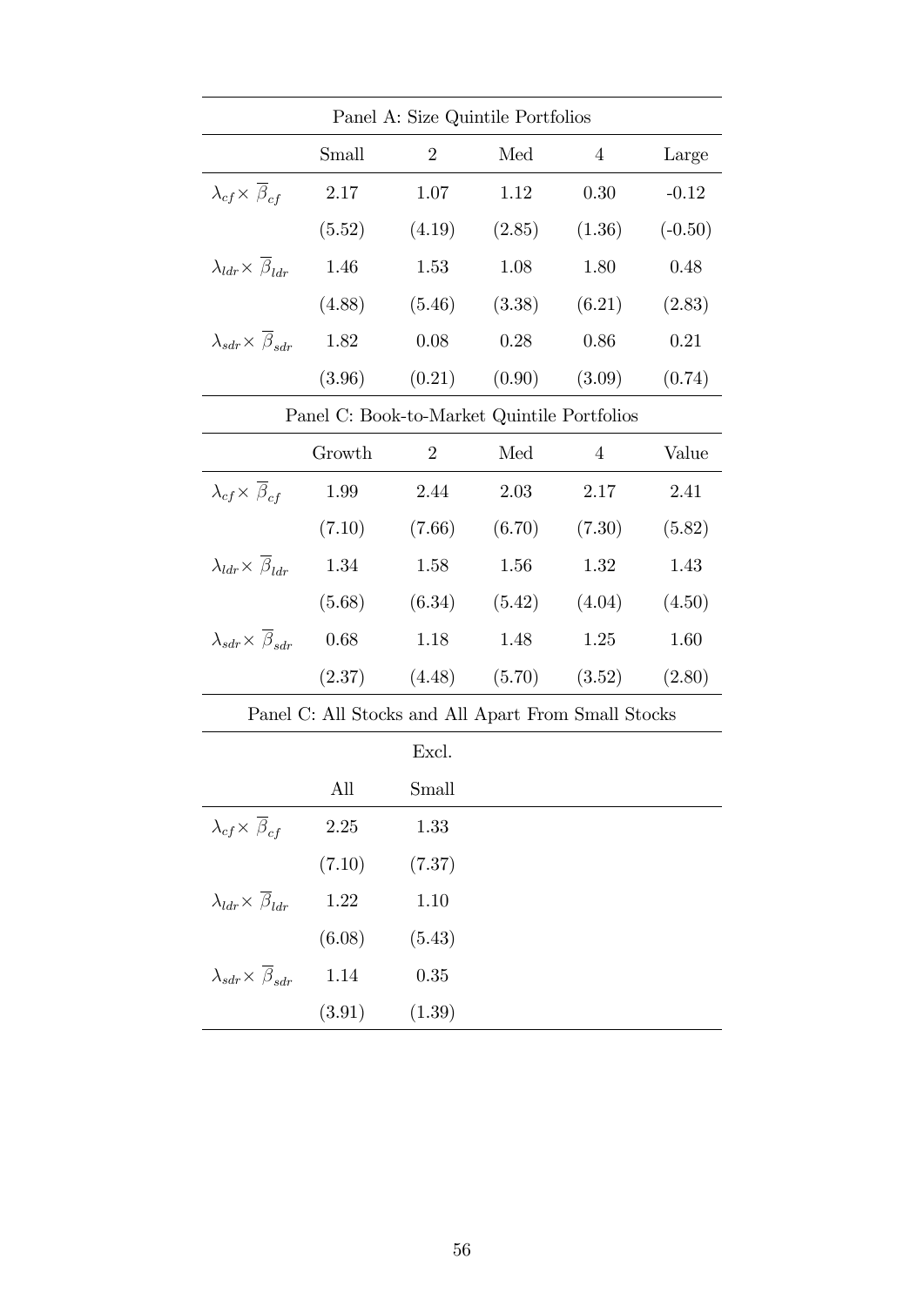| Panel A: Size Quintile Portfolios | | | | | |
|---|---|---|---|---|---|
| | Small | 2 | Med | 4 | Large |
| $\lambda_{cf} \times \overline{\beta}_{cf}$ | 2.17 | 1.07 | 1.12 | 0.30 | -0.12 |
| | (5.52) | (4.19) | (2.85) | (1.36) | (-0.50) |
| $\lambda_{ldr} \times \overline{\beta}_{ldr}$ | 1.46 | 1.53 | 1.08 | 1.80 | 0.48 |
| | (4.88) | (5.46) | (3.38) | (6.21) | (2.83) |
| $\lambda_{sdr} \times \overline{\beta}_{sdr}$ | 1.82 | 0.08 | 0.28 | 0.86 | 0.21 |
| | (3.96) | (0.21) | (0.90) | (3.09) | (0.74) |

| Panel C: Book-to-Market Quintile Portfolios | | | | | |
|---|---|---|---|---|---|
| | Growth | 2 | Med | 4 | Value |
| $\lambda_{cf} \times \overline{\beta}_{cf}$ | 1.99 | 2.44 | 2.03 | 2.17 | 2.41 |
| | (7.10) | (7.66) | (6.70) | (7.30) | (5.82) |
| $\lambda_{ldr} \times \overline{\beta}_{ldr}$ | 1.34 | 1.58 | 1.56 | 1.32 | 1.43 |
| | (5.68) | (6.34) | (5.42) | (4.04) | (4.50) |
| $\lambda_{sdr} \times \overline{\beta}_{sdr}$ | 0.68 | 1.18 | 1.48 | 1.25 | 1.60 |
| | (2.37) | (4.48) | (5.70) | (3.52) | (2.80) |

| Panel C: All Stocks and All Apart From Small Stocks | | |
|---|---|---|
| | All | Excl. Small |
| $\lambda_{cf} \times \overline{\beta}_{cf}$ | 2.25 | 1.33 |
| | (7.10) | (7.37) |
| $\lambda_{ldr} \times \overline{\beta}_{ldr}$ | 1.22 | 1.10 |
| | (6.08) | (5.43) |
| $\lambda_{sdr} \times \overline{\beta}_{sdr}$ | 1.14 | 0.35 |
| | (3.91) | (1.39) |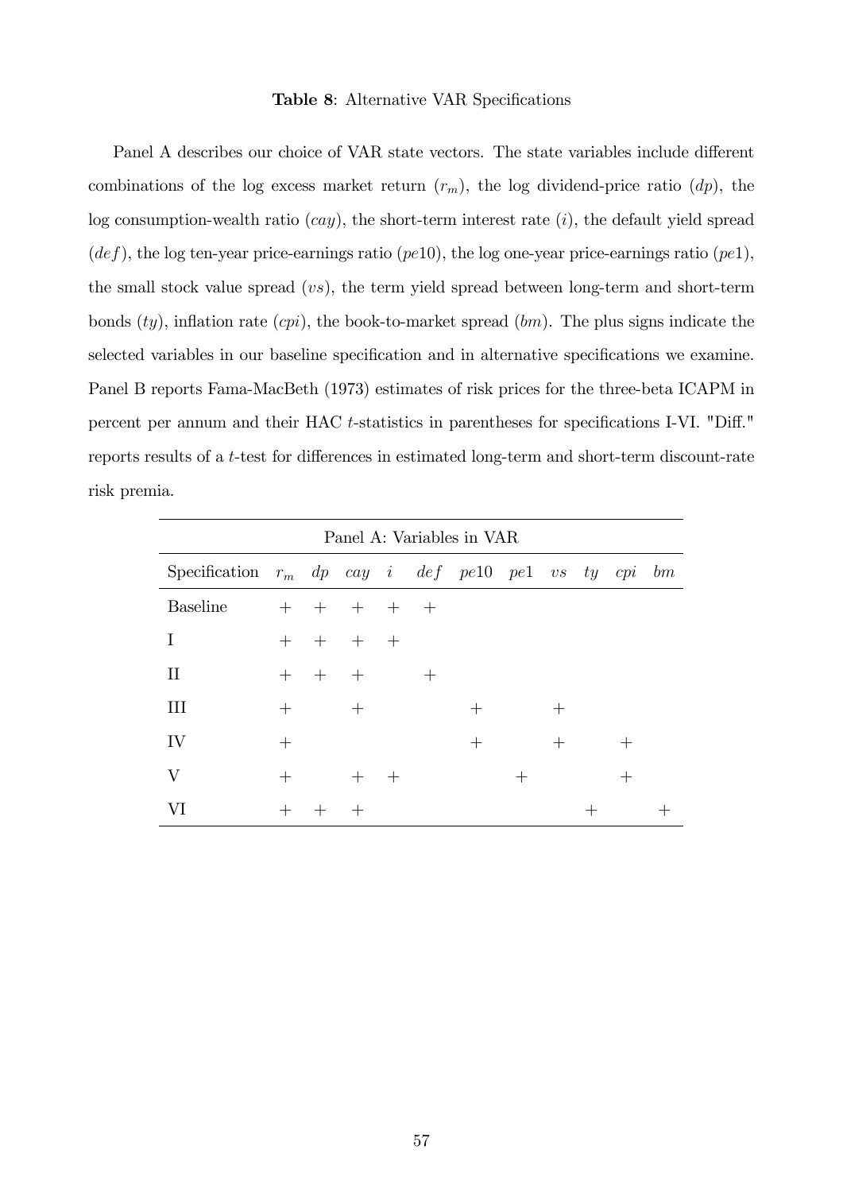**Table 8**: Alternative VAR Specifications

Panel A describes our choice of VAR state vectors. The state variables include different combinations of the log excess market return ($r_m$), the log dividend-price ratio ($dp$), the log consumption-wealth ratio ($cay$), the short-term interest rate ($i$), the default yield spread ($def$), the log ten-year price-earnings ratio ($pe10$), the log one-year price-earnings ratio ($pe1$), the small stock value spread ($vs$), the term yield spread between long-term and short-term bonds ($ty$), inflation rate ($cpi$), the book-to-market spread ($bm$). The plus signs indicate the selected variables in our baseline specification and in alternative specifications we examine. Panel B reports Fama-MacBeth (1973) estimates of risk prices for the three-beta ICAPM in percent per annum and their HAC $t$-statistics in parentheses for specifications I-VI. "Diff." reports results of a $t$-test for differences in estimated long-term and short-term discount-rate risk premia.

| Panel A: Variables in VAR | | | | | | | | | | | |
|---|---|---|---|---|---|---|---|---|---|---|---|
| Specification | $r_m$ | $dp$ | $cay$ | $i$ | $def$ | $pe10$ | $pe1$ | $vs$ | $ty$ | $cpi$ | $bm$ |
| Baseline | + | + | + | + | + | | | | | | |
| I | + | + | + | + | | | | | | | |
| II | + | + | + | | + | | | | | | |
| III | + | | + | | | + | | + | | | |
| IV | + | | | | | + | | + | | + | |
| V | + | | + | + | | | + | | | + | |
| VI | + | + | + | | | | | | + | | + |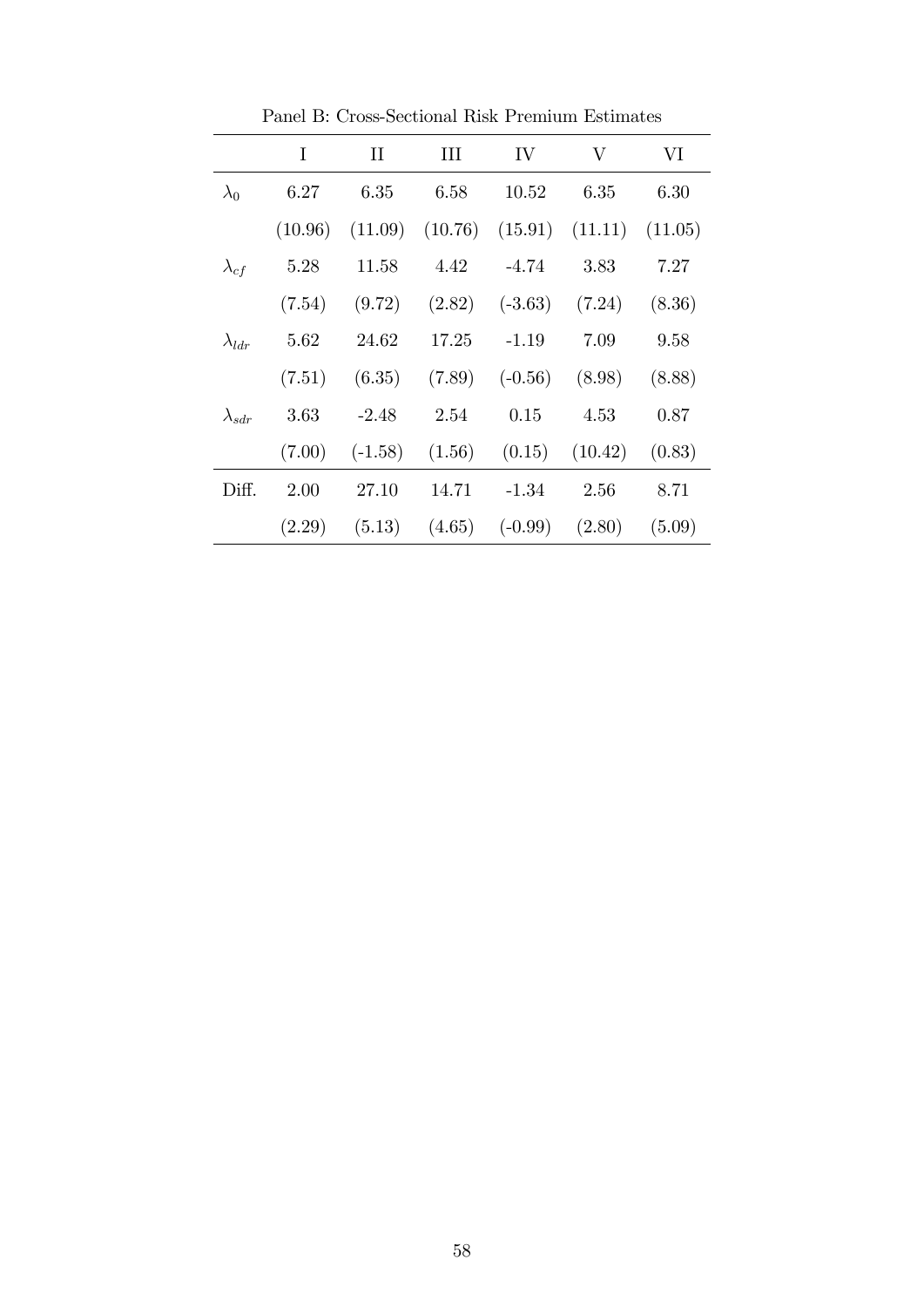Panel B: Cross-Sectional Risk Premium Estimates

| | I | II | III | IV | V | VI |
|---|---|---|---|---|---|---|
| $\lambda_0$ | 6.27 | 6.35 | 6.58 | 10.52 | 6.35 | 6.30 |
| | (10.96) | (11.09) | (10.76) | (15.91) | (11.11) | (11.05) |
| $\lambda_{cf}$ | 5.28 | 11.58 | 4.42 | -4.74 | 3.83 | 7.27 |
| | (7.54) | (9.72) | (2.82) | (-3.63) | (7.24) | (8.36) |
| $\lambda_{ldr}$ | 5.62 | 24.62 | 17.25 | -1.19 | 7.09 | 9.58 |
| | (7.51) | (6.35) | (7.89) | (-0.56) | (8.98) | (8.88) |
| $\lambda_{sdr}$ | 3.63 | -2.48 | 2.54 | 0.15 | 4.53 | 0.87 |
| | (7.00) | (-1.58) | (1.56) | (0.15) | (10.42) | (0.83) |
| Diff. | 2.00 | 27.10 | 14.71 | -1.34 | 2.56 | 8.71 |
| | (2.29) | (5.13) | (4.65) | (-0.99) | (2.80) | (5.09) |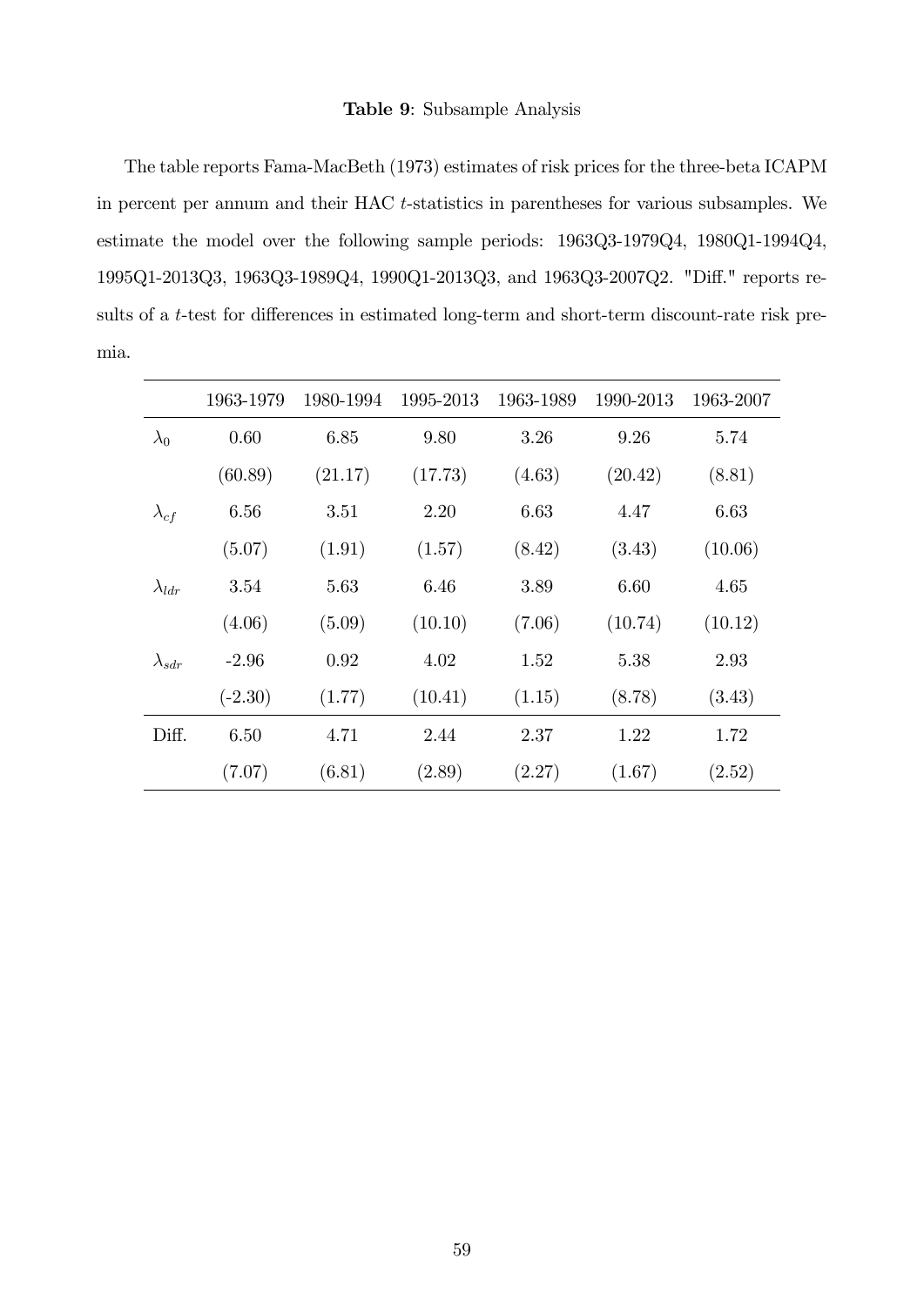**Table 9**: Subsample Analysis

The table reports Fama-MacBeth (1973) estimates of risk prices for the three-beta ICAPM in percent per annum and their HAC $t$-statistics in parentheses for various subsamples. We estimate the model over the following sample periods: 1963Q3-1979Q4, 1980Q1-1994Q4, 1995Q1-2013Q3, 1963Q3-1989Q4, 1990Q1-2013Q3, and 1963Q3-2007Q2. "Diff." reports results of a $t$-test for differences in estimated long-term and short-term discount-rate risk premia.

| | 1963-1979 | 1980-1994 | 1995-2013 | 1963-1989 | 1990-2013 | 1963-2007 |
|---|---|---|---|---|---|---|
| $\lambda_0$ | 0.60 | 6.85 | 9.80 | 3.26 | 9.26 | 5.74 |
| | (60.89) | (21.17) | (17.73) | (4.63) | (20.42) | (8.81) |
| $\lambda_{cf}$ | 6.56 | 3.51 | 2.20 | 6.63 | 4.47 | 6.63 |
| | (5.07) | (1.91) | (1.57) | (8.42) | (3.43) | (10.06) |
| $\lambda_{ldr}$ | 3.54 | 5.63 | 6.46 | 3.89 | 6.60 | 4.65 |
| | (4.06) | (5.09) | (10.10) | (7.06) | (10.74) | (10.12) |
| $\lambda_{sdr}$ | -2.96 | 0.92 | 4.02 | 1.52 | 5.38 | 2.93 |
| | (-2.30) | (1.77) | (10.41) | (1.15) | (8.78) | (3.43) |
| Diff. | 6.50 | 4.71 | 2.44 | 2.37 | 1.22 | 1.72 |
| | (7.07) | (6.81) | (2.89) | (2.27) | (1.67) | (2.52) |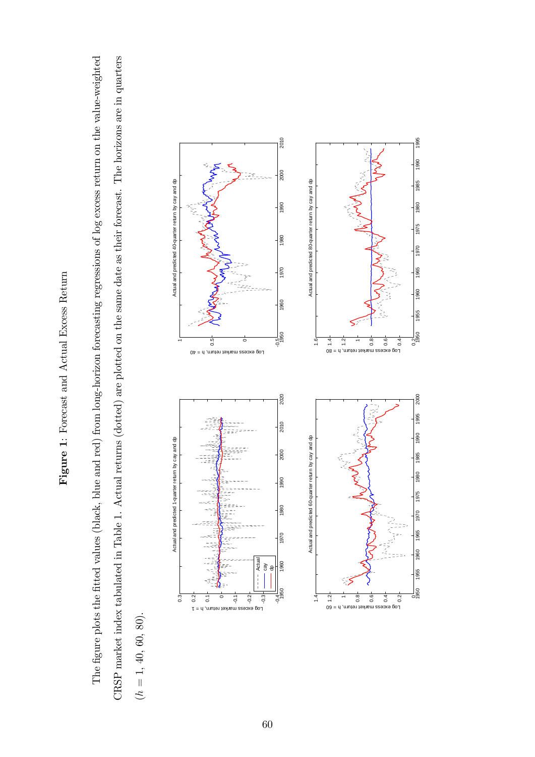**Figure 1**: Forecast and Actual Excess Return

The figure plots the fitted values (black, blue and red) from long-horizon forecasting regressions of log excess return on the value-weighted CRSP market index tabulated in Table 1. Actual returns (dotted) are plotted on the same date as their forecast. The horizons are in quarters ($h = 1, 40, 60, 80$).

Actual and predicted 1-quarter return by cay and dp

Log excess market return, h = 1

0.3
0.2
0.1
0
-0.1
-0.2
-0.3
-0.4

1950 1960 1970 1980 1990 2000 2010 2020

Actual
cay
dp

Actual and predicted 40-quarter return by cay and dp

Log excess market return, h = 40

1
0.5
0
-0.5

1950 1960 1970 1980 1990 2000 2010

Actual and predicted 60-quarter return by cay and dp

Log excess market return, h = 60

1.4
1.2
1
0.8
0.6
0.4
0.2
0

1950 1955 1960 1965 1970 1975 1980 1985 1990 1995 2000

Actual and predicted 80-quarter return by cay and dp

Log excess market return, h = 80

1.6
1.4
1.2
1
0.8
0.6
0.4
0.2

1950 1955 1960 1965 1970 1975 1980 1985 1990 1995